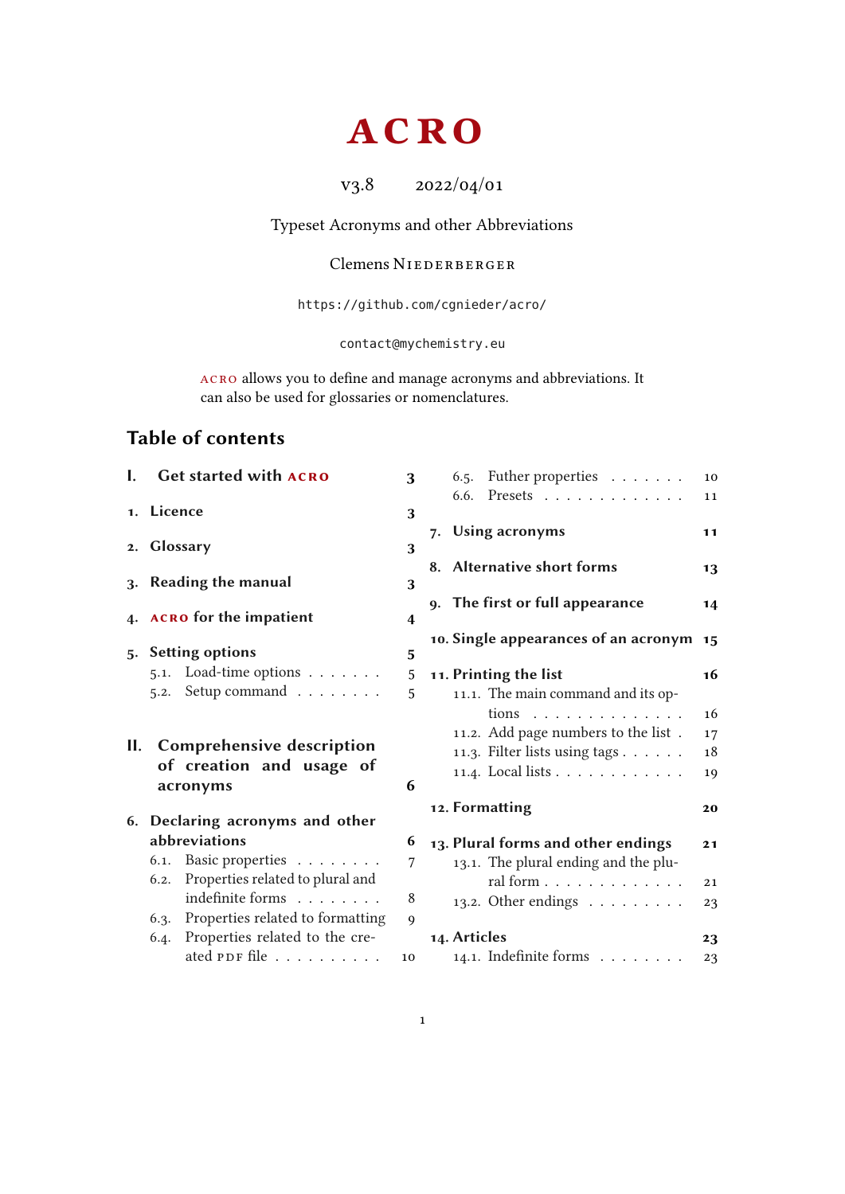# ACRO

v3.8 2022/04/01

Typeset Acronyms and other Abbreviations

Clemens Niederberger

https://github.com/cgnieder/acro/

contact@mychemistry.eu

acro allows you to define and manage acronyms and abbreviations. It can also be used for glossaries or nomenclatures.

## Table of contents

- **I. Get started with acro** — 3
- **1. Licence** — 3
- **2. Glossary** — 3
- **3. Reading the manual** — 3
- **4. acro for the impatient** — 4
- **5. Setting options** — 5
  - 5.1. Load-time options — 5
  - 5.2. Setup command — 5
- **II. Comprehensive description of creation and usage of acronyms** — 6
- **6. Declaring acronyms and other abbreviations** — 6
  - 6.1. Basic properties — 7
  - 6.2. Properties related to plural and indefinite forms — 8
  - 6.3. Properties related to formatting — 9
  - 6.4. Properties related to the created PDF file — 10
  - 6.5. Futher properties — 10
  - 6.6. Presets — 11
- **7. Using acronyms** — 11
- **8. Alternative short forms** — 13
- **9. The first or full appearance** — 14
- **10. Single appearances of an acronym** — 15
- **11. Printing the list** — 16
  - 11.1. The main command and its options — 16
  - 11.2. Add page numbers to the list — 17
  - 11.3. Filter lists using tags — 18
  - 11.4. Local lists — 19
- **12. Formatting** — 20
- **13. Plural forms and other endings** — 21
  - 13.1. The plural ending and the plural form — 21
  - 13.2. Other endings — 23
- **14. Articles** — 23
  - 14.1. Indefinite forms — 23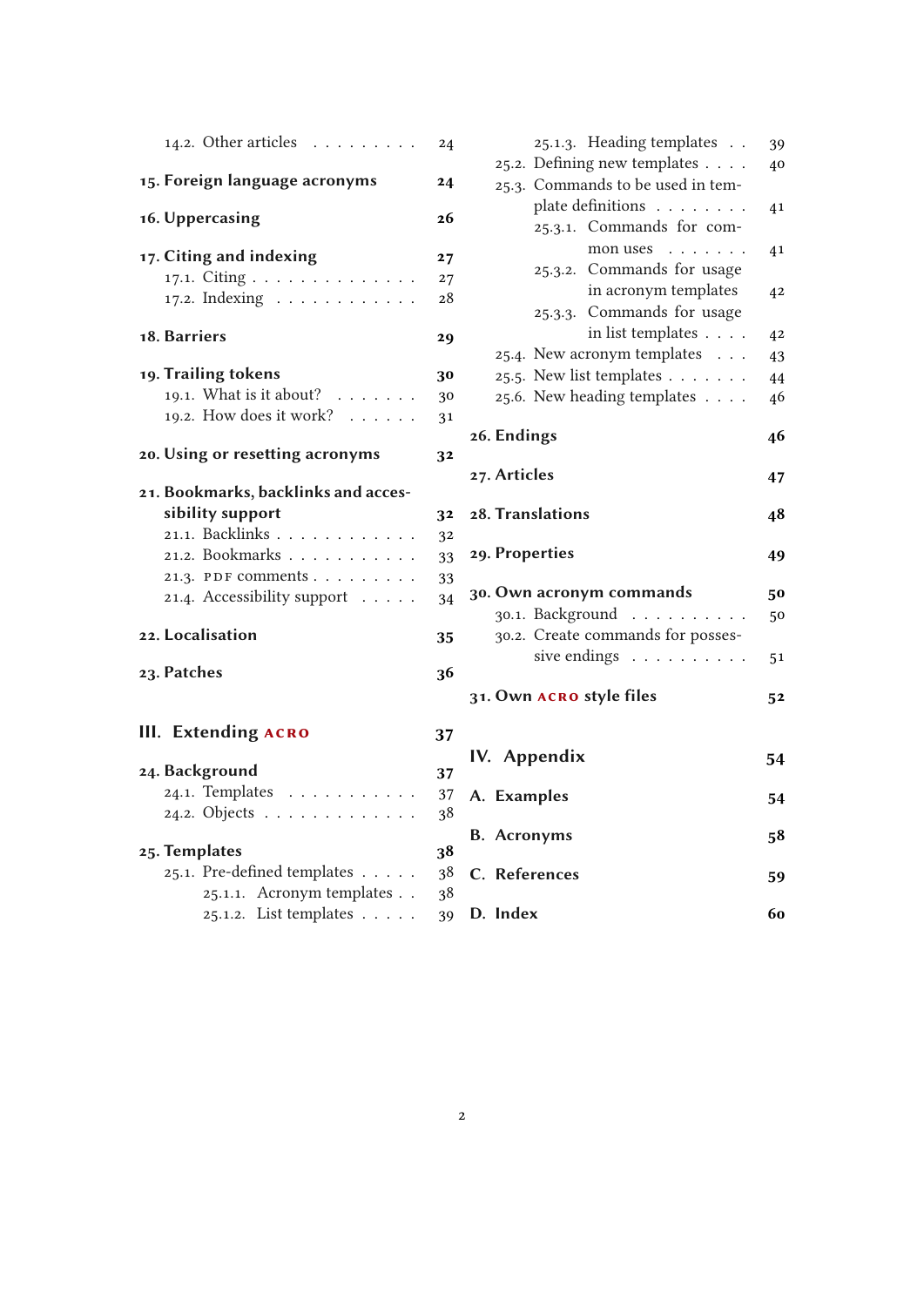14.2. Other articles . . . . . . . . . 24

**15. Foreign language acronyms** **24**

**16. Uppercasing** **26**

**17. Citing and indexing** **27**

17.1. Citing . . . . . . . . . . . . . . 27

17.2. Indexing . . . . . . . . . . . . 28

**18. Barriers** **29**

**19. Trailing tokens** **30**

19.1. What is it about? . . . . . . . 30

19.2. How does it work? . . . . . . 31

**20. Using or resetting acronyms** **32**

**21. Bookmarks, backlinks and accessibility support** **32**

21.1. Backlinks . . . . . . . . . . . . 32

21.2. Bookmarks . . . . . . . . . . . 33

21.3. PDF comments . . . . . . . . . 33

21.4. Accessibility support . . . . . 34

**22. Localisation** **35**

**23. Patches** **36**

**III. Extending ACRO** **37**

**24. Background** **37**

24.1. Templates . . . . . . . . . . . 37

24.2. Objects . . . . . . . . . . . . . 38

**25. Templates** **38**

25.1. Pre-defined templates . . . . . 38

25.1.1. Acronym templates . . 38

25.1.2. List templates . . . . . 39

25.1.3. Heading templates . . 39

25.2. Defining new templates . . . . 40

25.3. Commands to be used in template definitions . . . . . . . . 41

25.3.1. Commands for common uses . . . . . . . 41

25.3.2. Commands for usage in acronym templates 42

25.3.3. Commands for usage in list templates . . . . 42

25.4. New acronym templates . . . 43

25.5. New list templates . . . . . . . 44

25.6. New heading templates . . . . 46

**26. Endings** **46**

**27. Articles** **47**

**28. Translations** **48**

**29. Properties** **49**

**30. Own acronym commands** **50**

30.1. Background . . . . . . . . . . 50

30.2. Create commands for possessive endings . . . . . . . . . . 51

**31. Own ACRO style files** **52**

**IV. Appendix** **54**

**A. Examples** **54**

**B. Acronyms** **58**

**C. References** **59**

**D. Index** **60**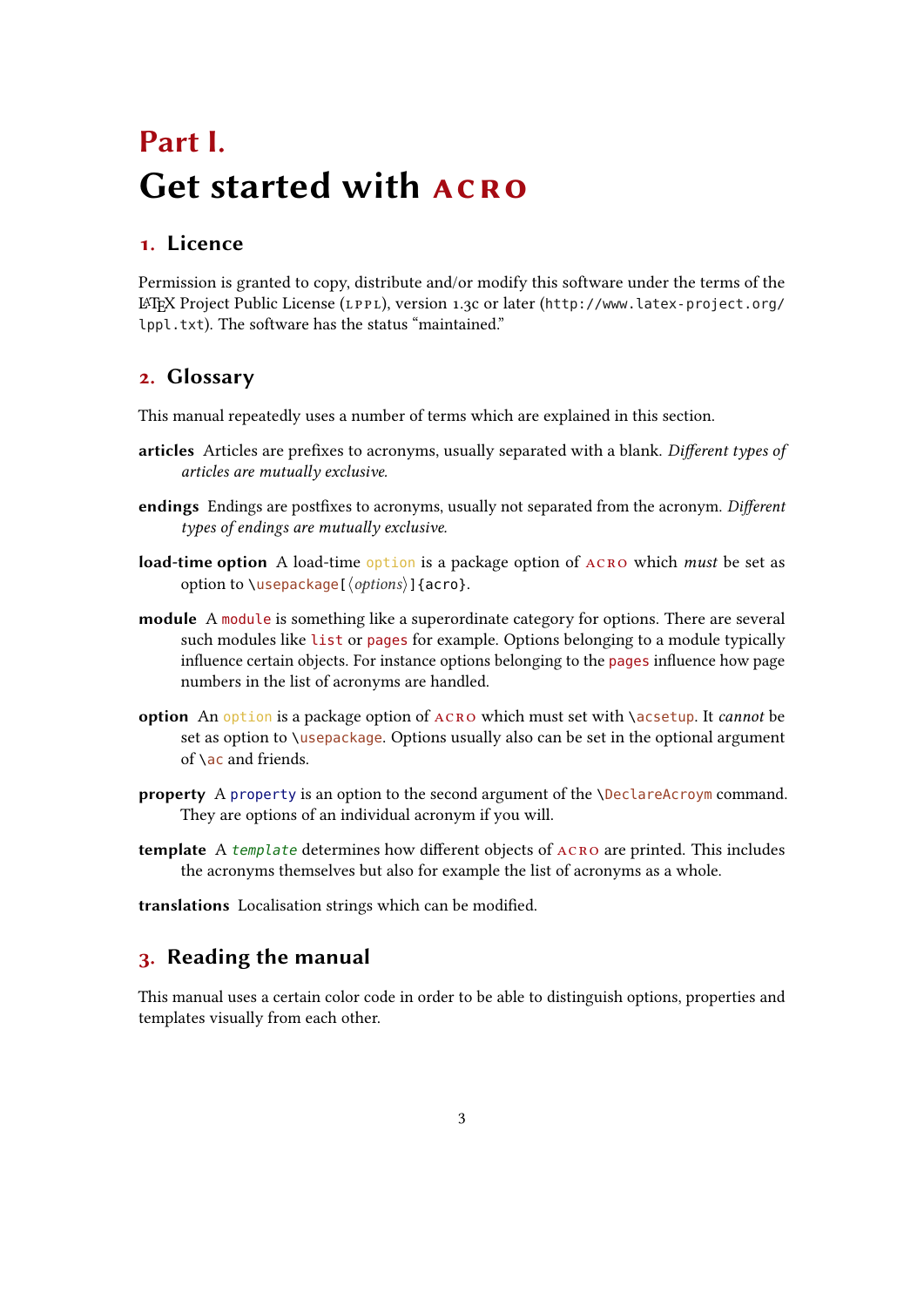# Part I. Get started with acro

## 1. Licence

Permission is granted to copy, distribute and/or modify this software under the terms of the LaTeX Project Public License (lppl), version 1.3c or later (`http://www.latex-project.org/lppl.txt`). The software has the status "maintained."

## 2. Glossary

This manual repeatedly uses a number of terms which are explained in this section.

**articles** Articles are prefixes to acronyms, usually separated with a blank. *Different types of articles are mutually exclusive.*

**endings** Endings are postfixes to acronyms, usually not separated from the acronym. *Different types of endings are mutually exclusive.*

**load-time option** A load-time `option` is a package option of acro which *must* be set as option to `\usepackage[⟨options⟩]{acro}`.

**module** A `module` is something like a superordinate category for options. There are several such modules like `list` or `pages` for example. Options belonging to a module typically influence certain objects. For instance options belonging to the `pages` influence how page numbers in the list of acronyms are handled.

**option** An `option` is a package option of acro which must set with `\acsetup`. It *cannot* be set as option to `\usepackage`. Options usually also can be set in the optional argument of `\ac` and friends.

**property** A `property` is an option to the second argument of the `\DeclareAcroym` command. They are options of an individual acronym if you will.

**template** A *`template`* determines how different objects of acro are printed. This includes the acronyms themselves but also for example the list of acronyms as a whole.

**translations** Localisation strings which can be modified.

## 3. Reading the manual

This manual uses a certain color code in order to be able to distinguish options, properties and templates visually from each other.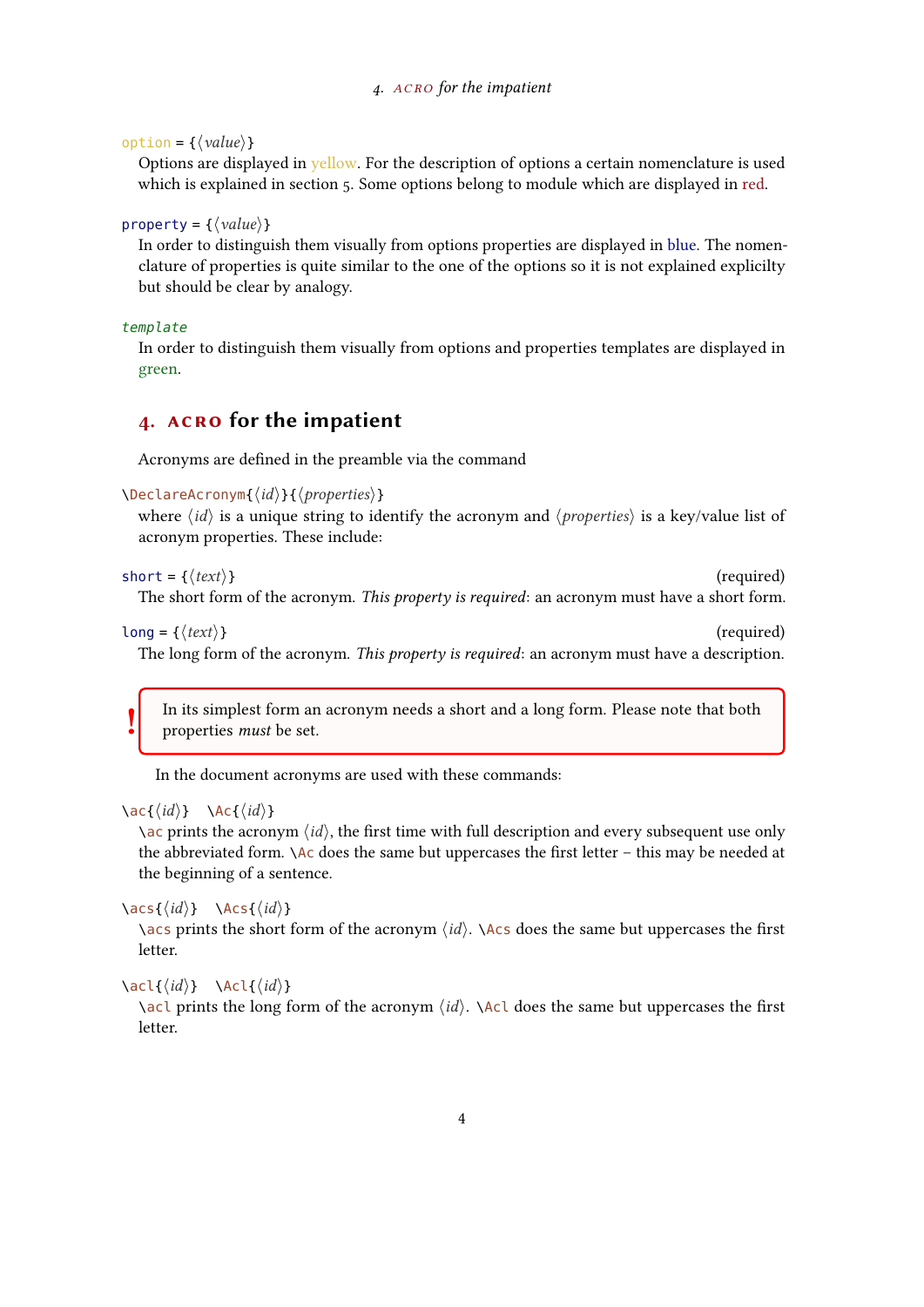`option = {⟨value⟩}`
Options are displayed in yellow. For the description of options a certain nomenclature is used which is explained in section 5. Some options belong to module which are displayed in red.

`property = {⟨value⟩}`
In order to distinguish them visually from options properties are displayed in blue. The nomenclature of properties is quite similar to the one of the options so it is not explained explicilty but should be clear by analogy.

*`template`*
In order to distinguish them visually from options and properties templates are displayed in green.

## 4. acro for the impatient

Acronyms are defined in the preamble via the command

`\DeclareAcronym{⟨id⟩}{⟨properties⟩}`
where ⟨*id*⟩ is a unique string to identify the acronym and ⟨*properties*⟩ is a key/value list of acronym properties. These include:

`short = {⟨text⟩}` (required)
The short form of the acronym. *This property is required*: an acronym must have a short form.

`long = {⟨text⟩}` (required)
The long form of the acronym. *This property is required*: an acronym must have a description.

> **!** In its simplest form an acronym needs a short and a long form. Please note that both properties *must* be set.

In the document acronyms are used with these commands:

`\ac{⟨id⟩}` `\Ac{⟨id⟩}`
`\ac` prints the acronym ⟨*id*⟩, the first time with full description and every subsequent use only the abbreviated form. `\Ac` does the same but uppercases the first letter – this may be needed at the beginning of a sentence.

`\acs{⟨id⟩}` `\Acs{⟨id⟩}`
`\acs` prints the short form of the acronym ⟨*id*⟩. `\Acs` does the same but uppercases the first letter.

`\acl{⟨id⟩}` `\Acl{⟨id⟩}`
`\acl` prints the long form of the acronym ⟨*id*⟩. `\Acl` does the same but uppercases the first letter.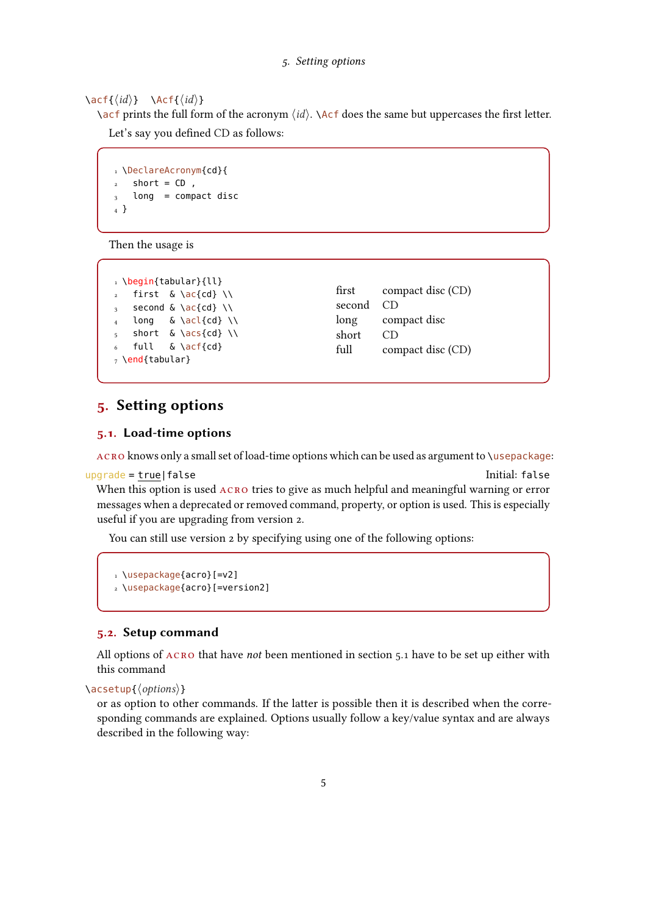`\acf{⟨id⟩}` `\Acf{⟨id⟩}`

`\acf` prints the full form of the acronym ⟨*id*⟩. `\Acf` does the same but uppercases the first letter.

Let's say you defined CD as follows:

```
\DeclareAcronym{cd}{
  short = CD ,
  long  = compact disc
}
```

Then the usage is

```
\begin{tabular}{ll}
  first  & \ac{cd} \\
  second & \ac{cd} \\
  long   & \acl{cd} \\
  short  & \acs{cd} \\
  full   & \acf{cd}
\end{tabular}
```

| | |
|---|---|
| first | compact disc (CD) |
| second | CD |
| long | compact disc |
| short | CD |
| full | compact disc (CD) |

# 5. Setting options

## 5.1. Load-time options

ACRO knows only a small set of load-time options which can be used as argument to `\usepackage`:

`upgrade = true|false` Initial: `false`

When this option is used ACRO tries to give as much helpful and meaningful warning or error messages when a deprecated or removed command, property, or option is used. This is especially useful if you are upgrading from version 2.

You can still use version 2 by specifying using one of the following options:

```
\usepackage{acro}[=v2]
\usepackage{acro}[=version2]
```

## 5.2. Setup command

All options of ACRO that have *not* been mentioned in section 5.1 have to be set up either with this command

`\acsetup{⟨options⟩}`

or as option to other commands. If the latter is possible then it is described when the corresponding commands are explained. Options usually follow a key/value syntax and are always described in the following way: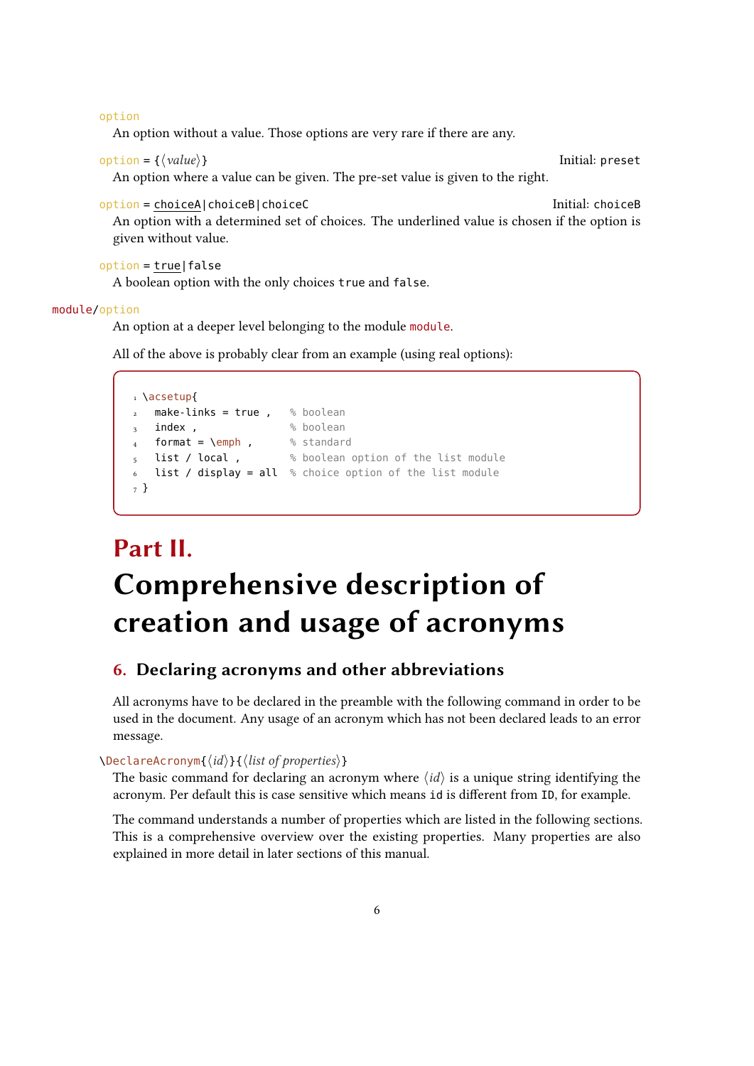`option`
An option without a value. Those options are very rare if there are any.

`option = {⟨value⟩}` Initial: `preset`
An option where a value can be given. The pre-set value is given to the right.

`option = choiceA|choiceB|choiceC` Initial: `choiceB`
An option with a determined set of choices. The underlined value is chosen if the option is given without value.

`option = true|false`
A boolean option with the only choices `true` and `false`.

`module/option`
An option at a deeper level belonging to the module `module`.

All of the above is probably clear from an example (using real options):

```
\acsetup{
  make-links = true ,   % boolean
  index ,               % boolean
  format = \emph ,      % standard
  list / local ,        % boolean option of the list module
  list / display = all  % choice option of the list module
}
```

# Part II. Comprehensive description of creation and usage of acronyms

## 6. Declaring acronyms and other abbreviations

All acronyms have to be declared in the preamble with the following command in order to be used in the document. Any usage of an acronym which has not been declared leads to an error message.

`\DeclareAcronym{⟨id⟩}{⟨list of properties⟩}`
The basic command for declaring an acronym where ⟨*id*⟩ is a unique string identifying the acronym. Per default this is case sensitive which means `id` is different from `ID`, for example.

The command understands a number of properties which are listed in the following sections. This is a comprehensive overview over the existing properties. Many properties are also explained in more detail in later sections of this manual.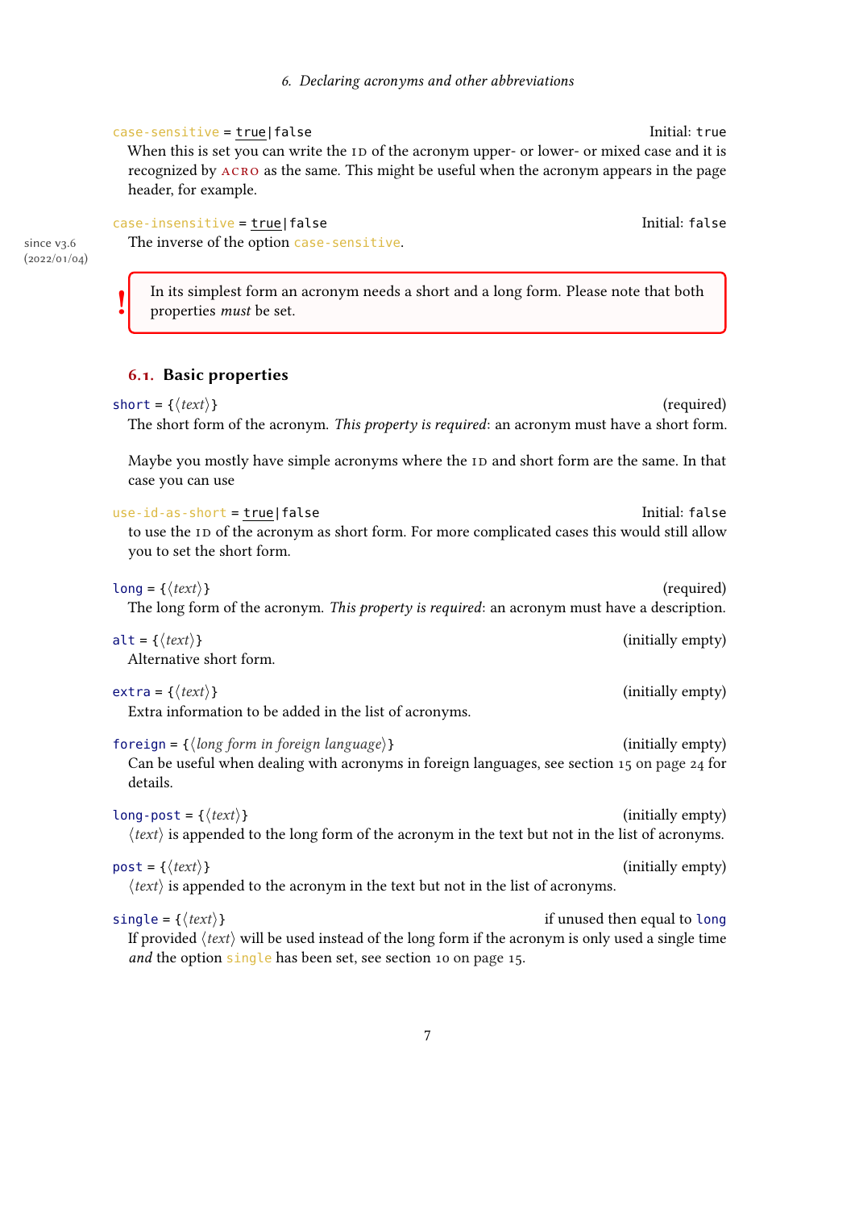`case-sensitive = true|false` Initial: `true`

When this is set you can write the ID of the acronym upper- or lower- or mixed case and it is recognized by ACRO as the same. This might be useful when the acronym appears in the page header, for example.

`case-insensitive = true|false` Initial: `false`

since v3.6 (2022/01/04)

The inverse of the option `case-sensitive`.

> **!** In its simplest form an acronym needs a short and a long form. Please note that both properties *must* be set.

## 6.1. Basic properties

`short = {⟨text⟩}` (required)

The short form of the acronym. *This property is required*: an acronym must have a short form.

Maybe you mostly have simple acronyms where the ID and short form are the same. In that case you can use

`use-id-as-short = true|false` Initial: `false`

to use the ID of the acronym as short form. For more complicated cases this would still allow you to set the short form.

`long = {⟨text⟩}` (required)

The long form of the acronym. *This property is required*: an acronym must have a description.

`alt = {⟨text⟩}` (initially empty)

Alternative short form.

`extra = {⟨text⟩}` (initially empty)

Extra information to be added in the list of acronyms.

`foreign = {⟨long form in foreign language⟩}` (initially empty)

Can be useful when dealing with acronyms in foreign languages, see section 15 on page 24 for details.

`long-post = {⟨text⟩}` (initially empty)

⟨text⟩ is appended to the long form of the acronym in the text but not in the list of acronyms.

`post = {⟨text⟩}` (initially empty)

⟨text⟩ is appended to the acronym in the text but not in the list of acronyms.

`single = {⟨text⟩}` if unused then equal to `long`

If provided ⟨text⟩ will be used instead of the long form if the acronym is only used a single time *and* the option `single` has been set, see section 10 on page 15.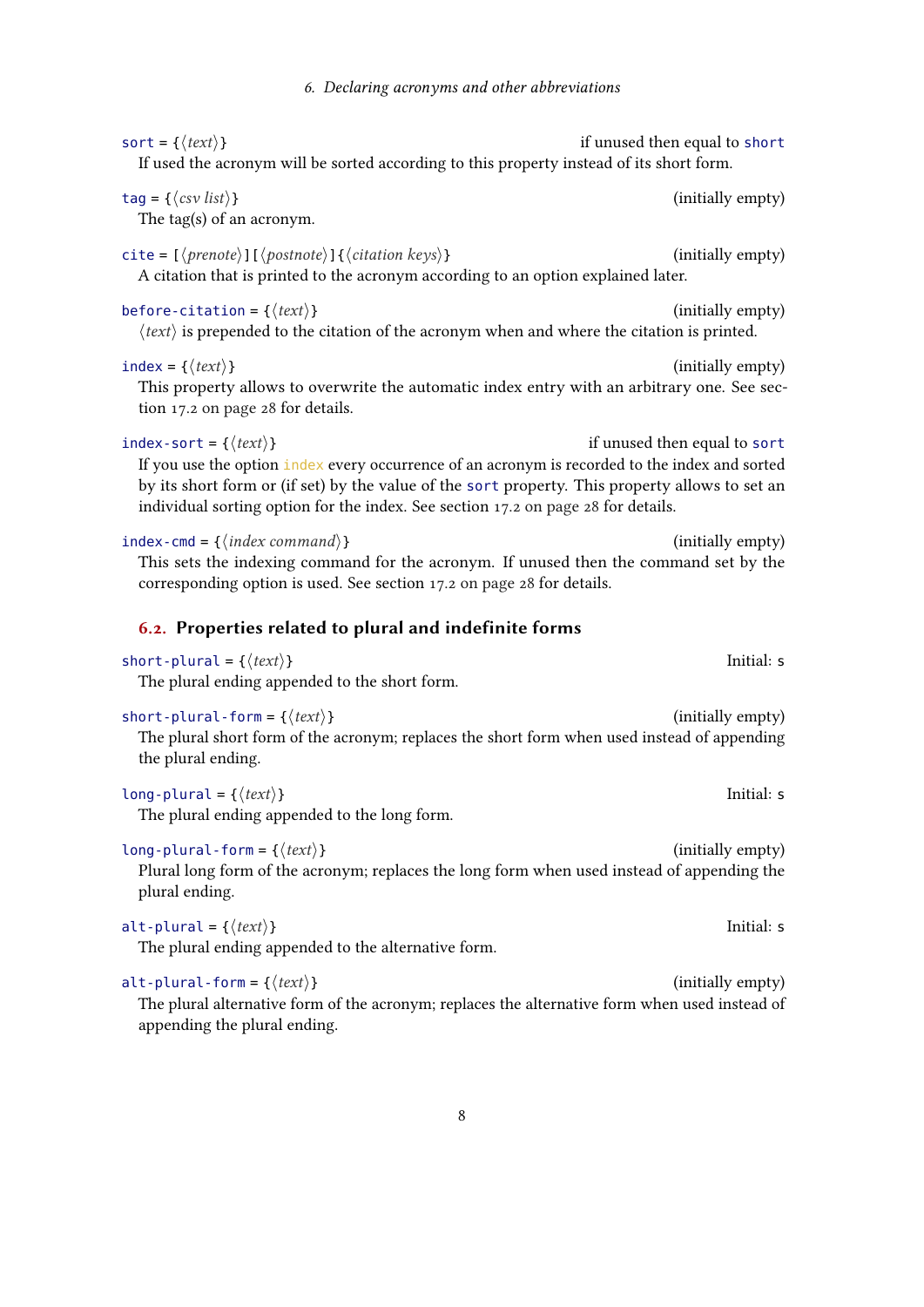`sort = {⟨text⟩}` if unused then equal to `short`
If used the acronym will be sorted according to this property instead of its short form.

`tag = {⟨csv list⟩}` (initially empty)
The tag(s) of an acronym.

`cite = [⟨prenote⟩][⟨postnote⟩]{⟨citation keys⟩}` (initially empty)
A citation that is printed to the acronym according to an option explained later.

`before-citation = {⟨text⟩}` (initially empty)
⟨*text*⟩ is prepended to the citation of the acronym when and where the citation is printed.

`index = {⟨text⟩}` (initially empty)
This property allows to overwrite the automatic index entry with an arbitrary one. See section 17.2 on page 28 for details.

`index-sort = {⟨text⟩}` if unused then equal to `sort`
If you use the option `index` every occurrence of an acronym is recorded to the index and sorted by its short form or (if set) by the value of the `sort` property. This property allows to set an individual sorting option for the index. See section 17.2 on page 28 for details.

`index-cmd = {⟨index command⟩}` (initially empty)
This sets the indexing command for the acronym. If unused then the command set by the corresponding option is used. See section 17.2 on page 28 for details.

## 6.2. Properties related to plural and indefinite forms

`short-plural = {⟨text⟩}` Initial: s
The plural ending appended to the short form.

`short-plural-form = {⟨text⟩}` (initially empty)
The plural short form of the acronym; replaces the short form when used instead of appending the plural ending.

`long-plural = {⟨text⟩}` Initial: s
The plural ending appended to the long form.

`long-plural-form = {⟨text⟩}` (initially empty)
Plural long form of the acronym; replaces the long form when used instead of appending the plural ending.

`alt-plural = {⟨text⟩}` Initial: s
The plural ending appended to the alternative form.

`alt-plural-form = {⟨text⟩}` (initially empty)
The plural alternative form of the acronym; replaces the alternative form when used instead of appending the plural ending.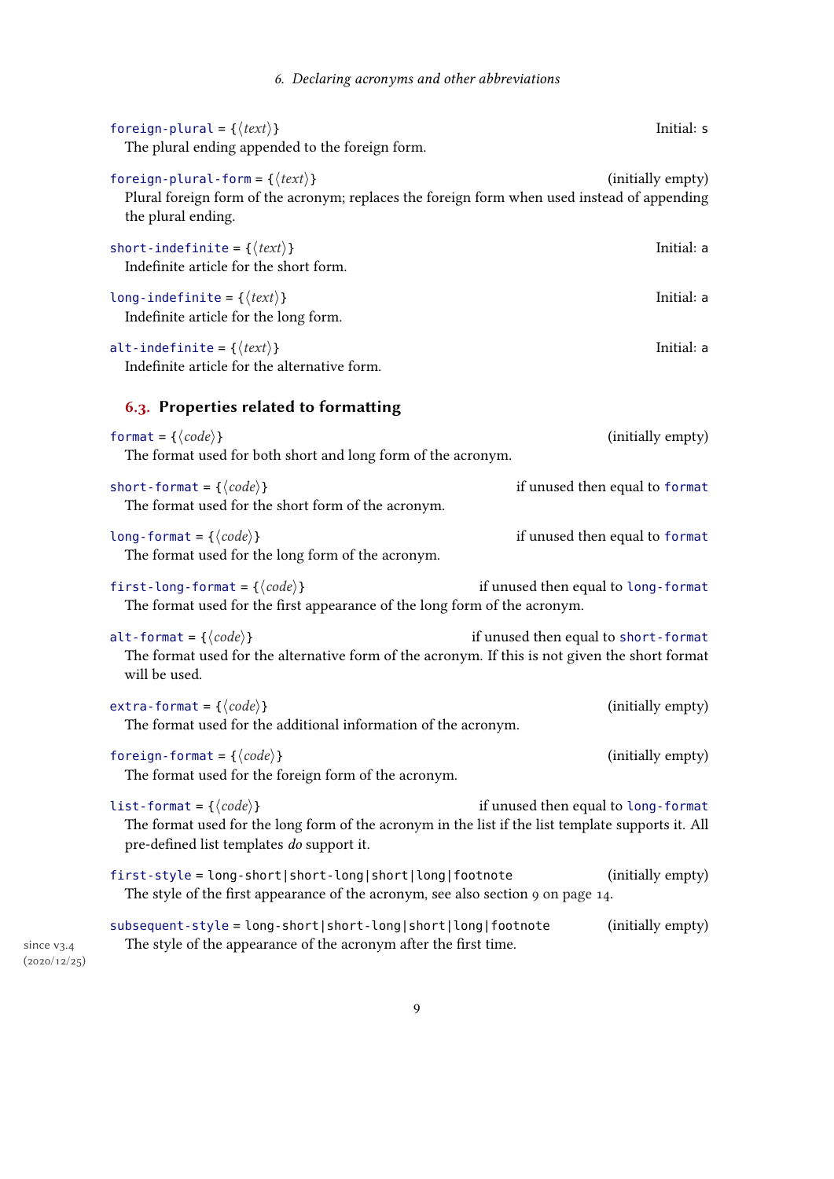`foreign-plural` = {⟨*text*⟩} Initial: s

The plural ending appended to the foreign form.

`foreign-plural-form` = {⟨*text*⟩} (initially empty)

Plural foreign form of the acronym; replaces the foreign form when used instead of appending the plural ending.

`short-indefinite` = {⟨*text*⟩} Initial: a

Indefinite article for the short form.

`long-indefinite` = {⟨*text*⟩} Initial: a

Indefinite article for the long form.

`alt-indefinite` = {⟨*text*⟩} Initial: a

Indefinite article for the alternative form.

## 6.3. Properties related to formatting

`format` = {⟨*code*⟩} (initially empty)

The format used for both short and long form of the acronym.

`short-format` = {⟨*code*⟩} if unused then equal to `format`

The format used for the short form of the acronym.

`long-format` = {⟨*code*⟩} if unused then equal to `format`

The format used for the long form of the acronym.

`first-long-format` = {⟨*code*⟩} if unused then equal to `long-format`

The format used for the first appearance of the long form of the acronym.

`alt-format` = {⟨*code*⟩} if unused then equal to `short-format`

The format used for the alternative form of the acronym. If this is not given the short format will be used.

`extra-format` = {⟨*code*⟩} (initially empty)

The format used for the additional information of the acronym.

`foreign-format` = {⟨*code*⟩} (initially empty)

The format used for the foreign form of the acronym.

`list-format` = {⟨*code*⟩} if unused then equal to `long-format`

The format used for the long form of the acronym in the list if the list template supports it. All pre-defined list templates *do* support it.

`first-style` = `long-short|short-long|short|long|footnote` (initially empty)

The style of the first appearance of the acronym, see also section 9 on page 14.

`subsequent-style` = `long-short|short-long|short|long|footnote` (initially empty)

since v3.4 (2020/12/25)

The style of the appearance of the acronym after the first time.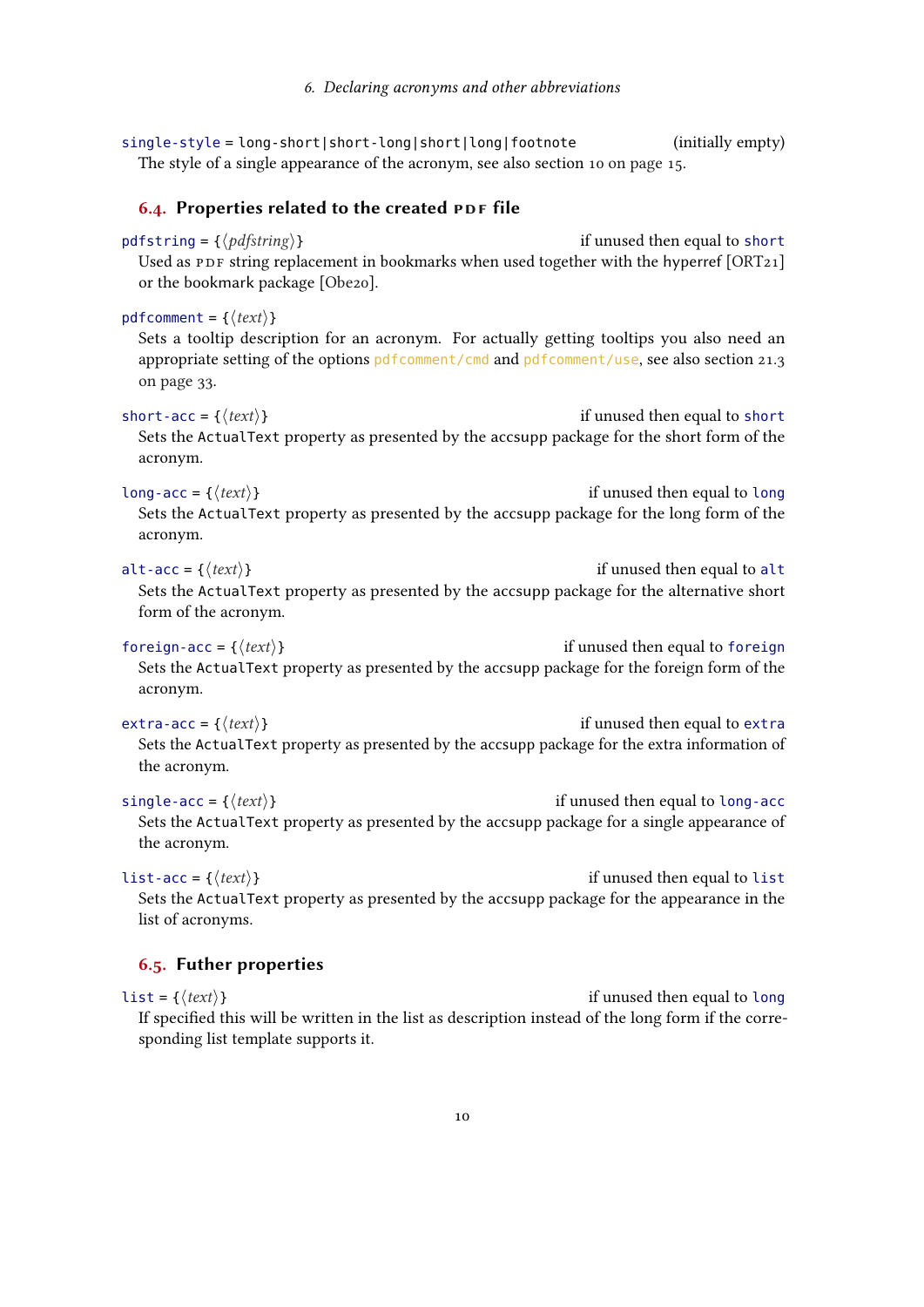`single-style` = `long-short|short-long|short|long|footnote` (initially empty)
The style of a single appearance of the acronym, see also section 10 on page 15.

## 6.4. Properties related to the created PDF file

`pdfstring` = {⟨*pdfstring*⟩} if unused then equal to `short`
Used as PDF string replacement in bookmarks when used together with the hyperref [ORT21] or the bookmark package [Obe20].

`pdfcomment` = {⟨*text*⟩}
Sets a tooltip description for an acronym. For actually getting tooltips you also need an appropriate setting of the options `pdfcomment/cmd` and `pdfcomment/use`, see also section 21.3 on page 33.

`short-acc` = {⟨*text*⟩} if unused then equal to `short`
Sets the `ActualText` property as presented by the accsupp package for the short form of the acronym.

`long-acc` = {⟨*text*⟩} if unused then equal to `long`
Sets the `ActualText` property as presented by the accsupp package for the long form of the acronym.

`alt-acc` = {⟨*text*⟩} if unused then equal to `alt`
Sets the `ActualText` property as presented by the accsupp package for the alternative short form of the acronym.

`foreign-acc` = {⟨*text*⟩} if unused then equal to `foreign`
Sets the `ActualText` property as presented by the accsupp package for the foreign form of the acronym.

`extra-acc` = {⟨*text*⟩} if unused then equal to `extra`
Sets the `ActualText` property as presented by the accsupp package for the extra information of the acronym.

`single-acc` = {⟨*text*⟩} if unused then equal to `long-acc`
Sets the `ActualText` property as presented by the accsupp package for a single appearance of the acronym.

`list-acc` = {⟨*text*⟩} if unused then equal to `list`
Sets the `ActualText` property as presented by the accsupp package for the appearance in the list of acronyms.

## 6.5. Futher properties

`list` = {⟨*text*⟩} if unused then equal to `long`
If specified this will be written in the list as description instead of the long form if the corresponding list template supports it.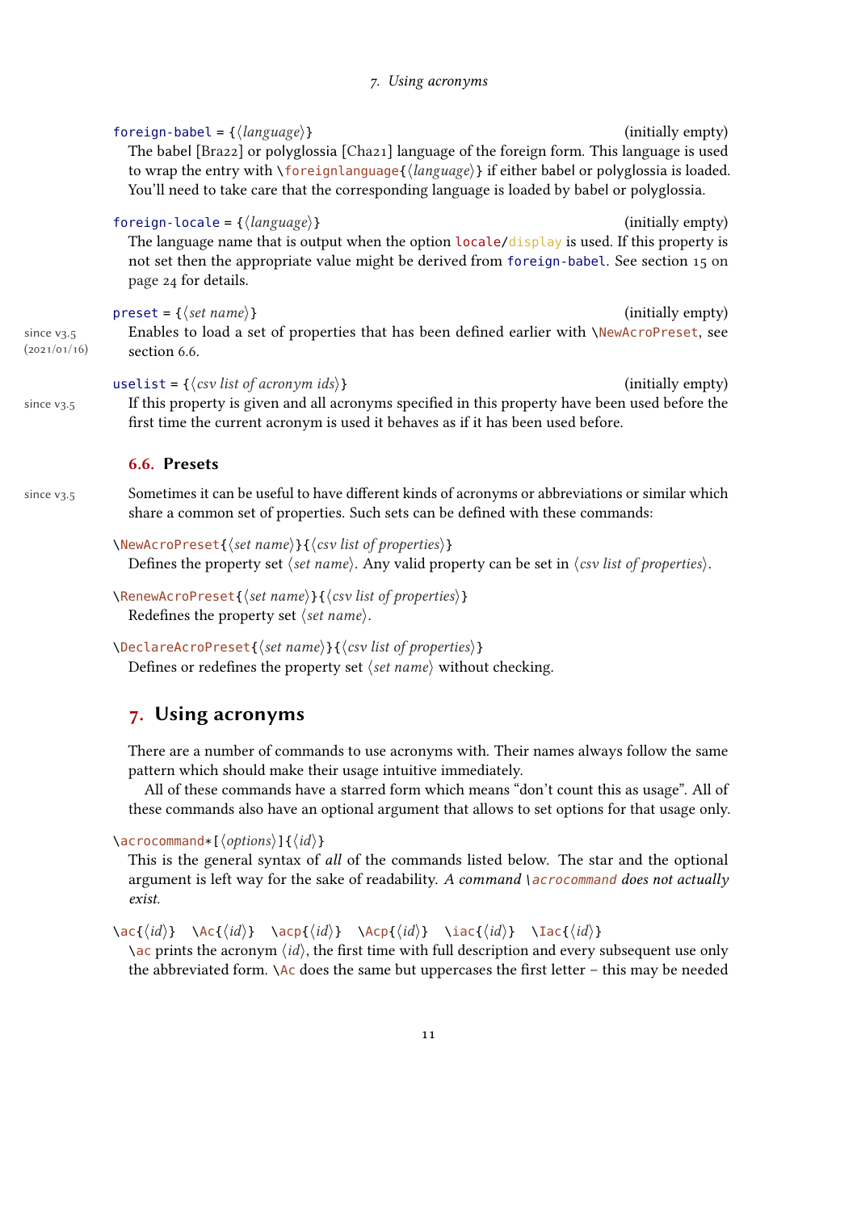`foreign-babel = {⟨language⟩}` (initially empty)

The babel [Bra22] or polyglossia [Cha21] language of the foreign form. This language is used to wrap the entry with `\foreignlanguage{⟨language⟩}` if either babel or polyglossia is loaded. You'll need to take care that the corresponding language is loaded by babel or polyglossia.

`foreign-locale = {⟨language⟩}` (initially empty)

The language name that is output when the option `locale/display` is used. If this property is not set then the appropriate value might be derived from `foreign-babel`. See section 15 on page 24 for details.

`preset = {⟨set name⟩}` (initially empty)

since v3.5 (2021/01/16)

Enables to load a set of properties that has been defined earlier with `\NewAcroPreset`, see section 6.6.

`uselist = {⟨csv list of acronym ids⟩}` (initially empty)

since v3.5

If this property is given and all acronyms specified in this property have been used before the first time the current acronym is used it behaves as if it has been used before.

### 6.6. Presets

since v3.5

Sometimes it can be useful to have different kinds of acronyms or abbreviations or similar which share a common set of properties. Such sets can be defined with these commands:

`\NewAcroPreset{⟨set name⟩}{⟨csv list of properties⟩}`

Defines the property set ⟨*set name*⟩. Any valid property can be set in ⟨*csv list of properties*⟩.

`\RenewAcroPreset{⟨set name⟩}{⟨csv list of properties⟩}`

Redefines the property set ⟨*set name*⟩.

`\DeclareAcroPreset{⟨set name⟩}{⟨csv list of properties⟩}`

Defines or redefines the property set ⟨*set name*⟩ without checking.

## 7. Using acronyms

There are a number of commands to use acronyms with. Their names always follow the same pattern which should make their usage intuitive immediately.

All of these commands have a starred form which means "don't count this as usage". All of these commands also have an optional argument that allows to set options for that usage only.

`\acrocommand*[⟨options⟩]{⟨id⟩}`

This is the general syntax of *all* of the commands listed below. The star and the optional argument is left way for the sake of readability. *A command `\acrocommand` does not actually exist.*

`\ac{⟨id⟩}` `\Ac{⟨id⟩}` `\acp{⟨id⟩}` `\Acp{⟨id⟩}` `\iac{⟨id⟩}` `\Iac{⟨id⟩}`

`\ac` prints the acronym ⟨*id*⟩, the first time with full description and every subsequent use only the abbreviated form. `\Ac` does the same but uppercases the first letter – this may be needed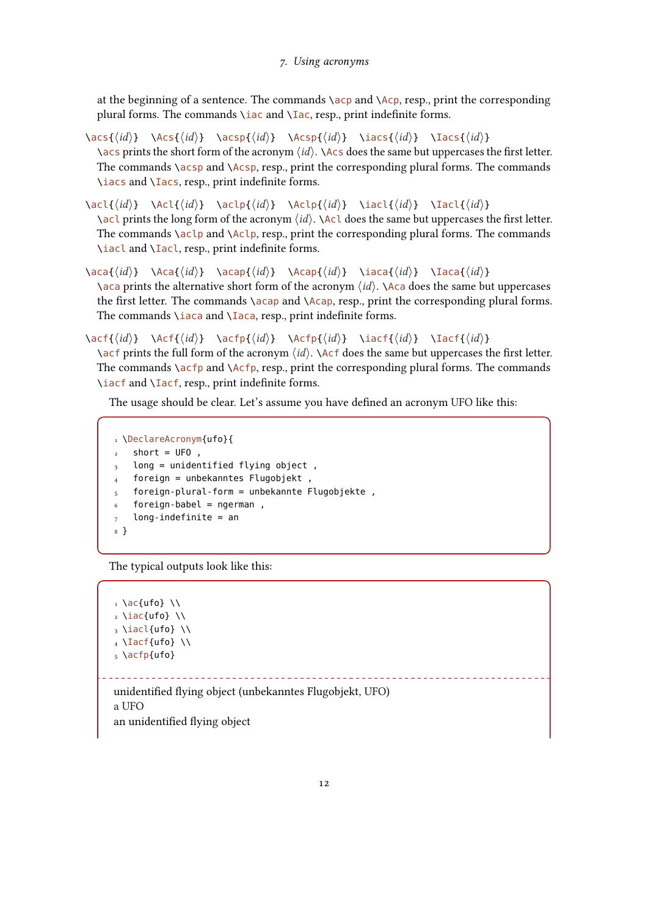at the beginning of a sentence. The commands \acp and \Acp, resp., print the corresponding plural forms. The commands \iac and \Iac, resp., print indefinite forms.

\acs{⟨id⟩} \Acs{⟨id⟩} \acsp{⟨id⟩} \Acsp{⟨id⟩} \iacs{⟨id⟩} \Iacs{⟨id⟩}
\acs prints the short form of the acronym ⟨id⟩. \Acs does the same but uppercases the first letter. The commands \acsp and \Acsp, resp., print the corresponding plural forms. The commands \iacs and \Iacs, resp., print indefinite forms.

\acl{⟨id⟩} \Acl{⟨id⟩} \aclp{⟨id⟩} \Aclp{⟨id⟩} \iacl{⟨id⟩} \Iacl{⟨id⟩}
\acl prints the long form of the acronym ⟨id⟩. \Acl does the same but uppercases the first letter. The commands \aclp and \Aclp, resp., print the corresponding plural forms. The commands \iacl and \Iacl, resp., print indefinite forms.

\aca{⟨id⟩} \Aca{⟨id⟩} \acap{⟨id⟩} \Acap{⟨id⟩} \iaca{⟨id⟩} \Iaca{⟨id⟩}
\aca prints the alternative short form of the acronym ⟨id⟩. \Aca does the same but uppercases the first letter. The commands \acap and \Acap, resp., print the corresponding plural forms. The commands \iaca and \Iaca, resp., print indefinite forms.

\acf{⟨id⟩} \Acf{⟨id⟩} \acfp{⟨id⟩} \Acfp{⟨id⟩} \iacf{⟨id⟩} \Iacf{⟨id⟩}
\acf prints the full form of the acronym ⟨id⟩. \Acf does the same but uppercases the first letter. The commands \acfp and \Acfp, resp., print the corresponding plural forms. The commands \iacf and \Iacf, resp., print indefinite forms.

The usage should be clear. Let's assume you have defined an acronym UFO like this:

```
\DeclareAcronym{ufo}{
  short = UFO ,
  long = unidentified flying object ,
  foreign = unbekanntes Flugobjekt ,
  foreign-plural-form = unbekannte Flugobjekte ,
  foreign-babel = ngerman ,
  long-indefinite = an
}
```

The typical outputs look like this:

```
\ac{ufo} \\
\iac{ufo} \\
\iacl{ufo} \\
\Iacf{ufo} \\
\acfp{ufo}
```

unidentified flying object (unbekanntes Flugobjekt, UFO)
a UFO
an unidentified flying object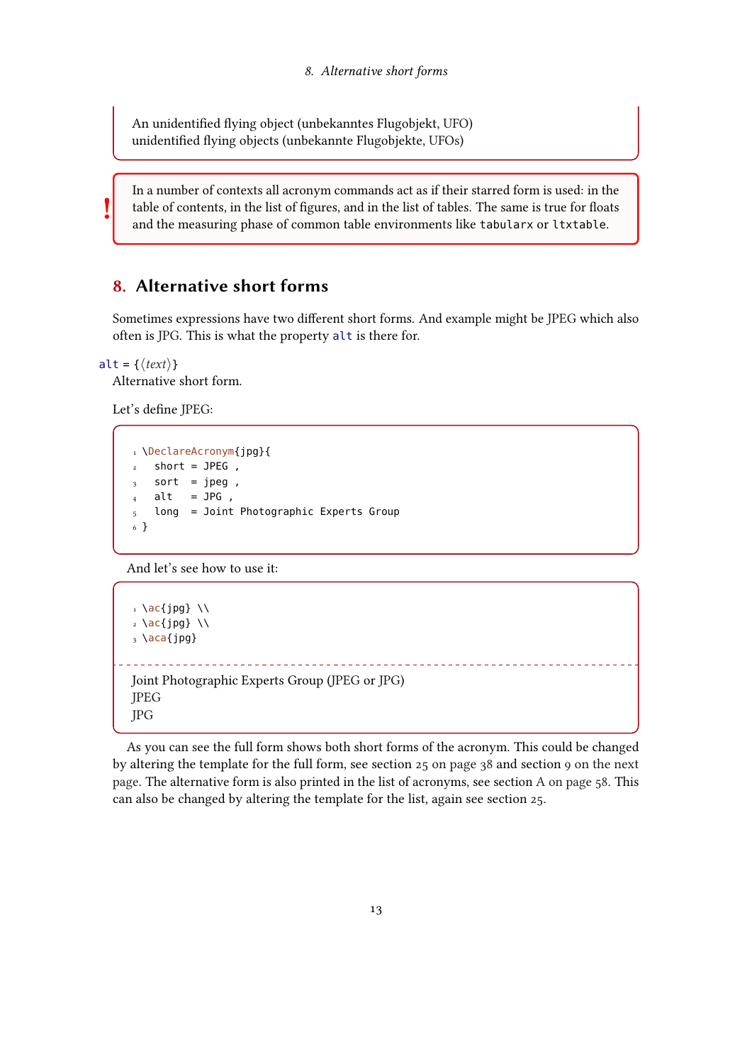An unidentified flying object (unbekanntes Flugobjekt, UFO)
unidentified flying objects (unbekannte Flugobjekte, UFOs)

! In a number of contexts all acronym commands act as if their starred form is used: in the table of contents, in the list of figures, and in the list of tables. The same is true for floats and the measuring phase of common table environments like `tabularx` or `ltxtable`.

## 8. Alternative short forms

Sometimes expressions have two different short forms. And example might be JPEG which also often is JPG. This is what the property `alt` is there for.

`alt` = {⟨*text*⟩}
Alternative short form.

Let's define JPEG:

```
\DeclareAcronym{jpg}{
  short = JPEG ,
  sort  = jpeg ,
  alt   = JPG ,
  long  = Joint Photographic Experts Group
}
```

And let's see how to use it:

```
\ac{jpg} \\
\ac{jpg} \\
\aca{jpg}
```

Joint Photographic Experts Group (JPEG or JPG)
JPEG
JPG

As you can see the full form shows both short forms of the acronym. This could be changed by altering the template for the full form, see section 25 on page 38 and section 9 on the next page. The alternative form is also printed in the list of acronyms, see section A on page 58. This can also be changed by altering the template for the list, again see section 25.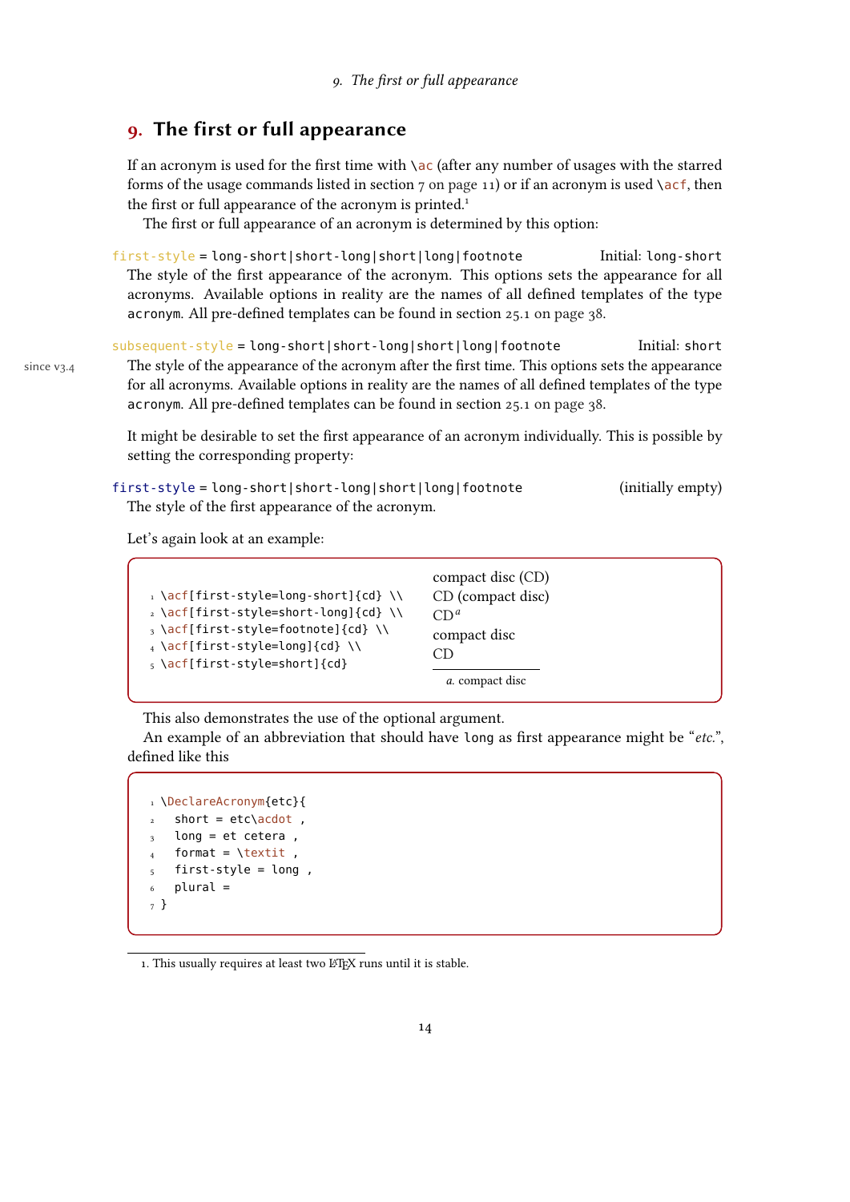# 9. The first or full appearance

If an acronym is used for the first time with \ac (after any number of usages with the starred forms of the usage commands listed in section 7 on page 11) or if an acronym is used \acf, then the first or full appearance of the acronym is printed.[1]

The first or full appearance of an acronym is determined by this option:

first-style = long-short|short-long|short|long|footnote     Initial: long-short

The style of the first appearance of the acronym. This options sets the appearance for all acronyms. Available options in reality are the names of all defined templates of the type acronym. All pre-defined templates can be found in section 25.1 on page 38.

subsequent-style = long-short|short-long|short|long|footnote     Initial: short

since v3.4

The style of the appearance of the acronym after the first time. This options sets the appearance for all acronyms. Available options in reality are the names of all defined templates of the type acronym. All pre-defined templates can be found in section 25.1 on page 38.

It might be desirable to set the first appearance of an acronym individually. This is possible by setting the corresponding property:

first-style = long-short|short-long|short|long|footnote     (initially empty)

The style of the first appearance of the acronym.

Let's again look at an example:

```
\acf[first-style=long-short]{cd} \\
\acf[first-style=short-long]{cd} \\
\acf[first-style=footnote]{cd} \\
\acf[first-style=long]{cd} \\
\acf[first-style=short]{cd}
```

compact disc (CD)
CD (compact disc)
CD[a]
compact disc
CD

a. compact disc

This also demonstrates the use of the optional argument.

An example of an abbreviation that should have long as first appearance might be "*etc.*", defined like this

```
\DeclareAcronym{etc}{
  short = etc\acdot ,
  long = et cetera ,
  format = \textit ,
  first-style = long ,
  plural =
}
```

1. This usually requires at least two LaTeX runs until it is stable.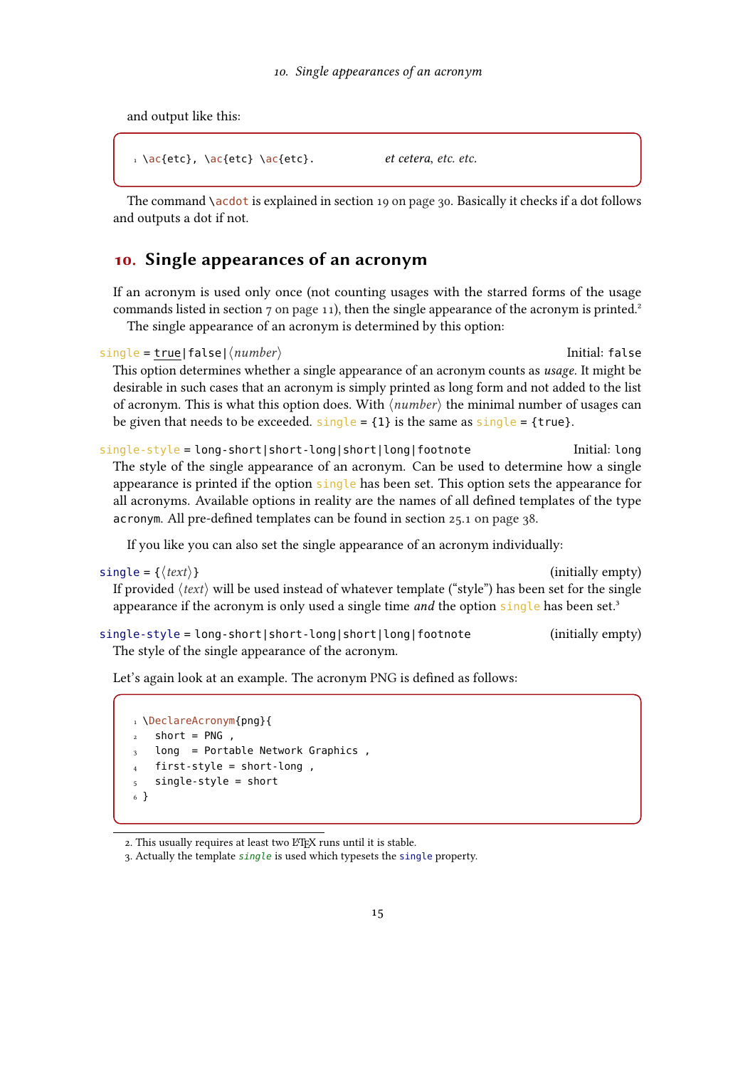and output like this:

```
\ac{etc}, \ac{etc} \ac{etc}.
```

*et cetera*, etc. etc.

The command `\acdot` is explained in section 19 on page 30. Basically it checks if a dot follows and outputs a dot if not.

## 10. Single appearances of an acronym

If an acronym is used only once (not counting usages with the starred forms of the usage commands listed in section 7 on page 11), then the single appearance of the acronym is printed.[2]

The single appearance of an acronym is determined by this option:

`single` = `true`|`false`|⟨*number*⟩ — Initial: `false`

This option determines whether a single appearance of an acronym counts as *usage*. It might be desirable in such cases that an acronym is simply printed as long form and not added to the list of acronym. This is what this option does. With ⟨*number*⟩ the minimal number of usages can be given that needs to be exceeded. `single = {1}` is the same as `single = {true}`.

`single-style` = `long-short`|`short-long`|`short`|`long`|`footnote` — Initial: `long`

The style of the single appearance of an acronym. Can be used to determine how a single appearance is printed if the option `single` has been set. This option sets the appearance for all acronyms. Available options in reality are the names of all defined templates of the type `acronym`. All pre-defined templates can be found in section 25.1 on page 38.

If you like you can also set the single appearance of an acronym individually:

`single` = {⟨*text*⟩} — (initially empty)

If provided ⟨*text*⟩ will be used instead of whatever template ("style") has been set for the single appearance if the acronym is only used a single time *and* the option `single` has been set.[3]

`single-style` = `long-short`|`short-long`|`short`|`long`|`footnote` — (initially empty)

The style of the single appearance of the acronym.

Let's again look at an example. The acronym PNG is defined as follows:

```
\DeclareAcronym{png}{
  short = PNG ,
  long  = Portable Network Graphics ,
  first-style = short-long ,
  single-style = short
}
```

2. This usually requires at least two LaTeX runs until it is stable.

3. Actually the template *`single`* is used which typesets the `single` property.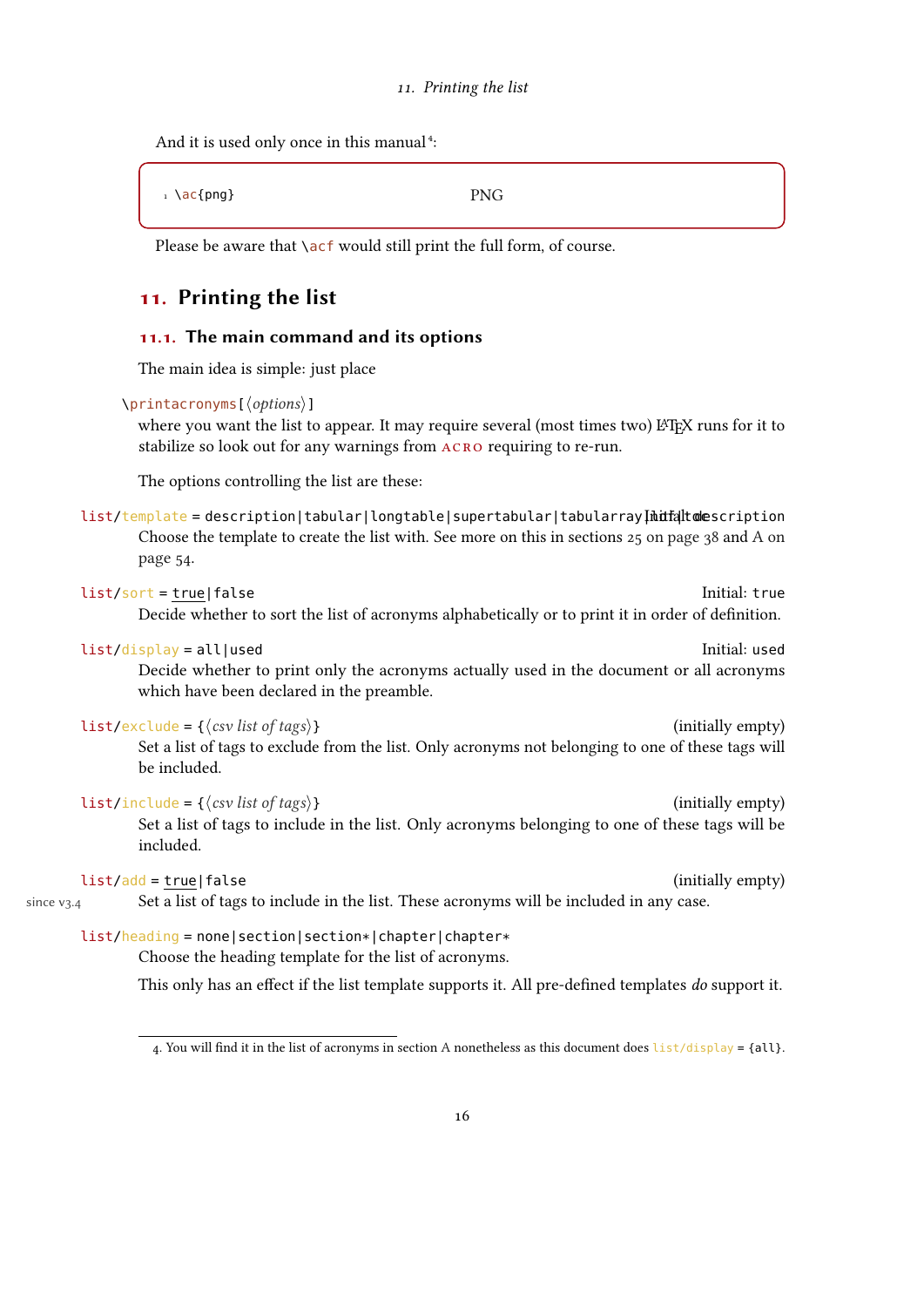And it is used only once in this manual[4]:

```
1 \ac{png}
```

PNG

Please be aware that \acf would still print the full form, of course.

# 11. Printing the list

## 11.1. The main command and its options

The main idea is simple: just place

\printacronyms[⟨options⟩]

where you want the list to appear. It may require several (most times two) LaTeX runs for it to stabilize so look out for any warnings from acro requiring to re-run.

The options controlling the list are these:

list/template = description|tabular|longtable|supertabular|tabularray|table Initial: description

Choose the template to create the list with. See more on this in sections 25 on page 38 and A on page 54.

list/sort = true|false Initial: true

Decide whether to sort the list of acronyms alphabetically or to print it in order of definition.

list/display = all|used Initial: used

Decide whether to print only the acronyms actually used in the document or all acronyms which have been declared in the preamble.

list/exclude = {⟨csv list of tags⟩} (initially empty)

Set a list of tags to exclude from the list. Only acronyms not belonging to one of these tags will be included.

list/include = {⟨csv list of tags⟩} (initially empty)

Set a list of tags to include in the list. Only acronyms belonging to one of these tags will be included.

list/add = true|false (initially empty)

since v3.4 Set a list of tags to include in the list. These acronyms will be included in any case.

list/heading = none|section|section*|chapter|chapter*

Choose the heading template for the list of acronyms.

This only has an effect if the list template supports it. All pre-defined templates *do* support it.

4. You will find it in the list of acronyms in section A nonetheless as this document does list/display = {all}.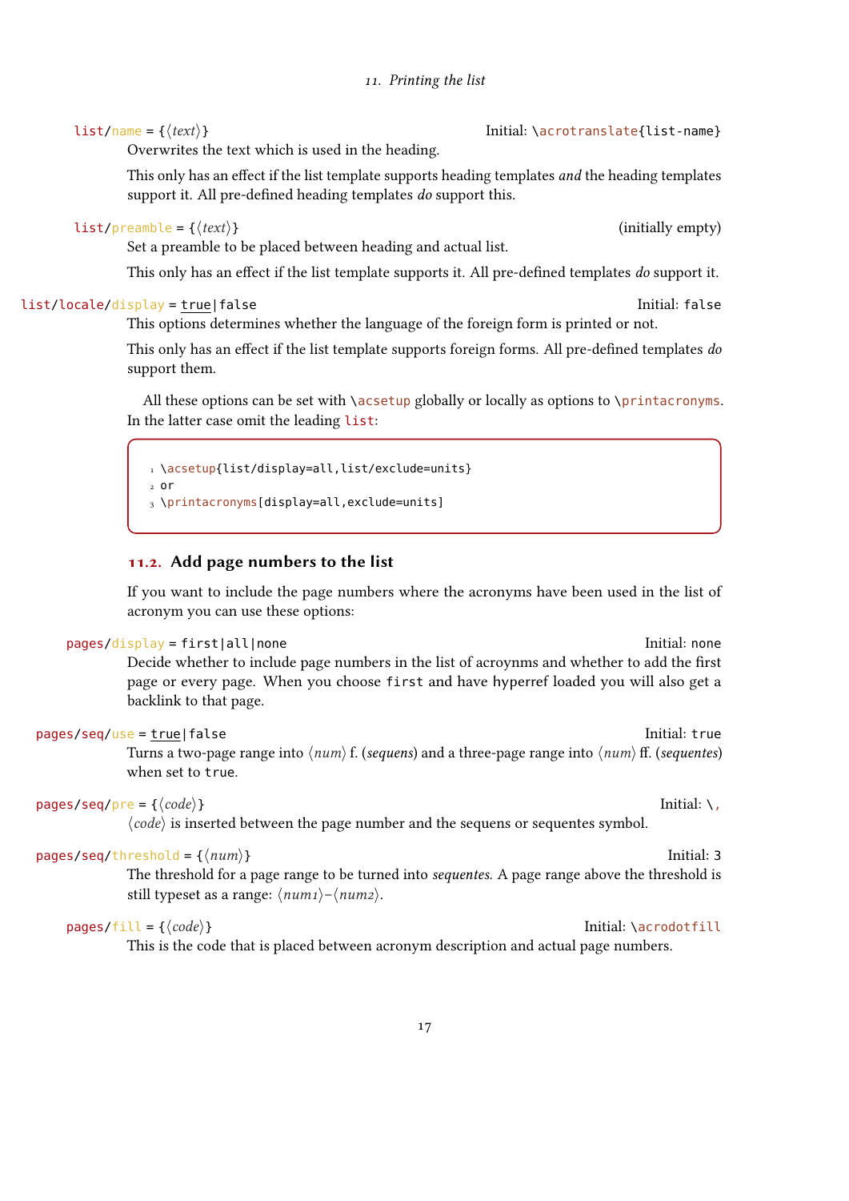`list/name = {⟨text⟩}` Initial: `\acrotranslate{list-name}`

Overwrites the text which is used in the heading.

This only has an effect if the list template supports heading templates *and* the heading templates support it. All pre-defined heading templates *do* support this.

`list/preamble = {⟨text⟩}` (initially empty)

Set a preamble to be placed between heading and actual list.

This only has an effect if the list template supports it. All pre-defined templates *do* support it.

`list/locale/display = true|false` Initial: `false`

This options determines whether the language of the foreign form is printed or not.

This only has an effect if the list template supports foreign forms. All pre-defined templates *do* support them.

All these options can be set with `\acsetup` globally or locally as options to `\printacronyms`. In the latter case omit the leading `list`:

```
\acsetup{list/display=all,list/exclude=units}
or
\printacronyms[display=all,exclude=units]
```

## 11.2. Add page numbers to the list

If you want to include the page numbers where the acronyms have been used in the list of acronym you can use these options:

`pages/display = first|all|none` Initial: `none`

Decide whether to include page numbers in the list of acroynms and whether to add the first page or every page. When you choose `first` and have hyperref loaded you will also get a backlink to that page.

`pages/seq/use = true|false` Initial: `true`

Turns a two-page range into ⟨*num*⟩ f. (*sequens*) and a three-page range into ⟨*num*⟩ ff. (*sequentes*) when set to `true`.

`pages/seq/pre = {⟨code⟩}` Initial: `\,`

⟨*code*⟩ is inserted between the page number and the sequens or sequentes symbol.

`pages/seq/threshold = {⟨num⟩}` Initial: `3`

The threshold for a page range to be turned into *sequentes*. A page range above the threshold is still typeset as a range: ⟨*num1*⟩–⟨*num2*⟩.

`pages/fill = {⟨code⟩}` Initial: `\acrodotfill`

This is the code that is placed between acronym description and actual page numbers.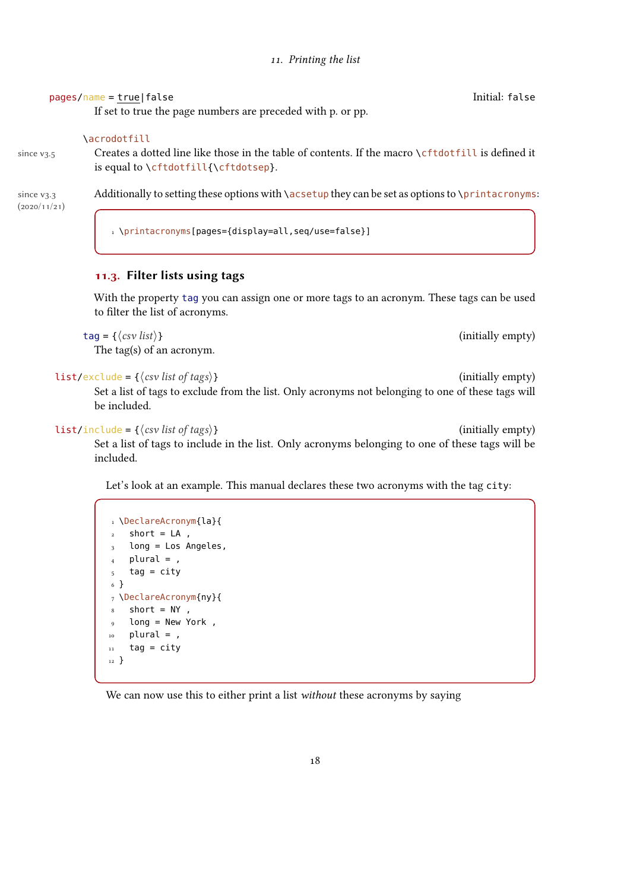pages/name = true|false Initial: false

If set to true the page numbers are preceded with p. or pp.

\acrodotfill

since v3.5

Creates a dotted line like those in the table of contents. If the macro \cftdotfill is defined it is equal to \cftdotfill{\cftdotsep}.

since v3.3 (2020/11/21)

Additionally to setting these options with \acsetup they can be set as options to \printacronyms:

```
\printacronyms[pages={display=all,seq/use=false}]
```

### 11.3. Filter lists using tags

With the property tag you can assign one or more tags to an acronym. These tags can be used to filter the list of acronyms.

tag = {⟨csv list⟩} (initially empty)

The tag(s) of an acronym.

list/exclude = {⟨csv list of tags⟩} (initially empty)

Set a list of tags to exclude from the list. Only acronyms not belonging to one of these tags will be included.

list/include = {⟨csv list of tags⟩} (initially empty)

Set a list of tags to include in the list. Only acronyms belonging to one of these tags will be included.

Let's look at an example. This manual declares these two acronyms with the tag city:

```
\DeclareAcronym{la}{
  short = LA ,
  long = Los Angeles,
  plural = ,
  tag = city
}
\DeclareAcronym{ny}{
  short = NY ,
  long = New York ,
  plural = ,
  tag = city
}
```

We can now use this to either print a list *without* these acronyms by saying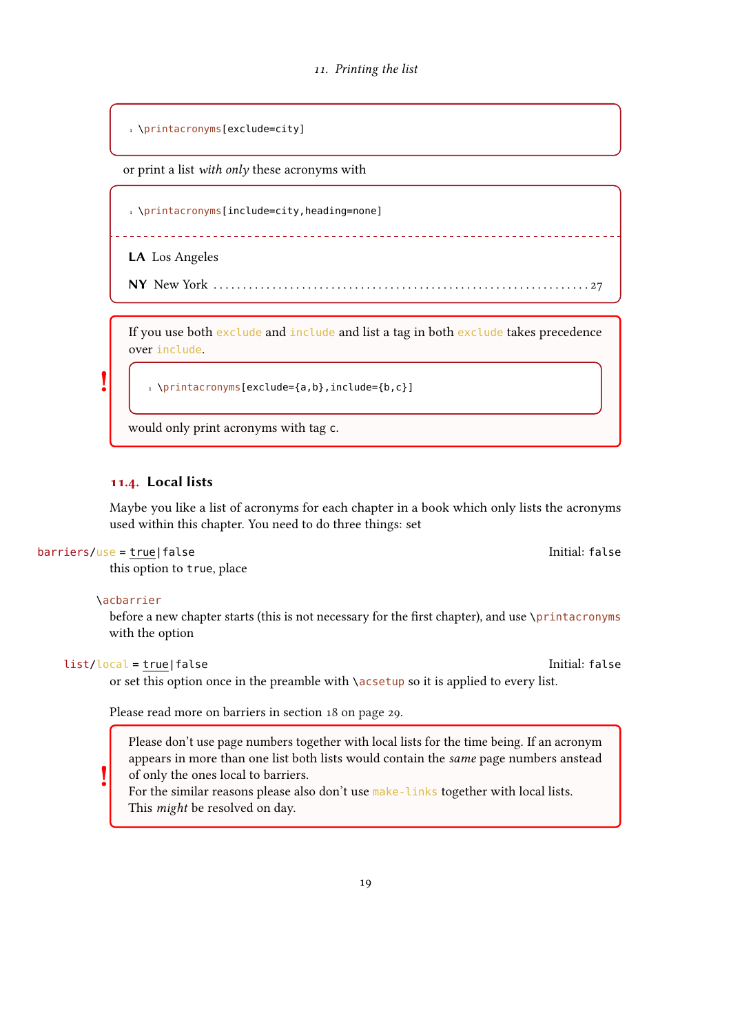```
\printacronyms[exclude=city]
```

or print a list *with only* these acronyms with

```
\printacronyms[include=city,heading=none]
```

**LA** Los Angeles

**NY** New York . . . . . . . . . . . . . . . . . . . . . . . . . . . . . . . . . . . . . . . . . 27

> **!** If you use both `exclude` and `include` and list a tag in both `exclude` takes precedence over `include`.
>
> ```
> \printacronyms[exclude={a,b},include={b,c}]
> ```
>
> would only print acronyms with tag `c`.

## 11.4. Local lists

Maybe you like a list of acronyms for each chapter in a book which only lists the acronyms used within this chapter. You need to do three things: set

`barriers/use = true|false` — Initial: `false`

this option to `true`, place

`\acbarrier`

before a new chapter starts (this is not necessary for the first chapter), and use `\printacronyms` with the option

`list/local = true|false` — Initial: `false`

or set this option once in the preamble with `\acsetup` so it is applied to every list.

Please read more on barriers in section 18 on page 29.

> **!** Please don't use page numbers together with local lists for the time being. If an acronym appears in more than one list both lists would contain the *same* page numbers anstead of only the ones local to barriers.
> For the similar reasons please also don't use `make-links` together with local lists.
> This *might* be resolved on day.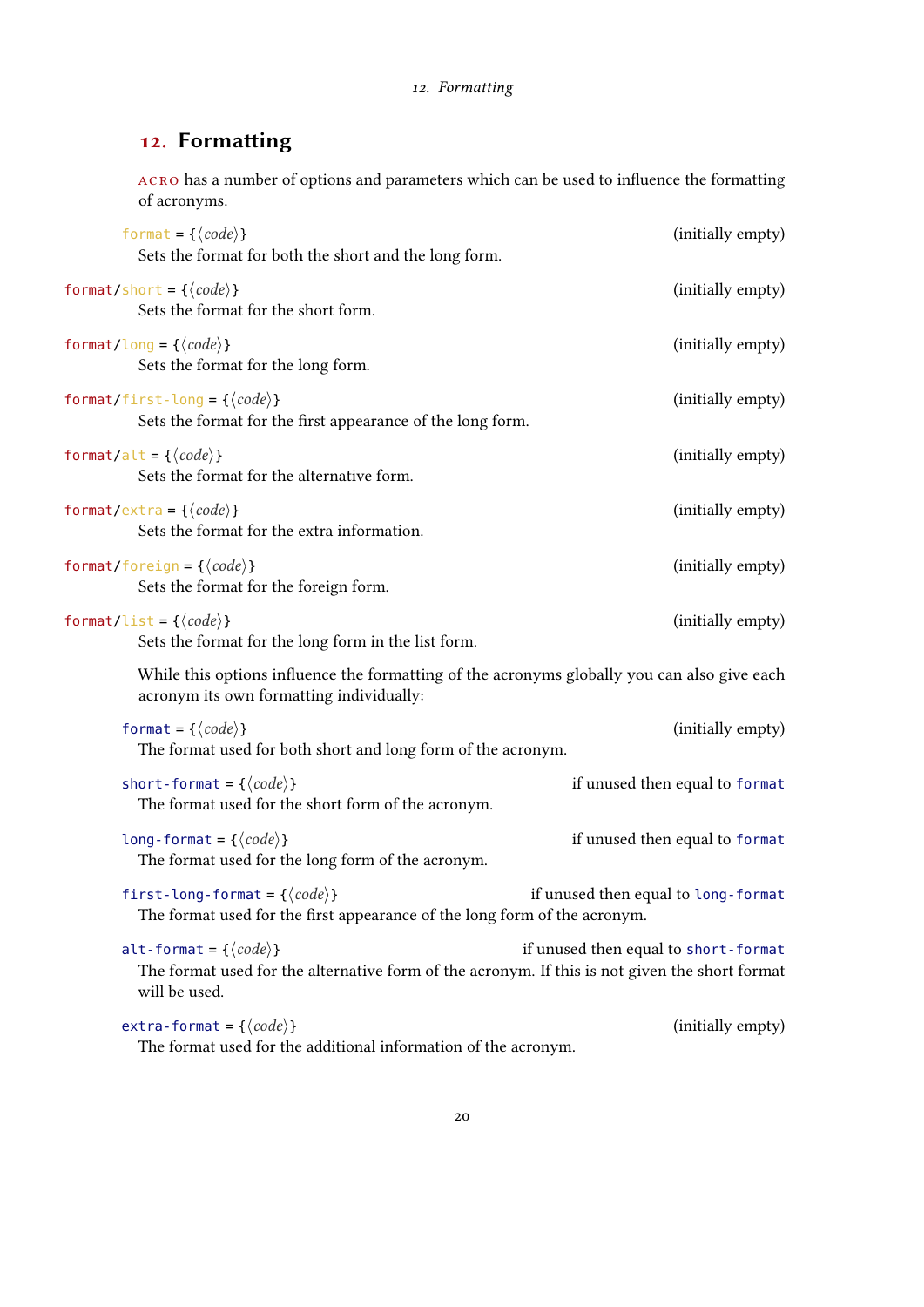# 12. Formatting

ACRO has a number of options and parameters which can be used to influence the formatting of acronyms.

`format = {⟨code⟩}` (initially empty)
Sets the format for both the short and the long form.

`format/short = {⟨code⟩}` (initially empty)
Sets the format for the short form.

`format/long = {⟨code⟩}` (initially empty)
Sets the format for the long form.

`format/first-long = {⟨code⟩}` (initially empty)
Sets the format for the first appearance of the long form.

`format/alt = {⟨code⟩}` (initially empty)
Sets the format for the alternative form.

`format/extra = {⟨code⟩}` (initially empty)
Sets the format for the extra information.

`format/foreign = {⟨code⟩}` (initially empty)
Sets the format for the foreign form.

`format/list = {⟨code⟩}` (initially empty)
Sets the format for the long form in the list form.

While this options influence the formatting of the acronyms globally you can also give each acronym its own formatting individually:

`format = {⟨code⟩}` (initially empty)
The format used for both short and long form of the acronym.

`short-format = {⟨code⟩}` if unused then equal to `format`
The format used for the short form of the acronym.

`long-format = {⟨code⟩}` if unused then equal to `format`
The format used for the long form of the acronym.

`first-long-format = {⟨code⟩}` if unused then equal to `long-format`
The format used for the first appearance of the long form of the acronym.

`alt-format = {⟨code⟩}` if unused then equal to `short-format`
The format used for the alternative form of the acronym. If this is not given the short format will be used.

`extra-format = {⟨code⟩}` (initially empty)
The format used for the additional information of the acronym.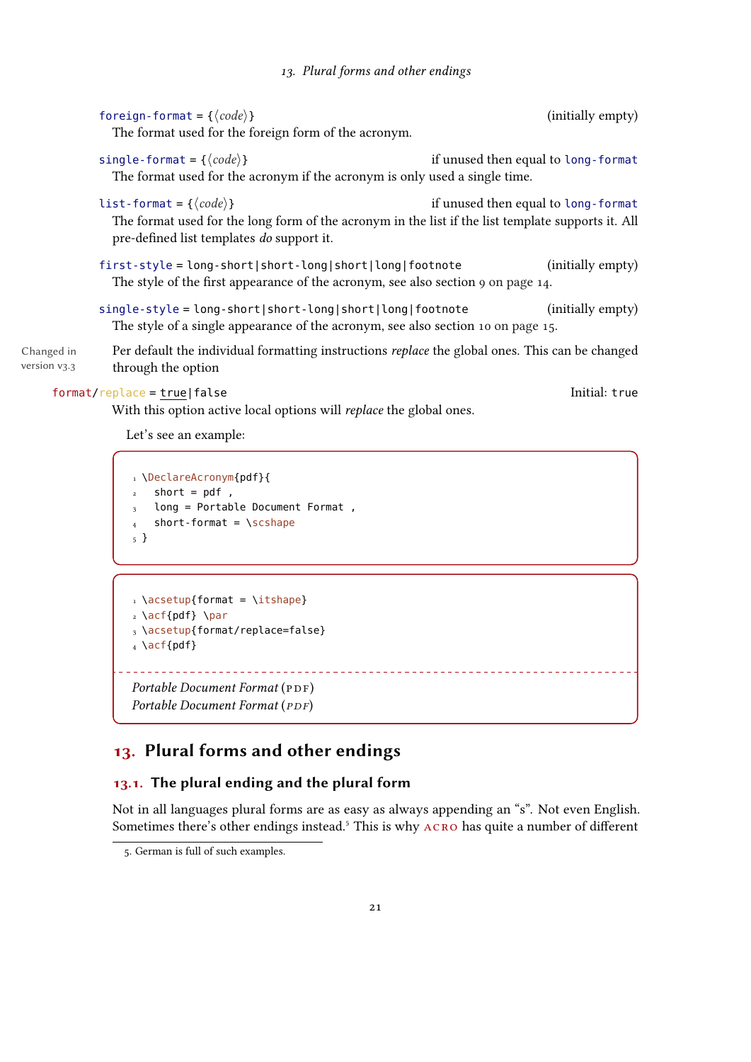`foreign-format = {⟨code⟩}` (initially empty)
The format used for the foreign form of the acronym.

`single-format = {⟨code⟩}` if unused then equal to `long-format`
The format used for the acronym if the acronym is only used a single time.

`list-format = {⟨code⟩}` if unused then equal to `long-format`
The format used for the long form of the acronym in the list if the list template supports it. All pre-defined list templates *do* support it.

`first-style = long-short|short-long|short|long|footnote` (initially empty)
The style of the first appearance of the acronym, see also section 9 on page 14.

`single-style = long-short|short-long|short|long|footnote` (initially empty)
The style of a single appearance of the acronym, see also section 10 on page 15.

Changed in version v3.3

Per default the individual formatting instructions *replace* the global ones. This can be changed through the option

`format/replace = true|false` Initial: `true`
With this option active local options will *replace* the global ones.

Let's see an example:

```
\DeclareAcronym{pdf}{
  short = pdf ,
  long = Portable Document Format ,
  short-format = \scshape
}
```

```
\acsetup{format = \itshape}
\acf{pdf} \par
\acsetup{format/replace=false}
\acf{pdf}
```

*Portable Document Format* (PDF)
*Portable Document Format* (*PDF*)

## 13. Plural forms and other endings

### 13.1. The plural ending and the plural form

Not in all languages plural forms are as easy as always appending an "s". Not even English. Sometimes there's other endings instead.[5] This is why ACRO has quite a number of different

5. German is full of such examples.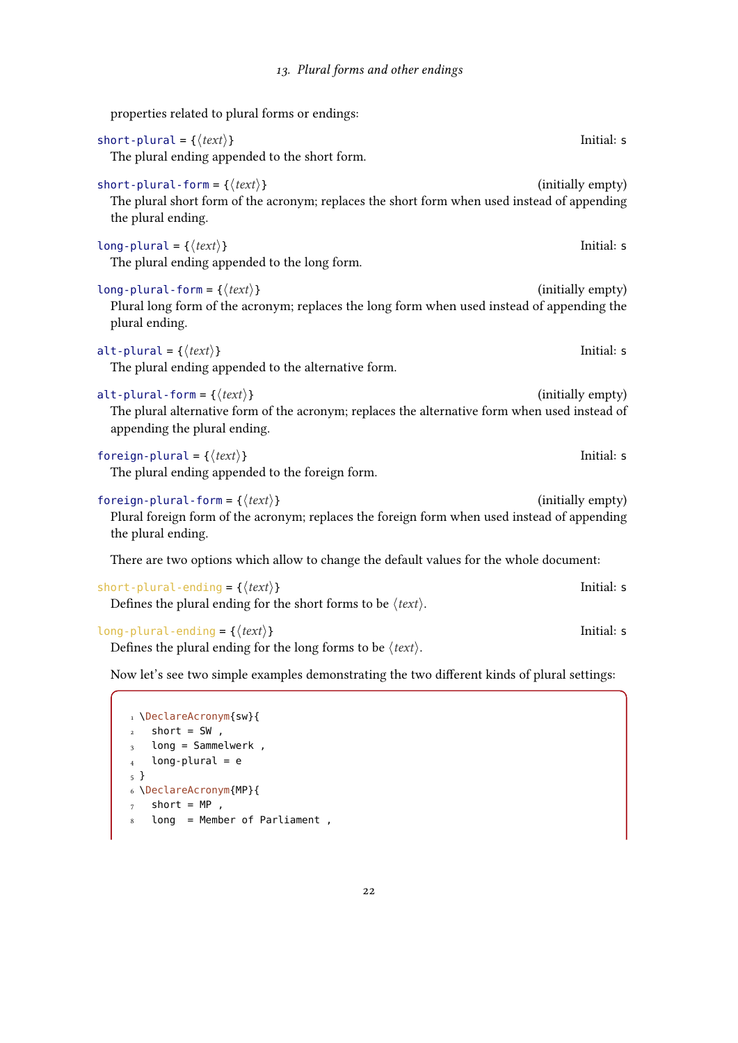properties related to plural forms or endings:

`short-plural = {⟨text⟩}` Initial: s

The plural ending appended to the short form.

`short-plural-form = {⟨text⟩}` (initially empty)

The plural short form of the acronym; replaces the short form when used instead of appending the plural ending.

`long-plural = {⟨text⟩}` Initial: s

The plural ending appended to the long form.

`long-plural-form = {⟨text⟩}` (initially empty)

Plural long form of the acronym; replaces the long form when used instead of appending the plural ending.

`alt-plural = {⟨text⟩}` Initial: s

The plural ending appended to the alternative form.

`alt-plural-form = {⟨text⟩}` (initially empty)

The plural alternative form of the acronym; replaces the alternative form when used instead of appending the plural ending.

`foreign-plural = {⟨text⟩}` Initial: s

The plural ending appended to the foreign form.

`foreign-plural-form = {⟨text⟩}` (initially empty)

Plural foreign form of the acronym; replaces the foreign form when used instead of appending the plural ending.

There are two options which allow to change the default values for the whole document:

`short-plural-ending = {⟨text⟩}` Initial: s

Defines the plural ending for the short forms to be ⟨*text*⟩.

`long-plural-ending = {⟨text⟩}` Initial: s

Defines the plural ending for the long forms to be ⟨*text*⟩.

Now let's see two simple examples demonstrating the two different kinds of plural settings:

```
\DeclareAcronym{sw}{
  short = SW ,
  long = Sammelwerk ,
  long-plural = e
}
\DeclareAcronym{MP}{
  short = MP ,
  long  = Member of Parliament ,
```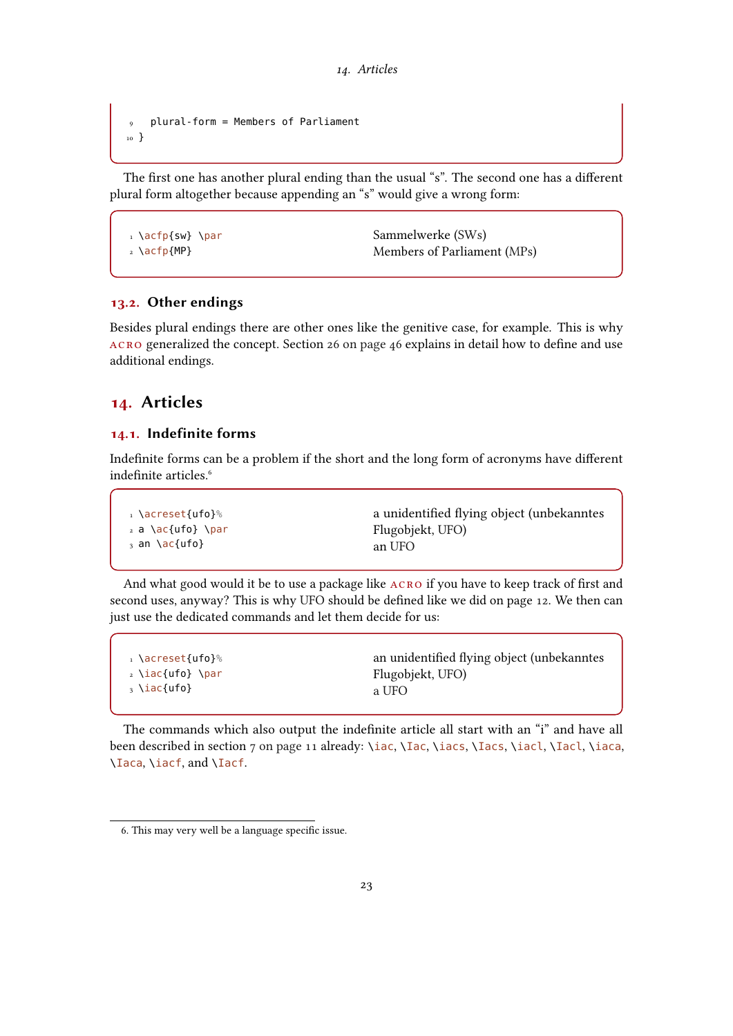```
9   plural-form = Members of Parliament
10 }
```

The first one has another plural ending than the usual "s". The second one has a different plural form altogether because appending an "s" would give a wrong form:

```
1 \acfp{sw} \par
2 \acfp{MP}
```

Sammelwerke (SWs)
Members of Parliament (MPs)

### 13.2. Other endings

Besides plural endings there are other ones like the genitive case, for example. This is why ACRO generalized the concept. Section 26 on page 46 explains in detail how to define and use additional endings.

## 14. Articles

### 14.1. Indefinite forms

Indefinite forms can be a problem if the short and the long form of acronyms have different indefinite articles.[6]

```
1 \acreset{ufo}%
2 a \ac{ufo} \par
3 an \ac{ufo}
```

a unidentified flying object (unbekanntes Flugobjekt, UFO)
an UFO

And what good would it be to use a package like ACRO if you have to keep track of first and second uses, anyway? This is why UFO should be defined like we did on page 12. We then can just use the dedicated commands and let them decide for us:

```
1 \acreset{ufo}%
2 \iac{ufo} \par
3 \iac{ufo}
```

an unidentified flying object (unbekanntes Flugobjekt, UFO)
a UFO

The commands which also output the indefinite article all start with an "i" and have all been described in section 7 on page 11 already: \iac, \Iac, \iacs, \Iacs, \iacl, \Iacl, \iaca, \Iaca, \iacf, and \Iacf.

6. This may very well be a language specific issue.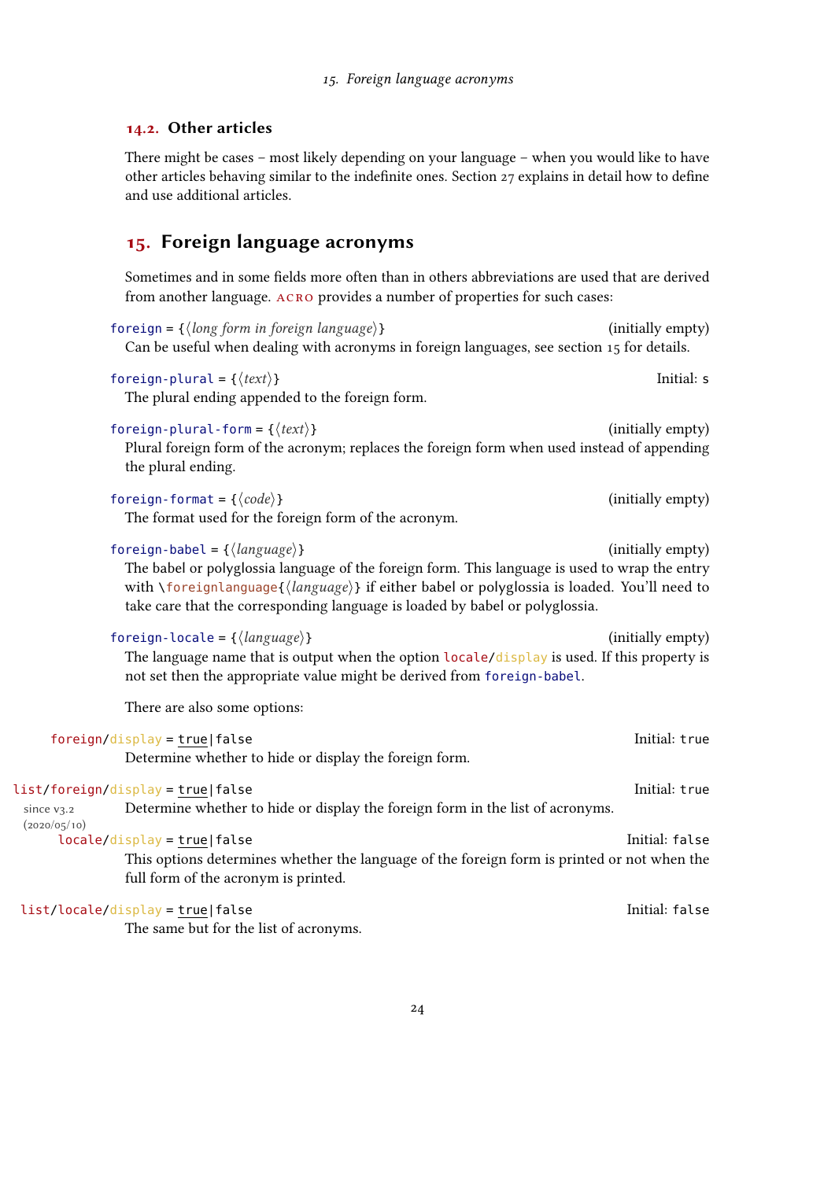### 14.2. Other articles

There might be cases – most likely depending on your language – when you would like to have other articles behaving similar to the indefinite ones. Section 27 explains in detail how to define and use additional articles.

## 15. Foreign language acronyms

Sometimes and in some fields more often than in others abbreviations are used that are derived from another language. ACRO provides a number of properties for such cases:

`foreign = {⟨long form in foreign language⟩}` (initially empty)
Can be useful when dealing with acronyms in foreign languages, see section 15 for details.

`foreign-plural = {⟨text⟩}` Initial: `s`
The plural ending appended to the foreign form.

`foreign-plural-form = {⟨text⟩}` (initially empty)
Plural foreign form of the acronym; replaces the foreign form when used instead of appending the plural ending.

`foreign-format = {⟨code⟩}` (initially empty)
The format used for the foreign form of the acronym.

`foreign-babel = {⟨language⟩}` (initially empty)
The babel or polyglossia language of the foreign form. This language is used to wrap the entry with `\foreignlanguage{⟨language⟩}` if either babel or polyglossia is loaded. You'll need to take care that the corresponding language is loaded by babel or polyglossia.

`foreign-locale = {⟨language⟩}` (initially empty)
The language name that is output when the option `locale/display` is used. If this property is not set then the appropriate value might be derived from `foreign-babel`.

There are also some options:

`foreign/display = true|false` Initial: `true`
Determine whether to hide or display the foreign form.

`list/foreign/display = true|false` Initial: `true`
since v3.2 (2020/05/10)
Determine whether to hide or display the foreign form in the list of acronyms.

`locale/display = true|false` Initial: `false`
This options determines whether the language of the foreign form is printed or not when the full form of the acronym is printed.

`list/locale/display = true|false` Initial: `false`
The same but for the list of acronyms.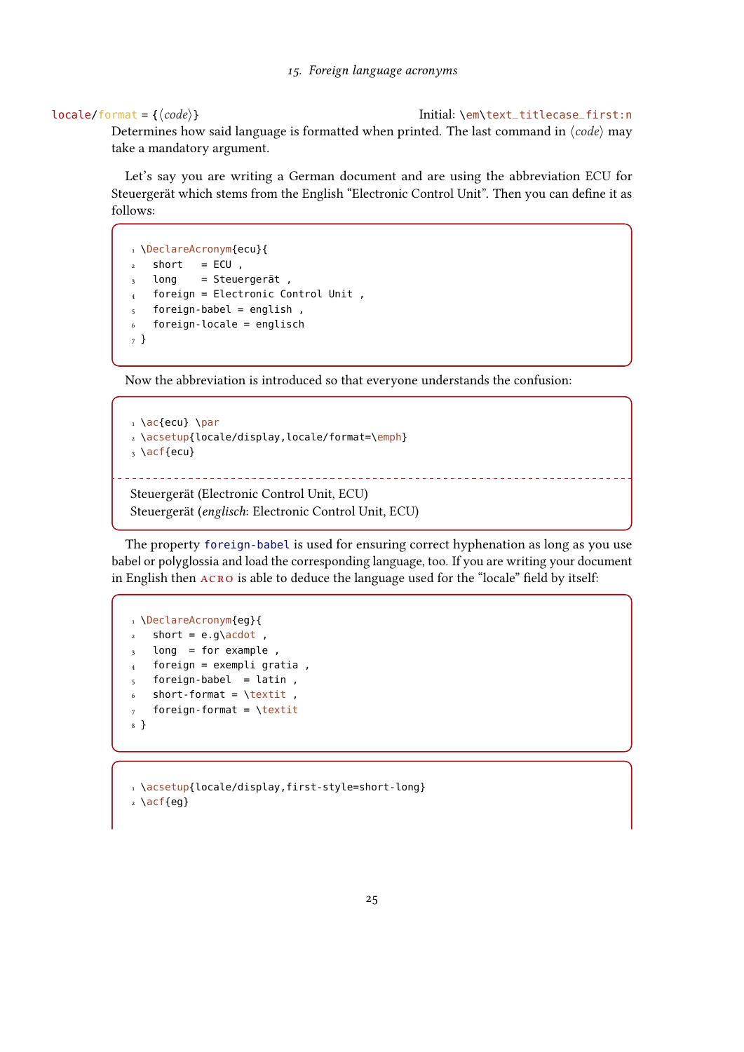locale/format = {⟨code⟩} Initial: \em\text_titlecase_first:n

Determines how said language is formatted when printed. The last command in ⟨code⟩ may take a mandatory argument.

Let's say you are writing a German document and are using the abbreviation ECU for Steuergerät which stems from the English "Electronic Control Unit". Then you can define it as follows:

```
\DeclareAcronym{ecu}{
  short   = ECU ,
  long    = Steuergerät ,
  foreign = Electronic Control Unit ,
  foreign-babel = english ,
  foreign-locale = englisch
}
```

Now the abbreviation is introduced so that everyone understands the confusion:

```
\ac{ecu} \par
\acsetup{locale/display,locale/format=\emph}
\acf{ecu}
```

Steuergerät (Electronic Control Unit, ECU)
Steuergerät (*englisch*: Electronic Control Unit, ECU)

The property foreign-babel is used for ensuring correct hyphenation as long as you use babel or polyglossia and load the corresponding language, too. If you are writing your document in English then acro is able to deduce the language used for the "locale" field by itself:

```
\DeclareAcronym{eg}{
  short = e.g\acdot ,
  long  = for example ,
  foreign = exempli gratia ,
  foreign-babel  = latin ,
  short-format = \textit ,
  foreign-format = \textit
}
```

```
\acsetup{locale/display,first-style=short-long}
\acf{eg}
```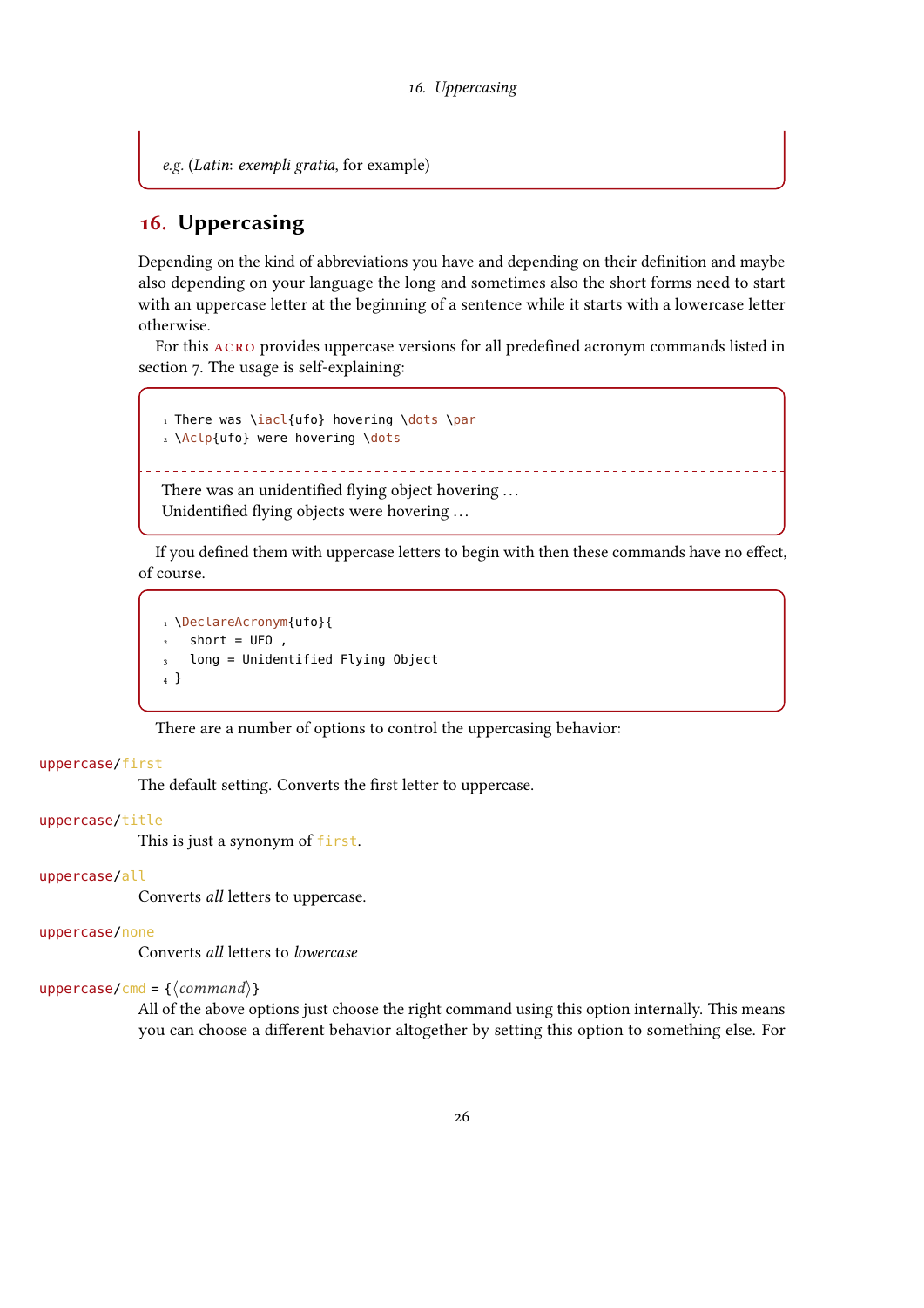e.g. (*Latin*: *exempli gratia*, for example)

## 16. Uppercasing

Depending on the kind of abbreviations you have and depending on their definition and maybe also depending on your language the long and sometimes also the short forms need to start with an uppercase letter at the beginning of a sentence while it starts with a lowercase letter otherwise.

For this ACRO provides uppercase versions for all predefined acronym commands listed in section 7. The usage is self-explaining:

```
There was \iacl{ufo} hovering \dots \par
\Aclp{ufo} were hovering \dots
```

There was an unidentified flying object hovering ...
Unidentified flying objects were hovering ...

If you defined them with uppercase letters to begin with then these commands have no effect, of course.

```
\DeclareAcronym{ufo}{
  short = UFO ,
  long = Unidentified Flying Object
}
```

There are a number of options to control the uppercasing behavior:

`uppercase/first`
The default setting. Converts the first letter to uppercase.

`uppercase/title`
This is just a synonym of `first`.

`uppercase/all`
Converts *all* letters to uppercase.

`uppercase/none`
Converts *all* letters to *lowercase*

`uppercase/cmd = {⟨command⟩}`
All of the above options just choose the right command using this option internally. This means you can choose a different behavior altogether by setting this option to something else. For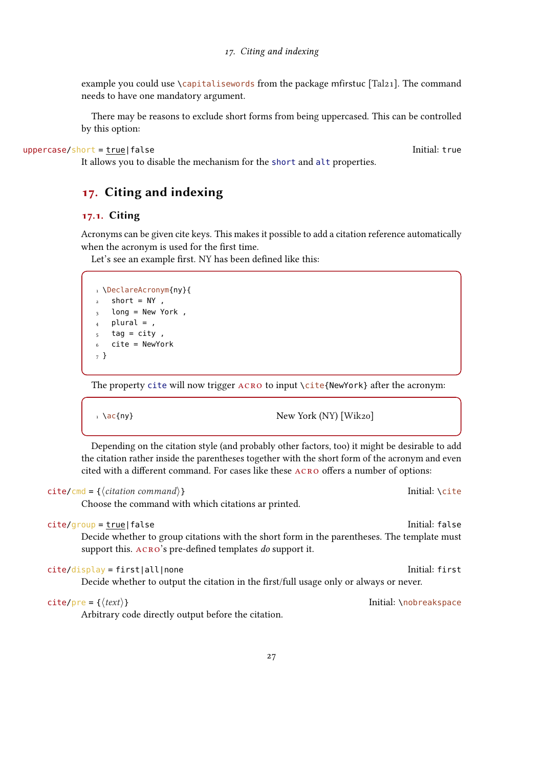example you could use \capitalisewords from the package mfirstuc [Tal21]. The command needs to have one mandatory argument.

There may be reasons to exclude short forms from being uppercased. This can be controlled by this option:

`uppercase/short = true|false` — Initial: `true`

It allows you to disable the mechanism for the `short` and `alt` properties.

# 17. Citing and indexing

## 17.1. Citing

Acronyms can be given cite keys. This makes it possible to add a citation reference automatically when the acronym is used for the first time.

Let's see an example first. NY has been defined like this:

```
\DeclareAcronym{ny}{
  short = NY ,
  long = New York ,
  plural = ,
  tag = city ,
  cite = NewYork
}
```

The property `cite` will now trigger ACRO to input `\cite{NewYork}` after the acronym:

```
\ac{ny}
```

New York (NY) [Wik20]

Depending on the citation style (and probably other factors, too) it might be desirable to add the citation rather inside the parentheses together with the short form of the acronym and even cited with a different command. For cases like these ACRO offers a number of options:

`cite/cmd = {⟨citation command⟩}` — Initial: `\cite`

Choose the command with which citations ar printed.

`cite/group = true|false` — Initial: `false`

Decide whether to group citations with the short form in the parentheses. The template must support this. ACRO's pre-defined templates *do* support it.

`cite/display = first|all|none` — Initial: `first`

Decide whether to output the citation in the first/full usage only or always or never.

`cite/pre = {⟨text⟩}` — Initial: `\nobreakspace`

Arbitrary code directly output before the citation.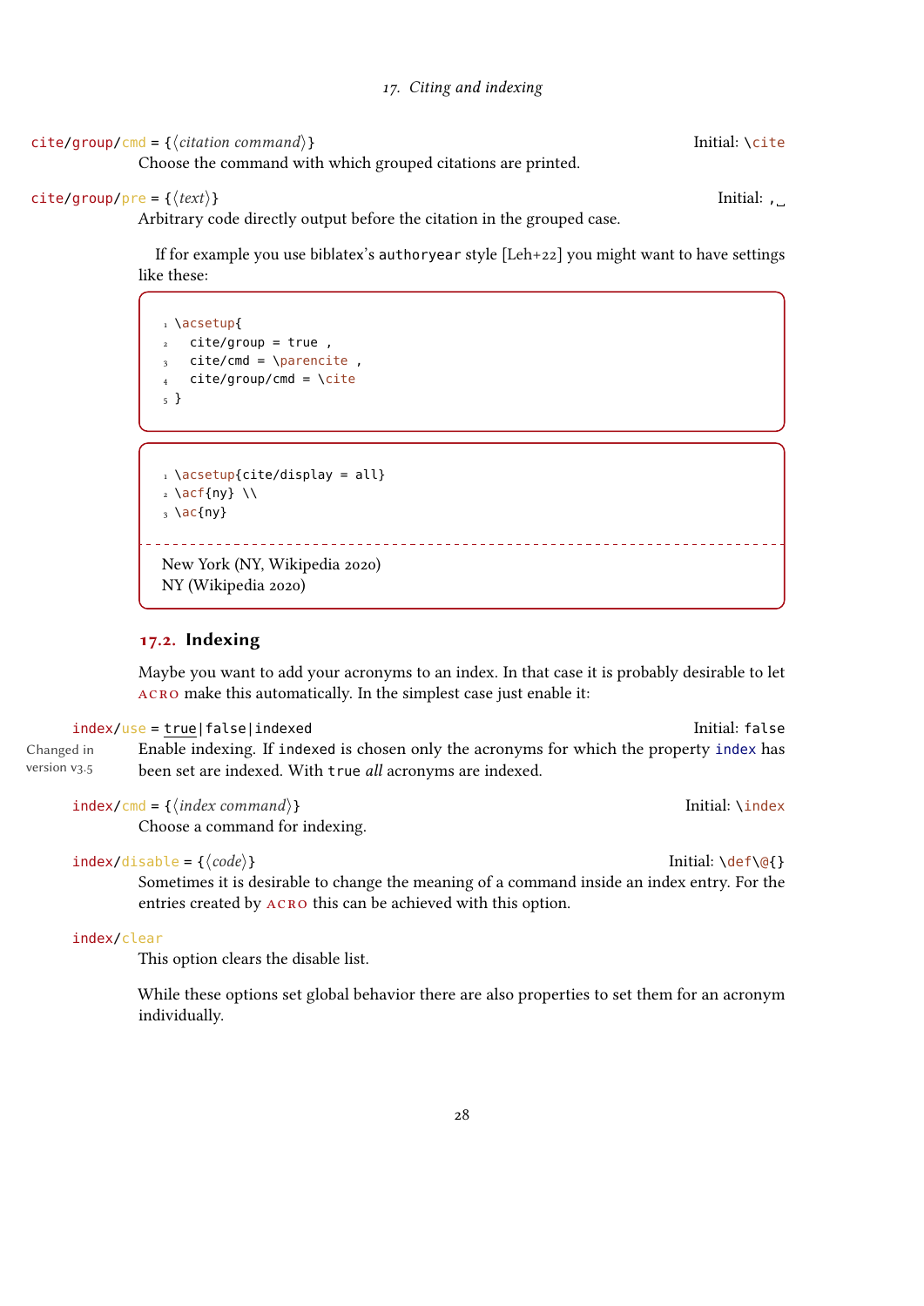cite/group/cmd = {⟨*citation command*⟩} Initial: \cite

Choose the command with which grouped citations are printed.

cite/group/pre = {⟨*text*⟩} Initial: ,␣

Arbitrary code directly output before the citation in the grouped case.

If for example you use biblatex's authoryear style [Leh+22] you might want to have settings like these:

```
\acsetup{
  cite/group = true ,
  cite/cmd = \parencite ,
  cite/group/cmd = \cite
}
```

```
\acsetup{cite/display = all}
\acf{ny} \\
\ac{ny}
```

New York (NY, Wikipedia 2020)
NY (Wikipedia 2020)

## 17.2. Indexing

Maybe you want to add your acronyms to an index. In that case it is probably desirable to let ACRO make this automatically. In the simplest case just enable it:

index/use = true|false|indexed Initial: false

Changed in version v3.5

Enable indexing. If indexed is chosen only the acronyms for which the property index has been set are indexed. With true *all* acronyms are indexed.

index/cmd = {⟨*index command*⟩} Initial: \index

Choose a command for indexing.

index/disable = {⟨*code*⟩} Initial: \def\@{}

Sometimes it is desirable to change the meaning of a command inside an index entry. For the entries created by ACRO this can be achieved with this option.

index/clear

This option clears the disable list.

While these options set global behavior there are also properties to set them for an acronym individually.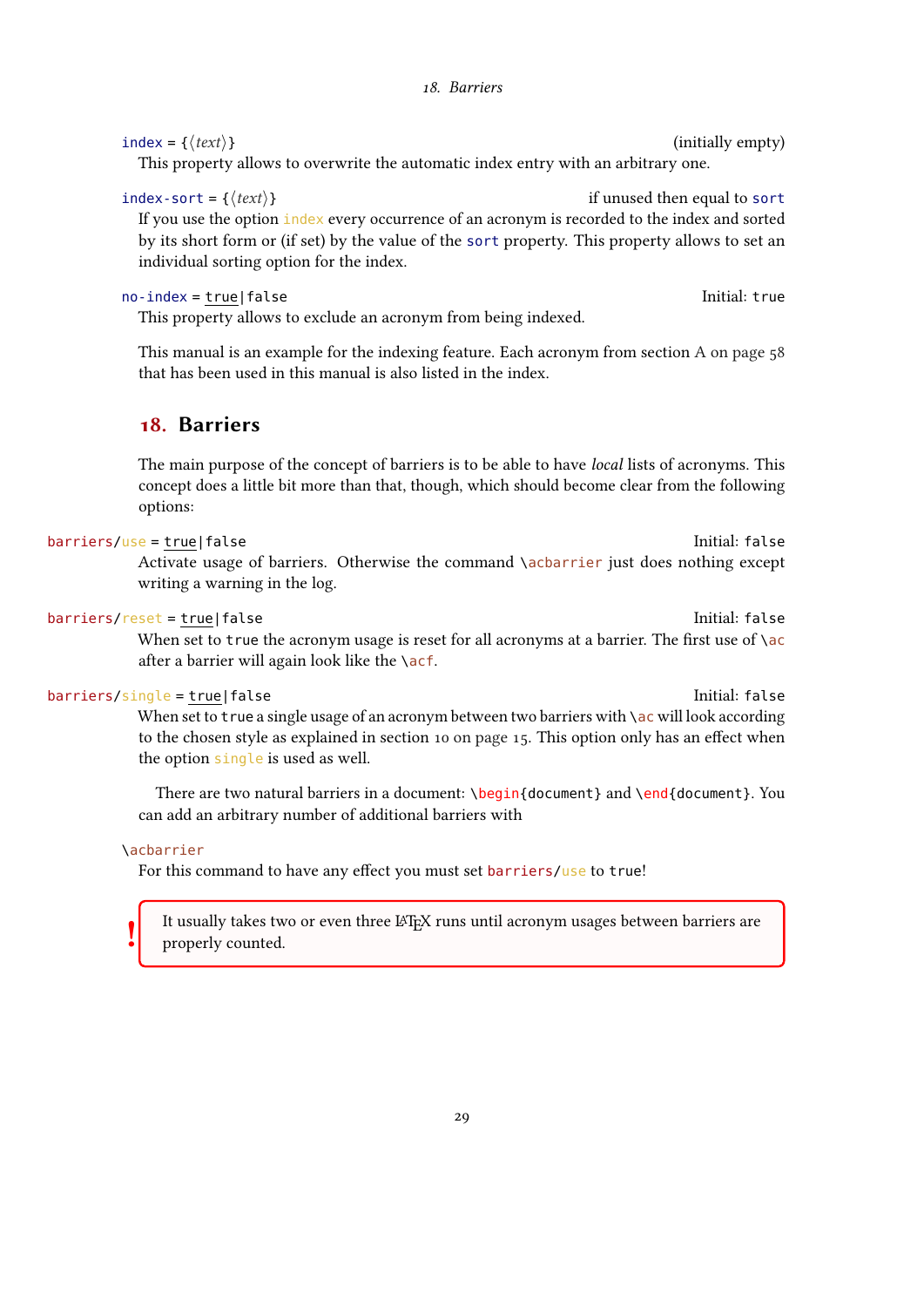`index = {⟨text⟩}` (initially empty)

This property allows to overwrite the automatic index entry with an arbitrary one.

`index-sort = {⟨text⟩}` if unused then equal to `sort`

If you use the option `index` every occurrence of an acronym is recorded to the index and sorted by its short form or (if set) by the value of the `sort` property. This property allows to set an individual sorting option for the index.

`no-index = true|false` Initial: `true`

This property allows to exclude an acronym from being indexed.

This manual is an example for the indexing feature. Each acronym from section A on page 58 that has been used in this manual is also listed in the index.

## 18. Barriers

The main purpose of the concept of barriers is to be able to have *local* lists of acronyms. This concept does a little bit more than that, though, which should become clear from the following options:

`barriers/use = true|false` Initial: `false`

Activate usage of barriers. Otherwise the command `\acbarrier` just does nothing except writing a warning in the log.

`barriers/reset = true|false` Initial: `false`

When set to `true` the acronym usage is reset for all acronyms at a barrier. The first use of `\ac` after a barrier will again look like the `\acf`.

`barriers/single = true|false` Initial: `false`

When set to `true` a single usage of an acronym between two barriers with `\ac` will look according to the chosen style as explained in section 10 on page 15. This option only has an effect when the option `single` is used as well.

There are two natural barriers in a document: `\begin{document}` and `\end{document}`. You can add an arbitrary number of additional barriers with

`\acbarrier`

For this command to have any effect you must set `barriers/use` to `true`!

> ! It usually takes two or even three LaTeX runs until acronym usages between barriers are properly counted.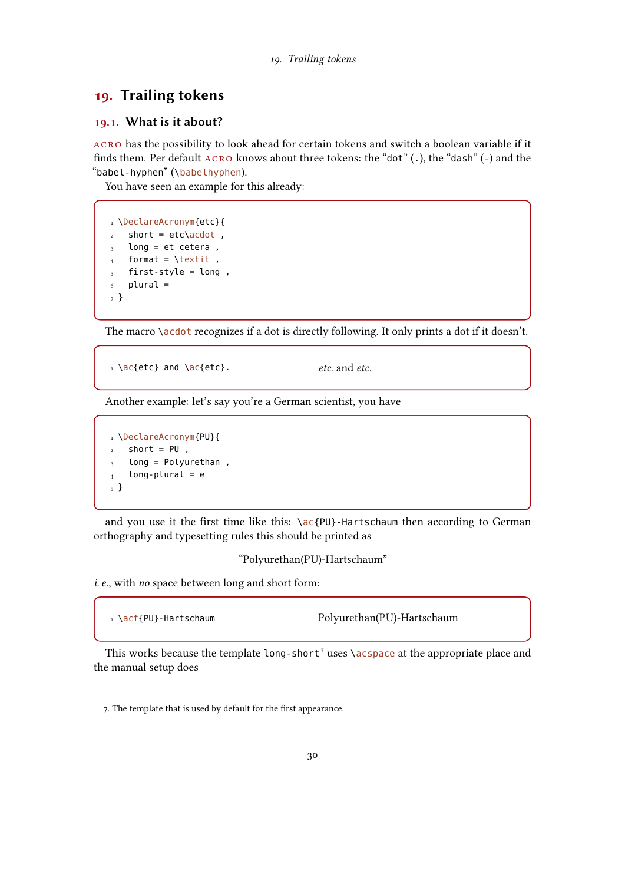# 19. Trailing tokens

## 19.1. What is it about?

ACRO has the possibility to look ahead for certain tokens and switch a boolean variable if it finds them. Per default ACRO knows about three tokens: the "`dot`" (`.`), the "`dash`" (`-`) and the "`babel-hyphen`" (`\babelhyphen`).

You have seen an example for this already:

```
\DeclareAcronym{etc}{
  short = etc\acdot ,
  long = et cetera ,
  format = \textit ,
  first-style = long ,
  plural =
}
```

The macro `\acdot` recognizes if a dot is directly following. It only prints a dot if it doesn't.

```
\ac{etc} and \ac{etc}.
```

*etc.* and *etc.*

Another example: let's say you're a German scientist, you have

```
\DeclareAcronym{PU}{
  short = PU ,
  long = Polyurethan ,
  long-plural = e
}
```

and you use it the first time like this: `\ac{PU}-Hartschaum` then according to German orthography and typesetting rules this should be printed as

"Polyurethan(PU)-Hartschaum"

*i. e.*, with *no* space between long and short form:

```
\acf{PU}-Hartschaum
```

Polyurethan(PU)-Hartschaum

This works because the template `long-short`[7] uses `\acspace` at the appropriate place and the manual setup does

[7] The template that is used by default for the first appearance.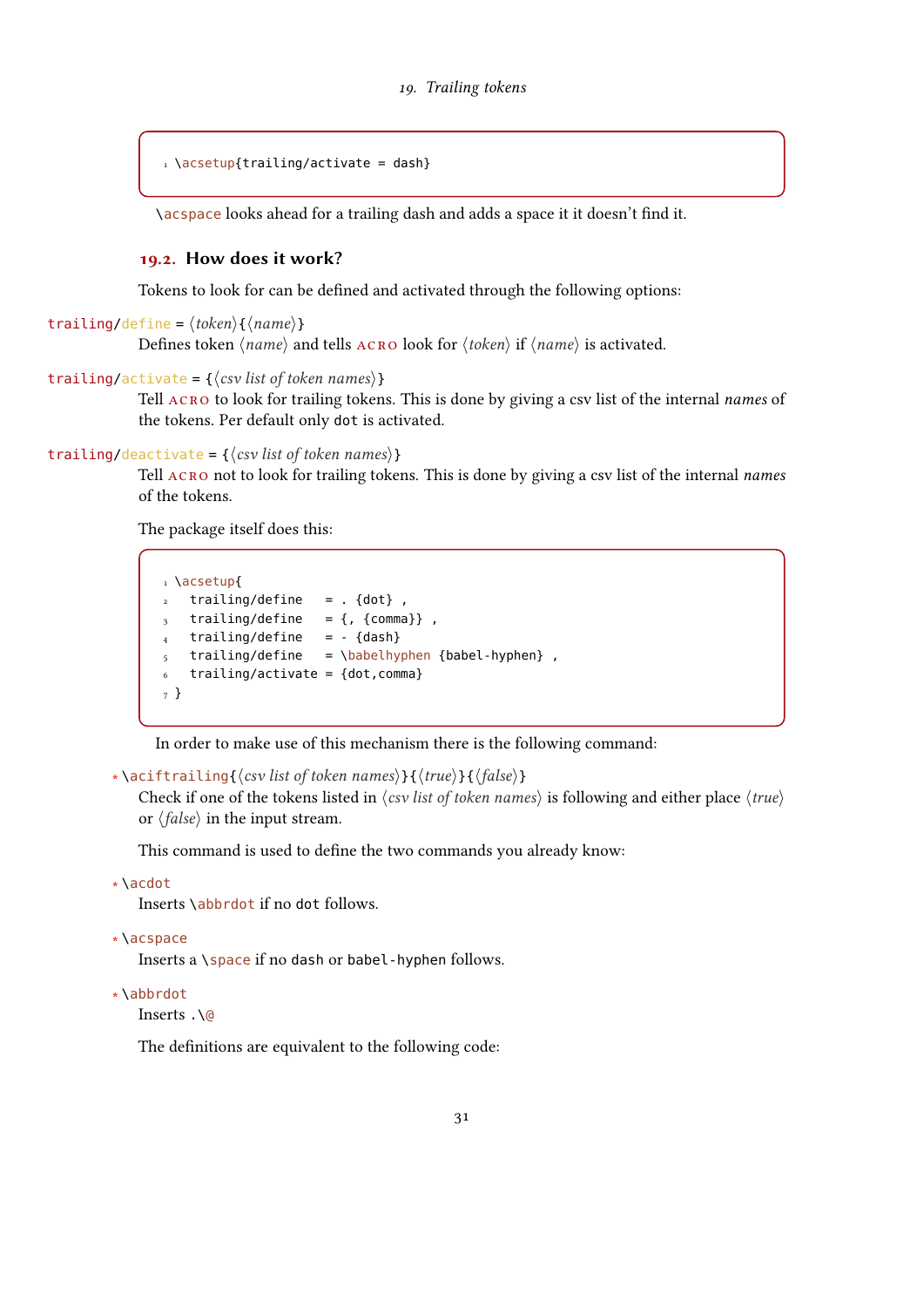```
\acsetup{trailing/activate = dash}
```

\acspace looks ahead for a trailing dash and adds a space it it doesn't find it.

## 19.2. How does it work?

Tokens to look for can be defined and activated through the following options:

trailing/define = ⟨*token*⟩{⟨*name*⟩}
Defines token ⟨*name*⟩ and tells ACRO look for ⟨*token*⟩ if ⟨*name*⟩ is activated.

trailing/activate = {⟨*csv list of token names*⟩}
Tell ACRO to look for trailing tokens. This is done by giving a csv list of the internal *names* of the tokens. Per default only `dot` is activated.

trailing/deactivate = {⟨*csv list of token names*⟩}
Tell ACRO not to look for trailing tokens. This is done by giving a csv list of the internal *names* of the tokens.

The package itself does this:

```
\acsetup{
  trailing/define   = . {dot} ,
  trailing/define   = {, {comma}} ,
  trailing/define   = - {dash}
  trailing/define   = \babelhyphen {babel-hyphen} ,
  trailing/activate = {dot,comma}
}
```

In order to make use of this mechanism there is the following command:

* \aciftrailing{⟨*csv list of token names*⟩}{⟨*true*⟩}{⟨*false*⟩}
Check if one of the tokens listed in ⟨*csv list of token names*⟩ is following and either place ⟨*true*⟩ or ⟨*false*⟩ in the input stream.

This command is used to define the two commands you already know:

* \acdot
Inserts \abbrdot if no `dot` follows.

* \acspace
Inserts a \space if no `dash` or `babel-hyphen` follows.

* \abbrdot
Inserts `.\@`

The definitions are equivalent to the following code: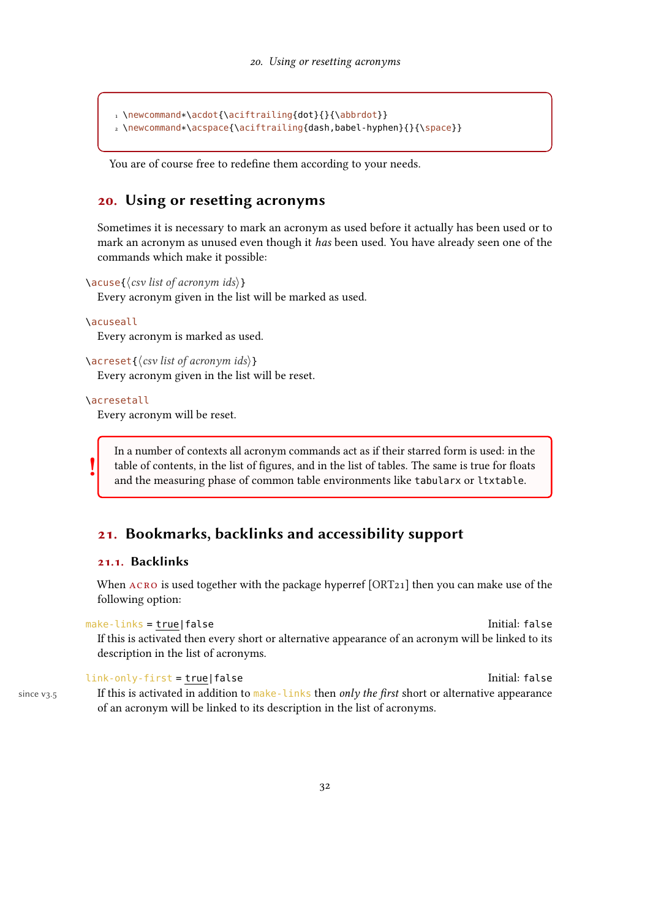```
\newcommand*\acdot{\aciftrailing{dot}{}{\abbrdot}}
\newcommand*\acspace{\aciftrailing{dash,babel-hyphen}{}{\space}}
```

You are of course free to redefine them according to your needs.

## 20. Using or resetting acronyms

Sometimes it is necessary to mark an acronym as used before it actually has been used or to mark an acronym as unused even though it *has* been used. You have already seen one of the commands which make it possible:

`\acuse{⟨csv list of acronym ids⟩}`
Every acronym given in the list will be marked as used.

`\acuseall`
Every acronym is marked as used.

`\acreset{⟨csv list of acronym ids⟩}`
Every acronym given in the list will be reset.

`\acresetall`
Every acronym will be reset.

> **!** In a number of contexts all acronym commands act as if their starred form is used: in the table of contents, in the list of figures, and in the list of tables. The same is true for floats and the measuring phase of common table environments like `tabularx` or `ltxtable`.

## 21. Bookmarks, backlinks and accessibility support

### 21.1. Backlinks

When ACRO is used together with the package hyperref [ORT21] then you can make use of the following option:

`make-links = true|false` Initial: `false`
If this is activated then every short or alternative appearance of an acronym will be linked to its description in the list of acronyms.

`link-only-first = true|false` Initial: `false`
since v3.5
If this is activated in addition to `make-links` then *only the first* short or alternative appearance of an acronym will be linked to its description in the list of acronyms.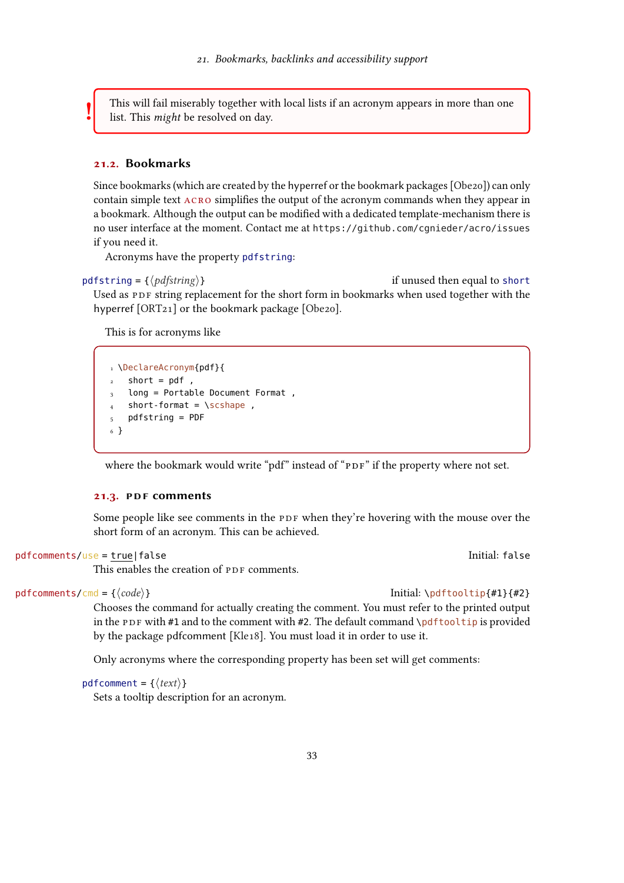> ! This will fail miserably together with local lists if an acronym appears in more than one list. This *might* be resolved on day.

## 21.2. Bookmarks

Since bookmarks (which are created by the hyperref or the bookmark packages [Obe20]) can only contain simple text ACRO simplifies the output of the acronym commands when they appear in a bookmark. Although the output can be modified with a dedicated template-mechanism there is no user interface at the moment. Contact me at `https://github.com/cgnieder/acro/issues` if you need it.

Acronyms have the property `pdfstring`:

`pdfstring = {⟨pdfstring⟩}` — if unused then equal to `short`

Used as PDF string replacement for the short form in bookmarks when used together with the hyperref [ORT21] or the bookmark package [Obe20].

This is for acronyms like

```
\DeclareAcronym{pdf}{
  short = pdf ,
  long = Portable Document Format ,
  short-format = \scshape ,
  pdfstring = PDF
}
```

where the bookmark would write "pdf" instead of "PDF" if the property where not set.

## 21.3. PDF comments

Some people like see comments in the PDF when they're hovering with the mouse over the short form of an acronym. This can be achieved.

`pdfcomments/use = true|false` — Initial: `false`

This enables the creation of PDF comments.

`pdfcomments/cmd = {⟨code⟩}` — Initial: `\pdftooltip{#1}{#2}`

Chooses the command for actually creating the comment. You must refer to the printed output in the PDF with `#1` and to the comment with `#2`. The default command `\pdftooltip` is provided by the package pdfcomment [Kle18]. You must load it in order to use it.

Only acronyms where the corresponding property has been set will get comments:

`pdfcomment = {⟨text⟩}`

Sets a tooltip description for an acronym.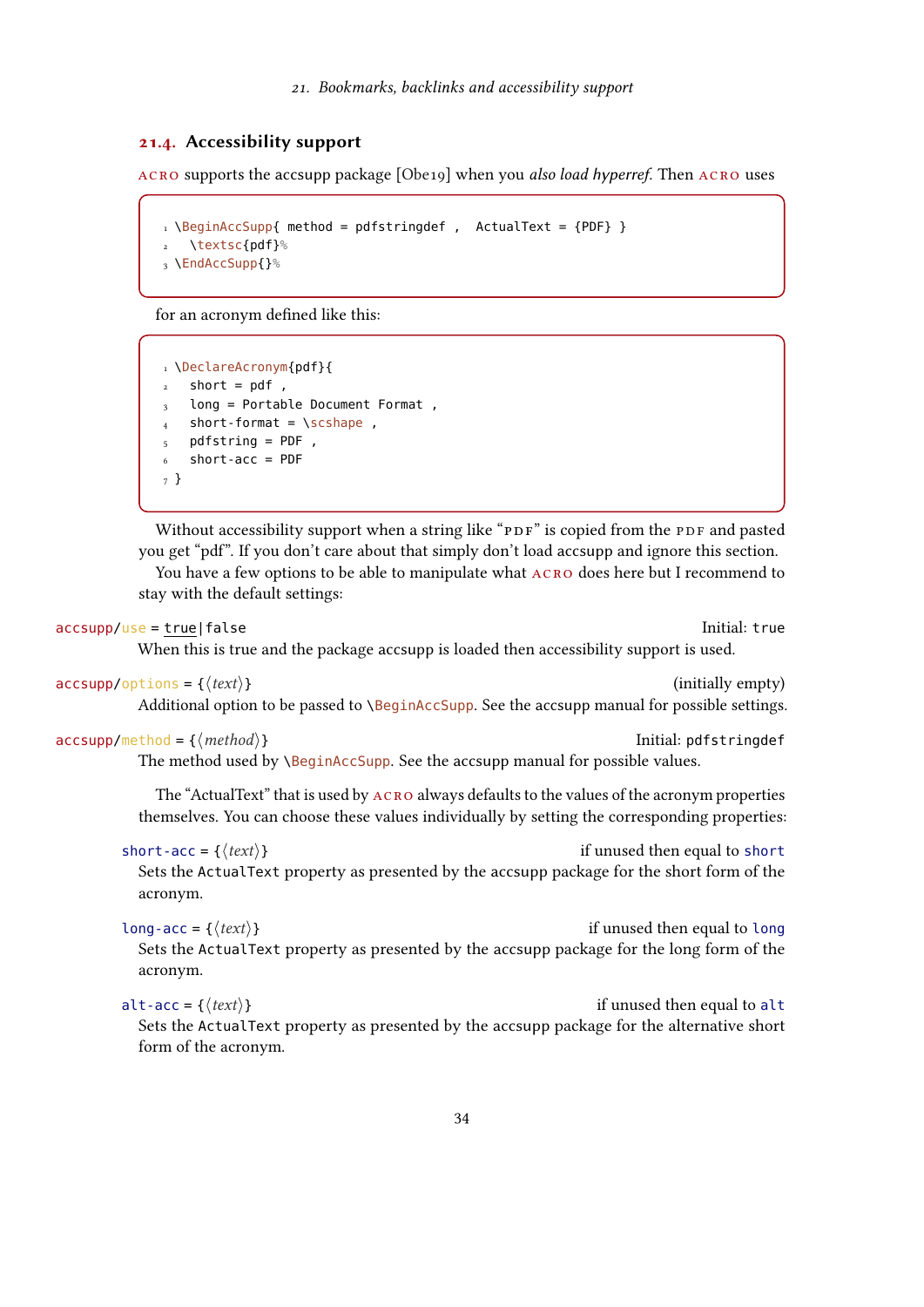### 21.4. Accessibility support

ACRO supports the accsupp package [Obe19] when you *also load hyperref*. Then ACRO uses

```
\BeginAccSupp{ method = pdfstringdef ,  ActualText = {PDF} }
  \textsc{pdf}%
\EndAccSupp{}%
```

for an acronym defined like this:

```
\DeclareAcronym{pdf}{
  short = pdf ,
  long = Portable Document Format ,
  short-format = \scshape ,
  pdfstring = PDF ,
  short-acc = PDF
}
```

Without accessibility support when a string like "PDF" is copied from the PDF and pasted you get "pdf". If you don't care about that simply don't load accsupp and ignore this section.

You have a few options to be able to manipulate what ACRO does here but I recommend to stay with the default settings:

`accsupp/use` = `true`|`false` Initial: `true`

When this is true and the package accsupp is loaded then accessibility support is used.

`accsupp/options` = {⟨*text*⟩} (initially empty)

Additional option to be passed to `\BeginAccSupp`. See the accsupp manual for possible settings.

`accsupp/method` = {⟨*method*⟩} Initial: `pdfstringdef`

The method used by `\BeginAccSupp`. See the accsupp manual for possible values.

The "ActualText" that is used by ACRO always defaults to the values of the acronym properties themselves. You can choose these values individually by setting the corresponding properties:

`short-acc` = {⟨*text*⟩} if unused then equal to `short`

Sets the `ActualText` property as presented by the accsupp package for the short form of the acronym.

`long-acc` = {⟨*text*⟩} if unused then equal to `long`

Sets the `ActualText` property as presented by the accsupp package for the long form of the acronym.

`alt-acc` = {⟨*text*⟩} if unused then equal to `alt`

Sets the `ActualText` property as presented by the accsupp package for the alternative short form of the acronym.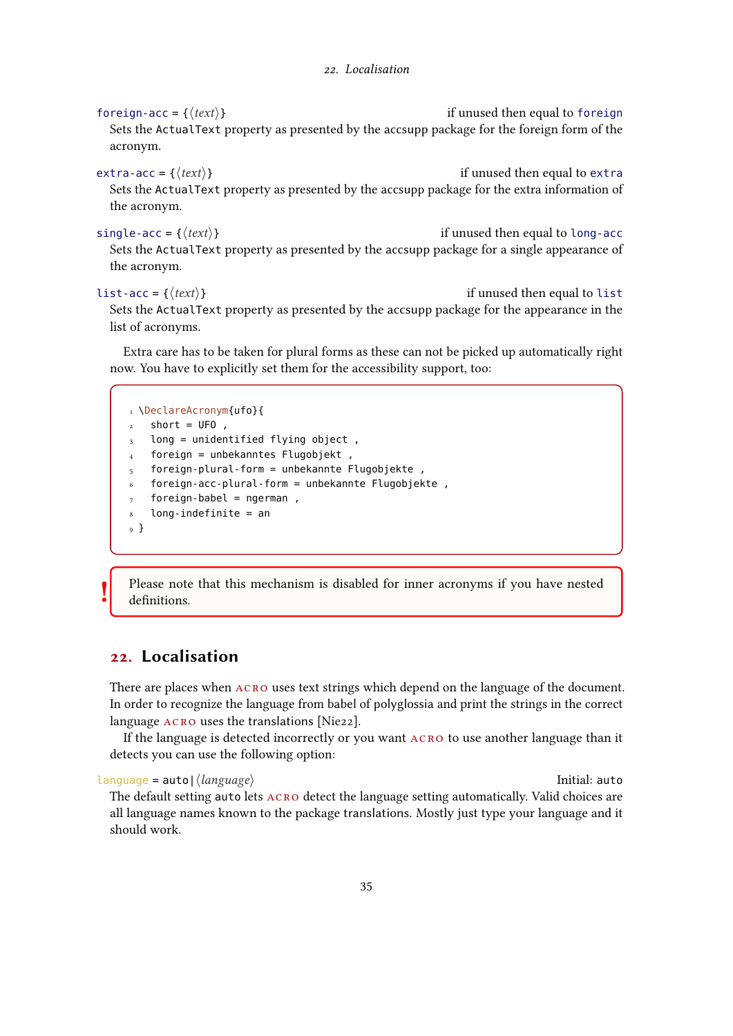foreign-acc = {⟨*text*⟩} if unused then equal to foreign

Sets the ActualText property as presented by the accsupp package for the foreign form of the acronym.

extra-acc = {⟨*text*⟩} if unused then equal to extra

Sets the ActualText property as presented by the accsupp package for the extra information of the acronym.

single-acc = {⟨*text*⟩} if unused then equal to long-acc

Sets the ActualText property as presented by the accsupp package for a single appearance of the acronym.

list-acc = {⟨*text*⟩} if unused then equal to list

Sets the ActualText property as presented by the accsupp package for the appearance in the list of acronyms.

Extra care has to be taken for plural forms as these can not be picked up automatically right now. You have to explicitly set them for the accessibility support, too:

```
\DeclareAcronym{ufo}{
  short = UFO ,
  long = unidentified flying object ,
  foreign = unbekanntes Flugobjekt ,
  foreign-plural-form = unbekannte Flugobjekte ,
  foreign-acc-plural-form = unbekannte Flugobjekte ,
  foreign-babel = ngerman ,
  long-indefinite = an
}
```

! Please note that this mechanism is disabled for inner acronyms if you have nested definitions.

## 22. Localisation

There are places when ACRO uses text strings which depend on the language of the document. In order to recognize the language from babel of polyglossia and print the strings in the correct language ACRO uses the translations [Nie22].

If the language is detected incorrectly or you want ACRO to use another language than it detects you can use the following option:

language = auto|⟨*language*⟩ Initial: auto

The default setting auto lets ACRO detect the language setting automatically. Valid choices are all language names known to the package translations. Mostly just type your language and it should work.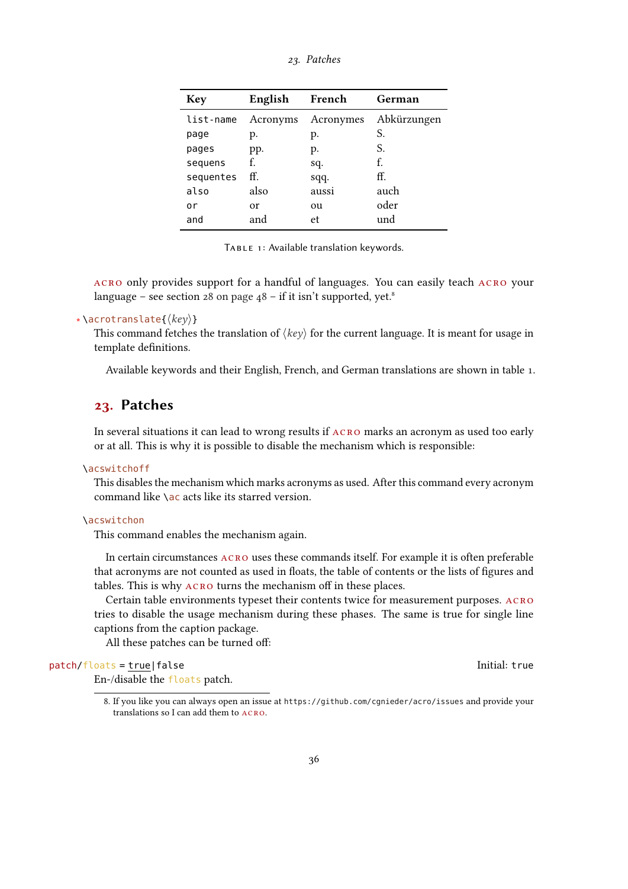| Key | English | French | German |
|---|---|---|---|
| list-name | Acronyms | Acronymes | Abkürzungen |
| page | p. | p. | S. |
| pages | pp. | p. | S. |
| sequens | f. | sq. | f. |
| sequentes | ff. | sqq. | ff. |
| also | also | aussi | auch |
| or | or | ou | oder |
| and | and | et | und |

TABLE 1: Available translation keywords.

ACRO only provides support for a handful of languages. You can easily teach ACRO your language – see section 28 on page 48 – if it isn't supported, yet.[8]

`* \acrotranslate{⟨key⟩}`

This command fetches the translation of ⟨key⟩ for the current language. It is meant for usage in template definitions.

Available keywords and their English, French, and German translations are shown in table 1.

## 23. Patches

In several situations it can lead to wrong results if ACRO marks an acronym as used too early or at all. This is why it is possible to disable the mechanism which is responsible:

`\acswitchoff`

This disables the mechanism which marks acronyms as used. After this command every acronym command like `\ac` acts like its starred version.

`\acswitchon`

This command enables the mechanism again.

In certain circumstances ACRO uses these commands itself. For example it is often preferable that acronyms are not counted as used in floats, the table of contents or the lists of figures and tables. This is why ACRO turns the mechanism off in these places.

Certain table environments typeset their contents twice for measurement purposes. ACRO tries to disable the usage mechanism during these phases. The same is true for single line captions from the caption package.

All these patches can be turned off:

`patch/floats = true|false` Initial: `true`

En-/disable the `floats` patch.

8. If you like you can always open an issue at `https://github.com/cgnieder/acro/issues` and provide your translations so I can add them to ACRO.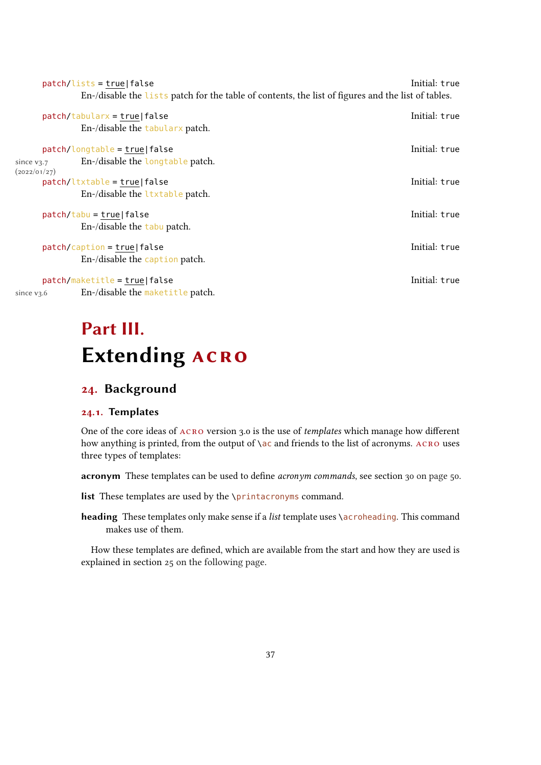`patch/lists = true|false` Initial: `true`

En-/disable the `lists` patch for the table of contents, the list of figures and the list of tables.

`patch/tabularx = true|false` Initial: `true`

En-/disable the `tabularx` patch.

`patch/longtable = true|false` Initial: `true`

En-/disable the `longtable` patch.

since v3.7 (2022/01/27)

`patch/ltxtable = true|false` Initial: `true`

En-/disable the `ltxtable` patch.

`patch/tabu = true|false` Initial: `true`

En-/disable the `tabu` patch.

`patch/caption = true|false` Initial: `true`

En-/disable the `caption` patch.

`patch/maketitle = true|false` Initial: `true`

since v3.6

En-/disable the `maketitle` patch.

# Part III.
# Extending ACRO

## 24. Background

### 24.1. Templates

One of the core ideas of ACRO version 3.0 is the use of *templates* which manage how different how anything is printed, from the output of `\ac` and friends to the list of acronyms. ACRO uses three types of templates:

**acronym** These templates can be used to define *acronym commands*, see section 30 on page 50.

**list** These templates are used by the `\printacronyms` command.

**heading** These templates only make sense if a *list* template uses `\acroheading`. This command makes use of them.

How these templates are defined, which are available from the start and how they are used is explained in section 25 on the following page.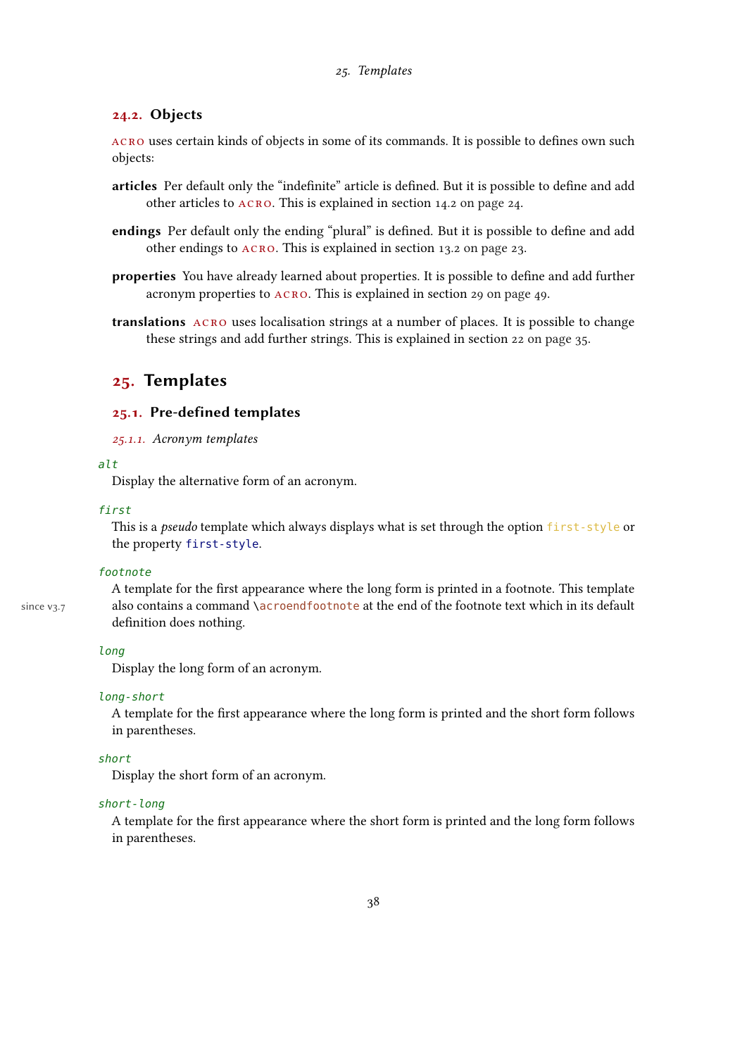## 24.2. Objects

ACRO uses certain kinds of objects in some of its commands. It is possible to defines own such objects:

**articles** Per default only the “indefinite” article is defined. But it is possible to define and add other articles to ACRO. This is explained in section 14.2 on page 24.

**endings** Per default only the ending “plural” is defined. But it is possible to define and add other endings to ACRO. This is explained in section 13.2 on page 23.

**properties** You have already learned about properties. It is possible to define and add further acronym properties to ACRO. This is explained in section 29 on page 49.

**translations** ACRO uses localisation strings at a number of places. It is possible to change these strings and add further strings. This is explained in section 22 on page 35.

# 25. Templates

## 25.1. Pre-defined templates

### 25.1.1. *Acronym templates*

`alt`

Display the alternative form of an acronym.

`first`

This is a *pseudo* template which always displays what is set through the option `first-style` or the property `first-style`.

`footnote`

A template for the first appearance where the long form is printed in a footnote. This template also contains a command `\acroendfootnote` at the end of the footnote text which in its default definition does nothing. (since v3.7)

`long`

Display the long form of an acronym.

`long-short`

A template for the first appearance where the long form is printed and the short form follows in parentheses.

`short`

Display the short form of an acronym.

`short-long`

A template for the first appearance where the short form is printed and the long form follows in parentheses.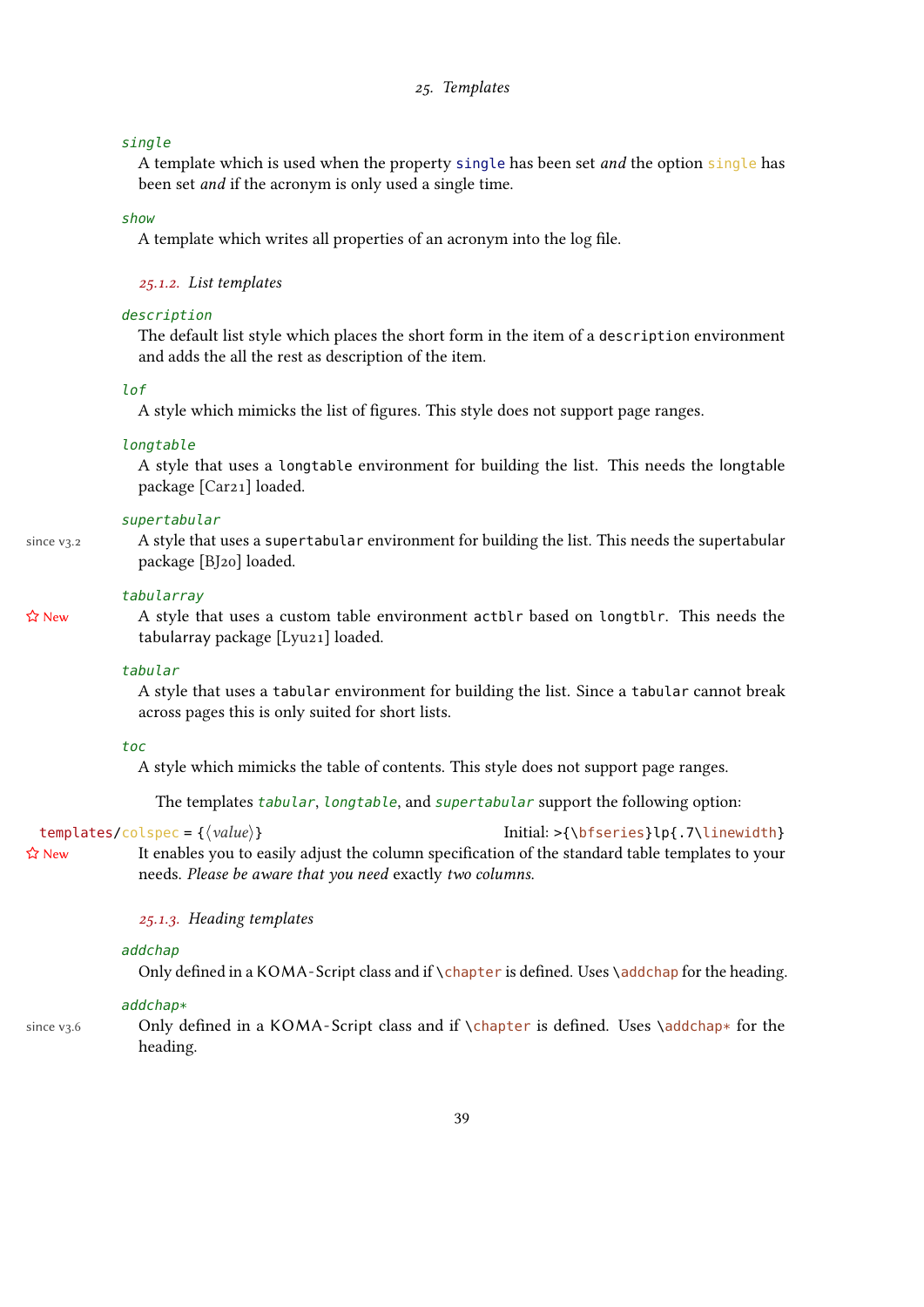*single*
A template which is used when the property `single` has been set *and* the option `single` has been set *and* if the acronym is only used a single time.

*show*
A template which writes all properties of an acronym into the log file.

### 25.1.2. List templates

*description*
The default list style which places the short form in the item of a `description` environment and adds the all the rest as description of the item.

*lof*
A style which mimicks the list of figures. This style does not support page ranges.

*longtable*
A style that uses a `longtable` environment for building the list. This needs the longtable package [Car21] loaded.

*supertabular*
since v3.2
A style that uses a `supertabular` environment for building the list. This needs the supertabular package [BJ20] loaded.

*tabularray*
☆ New
A style that uses a custom table environment `actblr` based on `longtblr`. This needs the tabularray package [Lyu21] loaded.

*tabular*
A style that uses a `tabular` environment for building the list. Since a `tabular` cannot break across pages this is only suited for short lists.

*toc*
A style which mimicks the table of contents. This style does not support page ranges.

The templates *tabular*, *longtable*, and *supertabular* support the following option:

`templates/colspec = {⟨value⟩}` Initial: `>{\bfseries}lp{.7\linewidth}`
☆ New
It enables you to easily adjust the column specification of the standard table templates to your needs. *Please be aware that you need* exactly *two columns.*

### 25.1.3. Heading templates

*addchap*
Only defined in a KOMA-Script class and if `\chapter` is defined. Uses `\addchap` for the heading.

*addchap**
since v3.6
Only defined in a KOMA-Script class and if `\chapter` is defined. Uses `\addchap*` for the heading.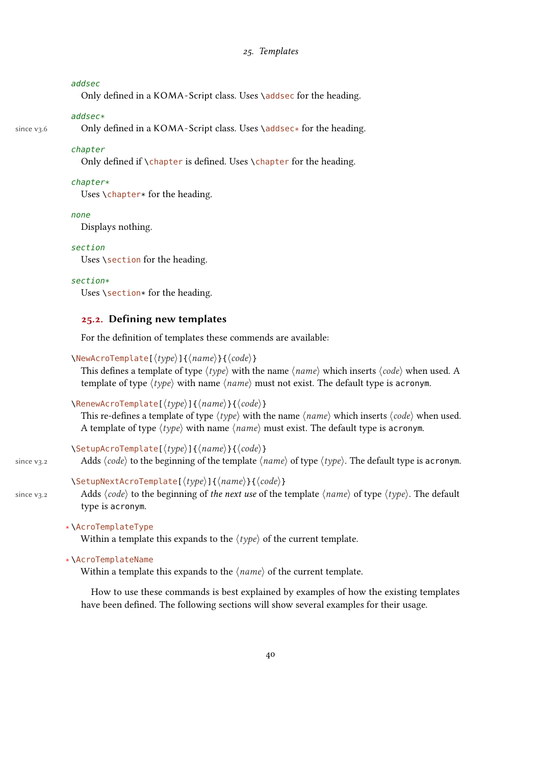`addsec`
Only defined in a KOMA-Script class. Uses `\addsec` for the heading.

since v3.6

`addsec*`
Only defined in a KOMA-Script class. Uses `\addsec*` for the heading.

`chapter`
Only defined if `\chapter` is defined. Uses `\chapter` for the heading.

`chapter*`
Uses `\chapter*` for the heading.

`none`
Displays nothing.

`section`
Uses `\section` for the heading.

`section*`
Uses `\section*` for the heading.

## 25.2. Defining new templates

For the definition of templates these commends are available:

`\NewAcroTemplate[⟨type⟩]{⟨name⟩}{⟨code⟩}`
This defines a template of type ⟨*type*⟩ with the name ⟨*name*⟩ which inserts ⟨*code*⟩ when used. A template of type ⟨*type*⟩ with name ⟨*name*⟩ must not exist. The default type is `acronym`.

`\RenewAcroTemplate[⟨type⟩]{⟨name⟩}{⟨code⟩}`
This re-defines a template of type ⟨*type*⟩ with the name ⟨*name*⟩ which inserts ⟨*code*⟩ when used. A template of type ⟨*type*⟩ with name ⟨*name*⟩ must exist. The default type is `acronym`.

since v3.2

`\SetupAcroTemplate[⟨type⟩]{⟨name⟩}{⟨code⟩}`
Adds ⟨*code*⟩ to the beginning of the template ⟨*name*⟩ of type ⟨*type*⟩. The default type is `acronym`.

since v3.2

`\SetupNextAcroTemplate[⟨type⟩]{⟨name⟩}{⟨code⟩}`
Adds ⟨*code*⟩ to the beginning of *the next use* of the template ⟨*name*⟩ of type ⟨*type*⟩. The default type is `acronym`.

\* `\AcroTemplateType`
Within a template this expands to the ⟨*type*⟩ of the current template.

\* `\AcroTemplateName`
Within a template this expands to the ⟨*name*⟩ of the current template.

How to use these commands is best explained by examples of how the existing templates have been defined. The following sections will show several examples for their usage.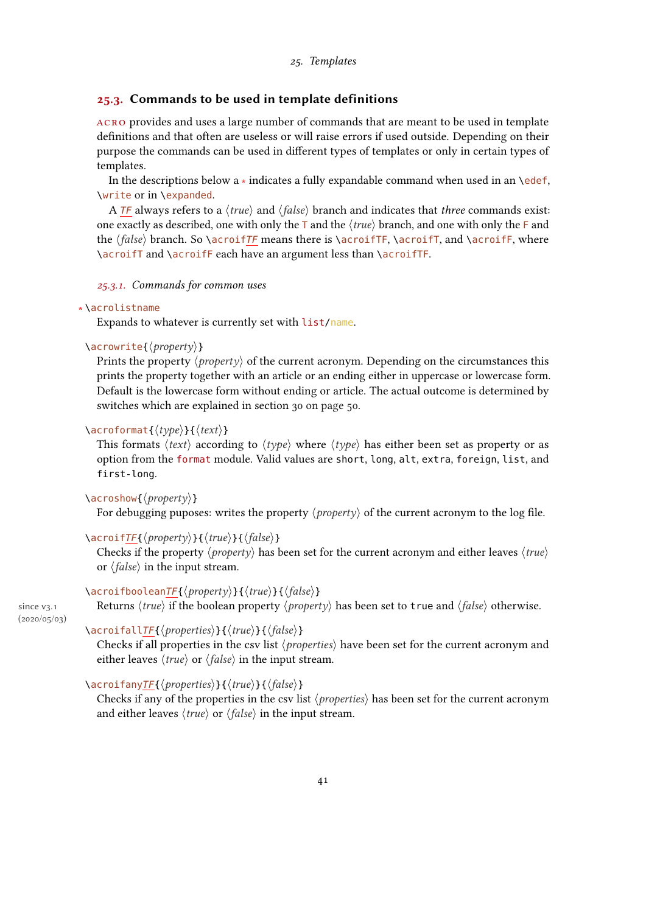## 25.3. Commands to be used in template definitions

ACRO provides and uses a large number of commands that are meant to be used in template definitions and that often are useless or will raise errors if used outside. Depending on their purpose the commands can be used in different types of templates or only in certain types of templates.

In the descriptions below a ⋆ indicates a fully expandable command when used in an `\edef`, `\write` or in `\expanded`.

A *TF* always refers to a ⟨*true*⟩ and ⟨*false*⟩ branch and indicates that *three* commands exist: one exactly as described, one with only the `T` and the ⟨*true*⟩ branch, and one with only the `F` and the ⟨*false*⟩ branch. So `\acroif`*TF* means there is `\acroifTF`, `\acroifT`, and `\acroifF`, where `\acroifT` and `\acroifF` each have an argument less than `\acroifTF`.

### 25.3.1. Commands for common uses

⋆ `\acrolistname`

Expands to whatever is currently set with `list/name`.

`\acrowrite{⟨property⟩}`

Prints the property ⟨*property*⟩ of the current acronym. Depending on the circumstances this prints the property together with an article or an ending either in uppercase or lowercase form. Default is the lowercase form without ending or article. The actual outcome is determined by switches which are explained in section 30 on page 50.

`\acroformat{⟨type⟩}{⟨text⟩}`

This formats ⟨*text*⟩ according to ⟨*type*⟩ where ⟨*type*⟩ has either been set as property or as option from the `format` module. Valid values are `short`, `long`, `alt`, `extra`, `foreign`, `list`, and `first-long`.

`\acroshow{⟨property⟩}`

For debugging puposes: writes the property ⟨*property*⟩ of the current acronym to the log file.

`\acroif`*TF*`{⟨property⟩}{⟨true⟩}{⟨false⟩}`

Checks if the property ⟨*property*⟩ has been set for the current acronym and either leaves ⟨*true*⟩ or ⟨*false*⟩ in the input stream.

`\acroifboolean`*TF*`{⟨property⟩}{⟨true⟩}{⟨false⟩}`

since v3.1 (2020/05/03)

Returns ⟨*true*⟩ if the boolean property ⟨*property*⟩ has been set to `true` and ⟨*false*⟩ otherwise.

`\acroifall`*TF*`{⟨properties⟩}{⟨true⟩}{⟨false⟩}`

Checks if all properties in the csv list ⟨*properties*⟩ have been set for the current acronym and either leaves ⟨*true*⟩ or ⟨*false*⟩ in the input stream.

`\acroifany`*TF*`{⟨properties⟩}{⟨true⟩}{⟨false⟩}`

Checks if any of the properties in the csv list ⟨*properties*⟩ has been set for the current acronym and either leaves ⟨*true*⟩ or ⟨*false*⟩ in the input stream.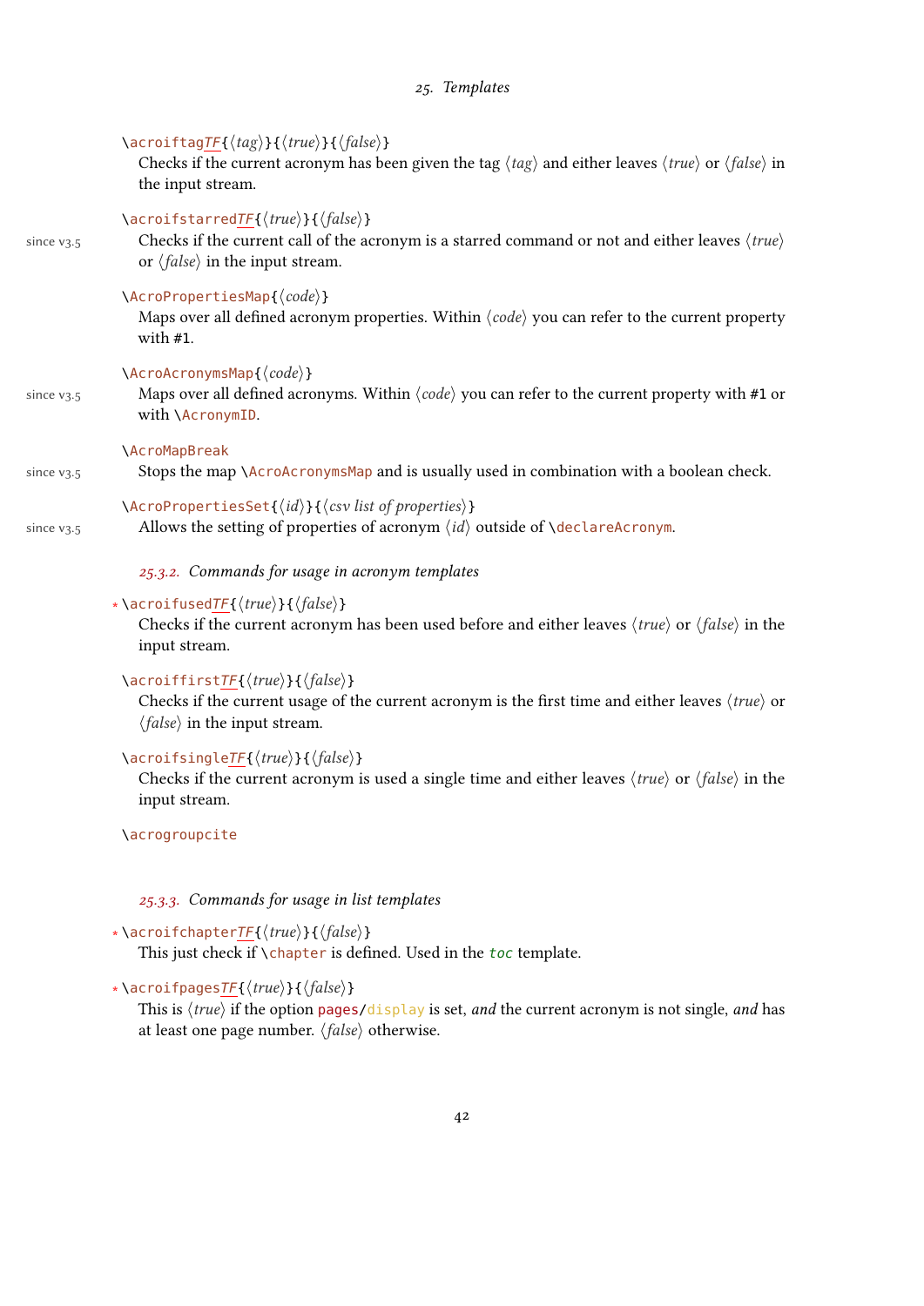\acroiftag*TF*{⟨*tag*⟩}{⟨*true*⟩}{⟨*false*⟩}
Checks if the current acronym has been given the tag ⟨*tag*⟩ and either leaves ⟨*true*⟩ or ⟨*false*⟩ in the input stream.

\acroifstarred*TF*{⟨*true*⟩}{⟨*false*⟩}
since v3.5 Checks if the current call of the acronym is a starred command or not and either leaves ⟨*true*⟩ or ⟨*false*⟩ in the input stream.

\AcroPropertiesMap{⟨*code*⟩}
Maps over all defined acronym properties. Within ⟨*code*⟩ you can refer to the current property with #1.

\AcroAcronymsMap{⟨*code*⟩}
since v3.5 Maps over all defined acronyms. Within ⟨*code*⟩ you can refer to the current property with #1 or with \AcronymID.

\AcroMapBreak
since v3.5 Stops the map \AcroAcronymsMap and is usually used in combination with a boolean check.

\AcroPropertiesSet{⟨*id*⟩}{⟨*csv list of properties*⟩}
since v3.5 Allows the setting of properties of acronym ⟨*id*⟩ outside of \declareAcronym.

#### *25.3.2. Commands for usage in acronym templates*

\* \acroifused*TF*{⟨*true*⟩}{⟨*false*⟩}
Checks if the current acronym has been used before and either leaves ⟨*true*⟩ or ⟨*false*⟩ in the input stream.

\acroiffirst*TF*{⟨*true*⟩}{⟨*false*⟩}
Checks if the current usage of the current acronym is the first time and either leaves ⟨*true*⟩ or ⟨*false*⟩ in the input stream.

\acroifsingle*TF*{⟨*true*⟩}{⟨*false*⟩}
Checks if the current acronym is used a single time and either leaves ⟨*true*⟩ or ⟨*false*⟩ in the input stream.

\acrogroupcite

#### *25.3.3. Commands for usage in list templates*

\* \acroifchapter*TF*{⟨*true*⟩}{⟨*false*⟩}
This just check if \chapter is defined. Used in the *toc* template.

\* \acroifpages*TF*{⟨*true*⟩}{⟨*false*⟩}
This is ⟨*true*⟩ if the option pages/display is set, *and* the current acronym is not single, *and* has at least one page number. ⟨*false*⟩ otherwise.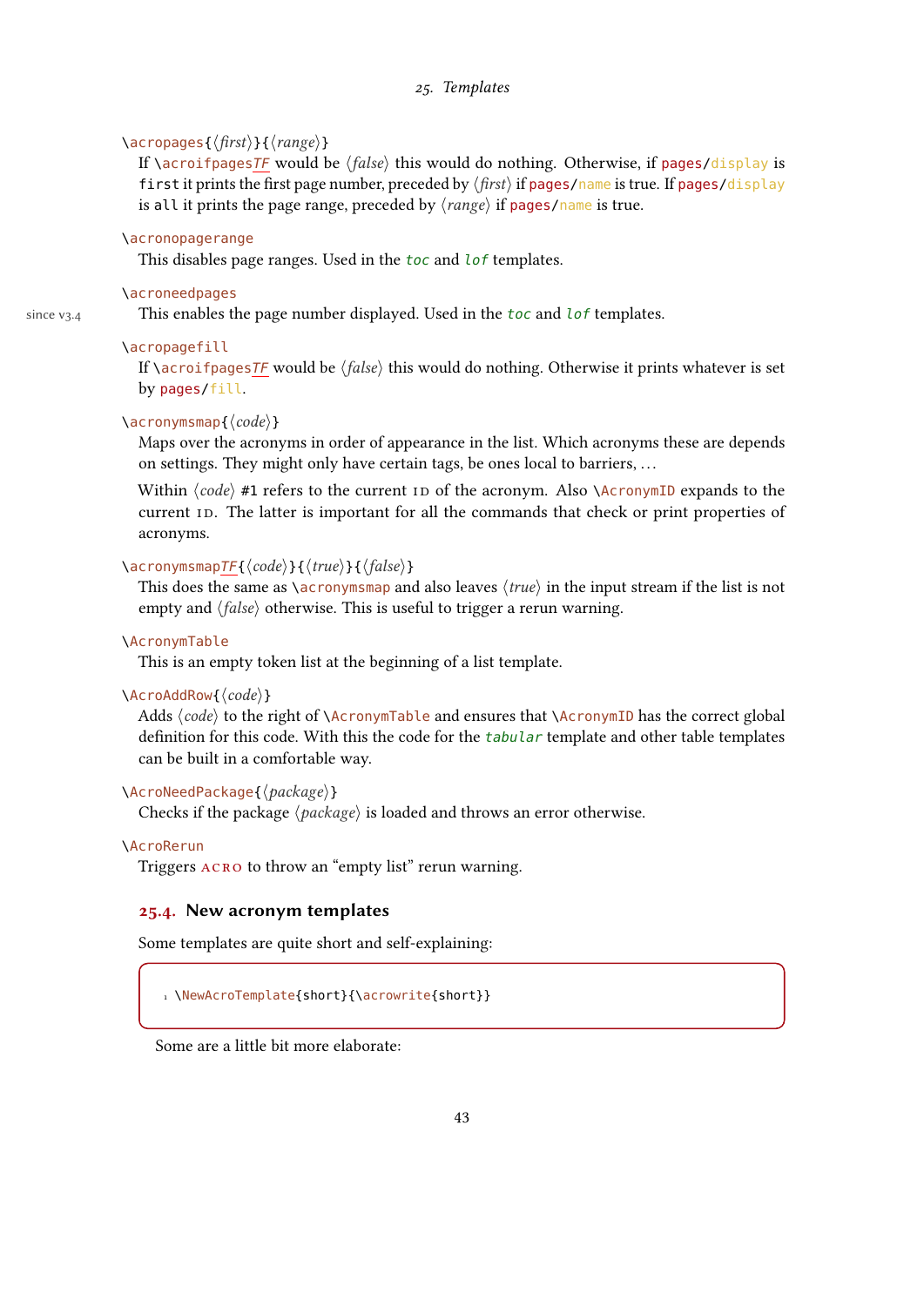`\acropages{⟨first⟩}{⟨range⟩}`
If `\acroifpagesTF` would be ⟨*false*⟩ this would do nothing. Otherwise, if `pages/display` is `first` it prints the first page number, preceded by ⟨*first*⟩ if `pages/name` is true. If `pages/display` is `all` it prints the page range, preceded by ⟨*range*⟩ if `pages/name` is true.

`\acronopagerange`
This disables page ranges. Used in the *toc* and *lof* templates.

`\acroneedpages`
since v3.4 This enables the page number displayed. Used in the *toc* and *lof* templates.

`\acropagefill`
If `\acroifpagesTF` would be ⟨*false*⟩ this would do nothing. Otherwise it prints whatever is set by `pages/fill`.

`\acronymsmap{⟨code⟩}`
Maps over the acronyms in order of appearance in the list. Which acronyms these are depends on settings. They might only have certain tags, be ones local to barriers, …

Within ⟨*code*⟩ `#1` refers to the current ID of the acronym. Also `\AcronymID` expands to the current ID. The latter is important for all the commands that check or print properties of acronyms.

`\acronymsmapTF{⟨code⟩}{⟨true⟩}{⟨false⟩}`
This does the same as `\acronymsmap` and also leaves ⟨*true*⟩ in the input stream if the list is not empty and ⟨*false*⟩ otherwise. This is useful to trigger a rerun warning.

`\AcronymTable`
This is an empty token list at the beginning of a list template.

`\AcroAddRow{⟨code⟩}`
Adds ⟨*code*⟩ to the right of `\AcronymTable` and ensures that `\AcronymID` has the correct global definition for this code. With this the code for the *tabular* template and other table templates can be built in a comfortable way.

`\AcroNeedPackage{⟨package⟩}`
Checks if the package ⟨*package*⟩ is loaded and throws an error otherwise.

`\AcroRerun`
Triggers ACRO to throw an “empty list” rerun warning.

## 25.4. New acronym templates

Some templates are quite short and self-explaining:

```
1 \NewAcroTemplate{short}{\acrowrite{short}}
```

Some are a little bit more elaborate: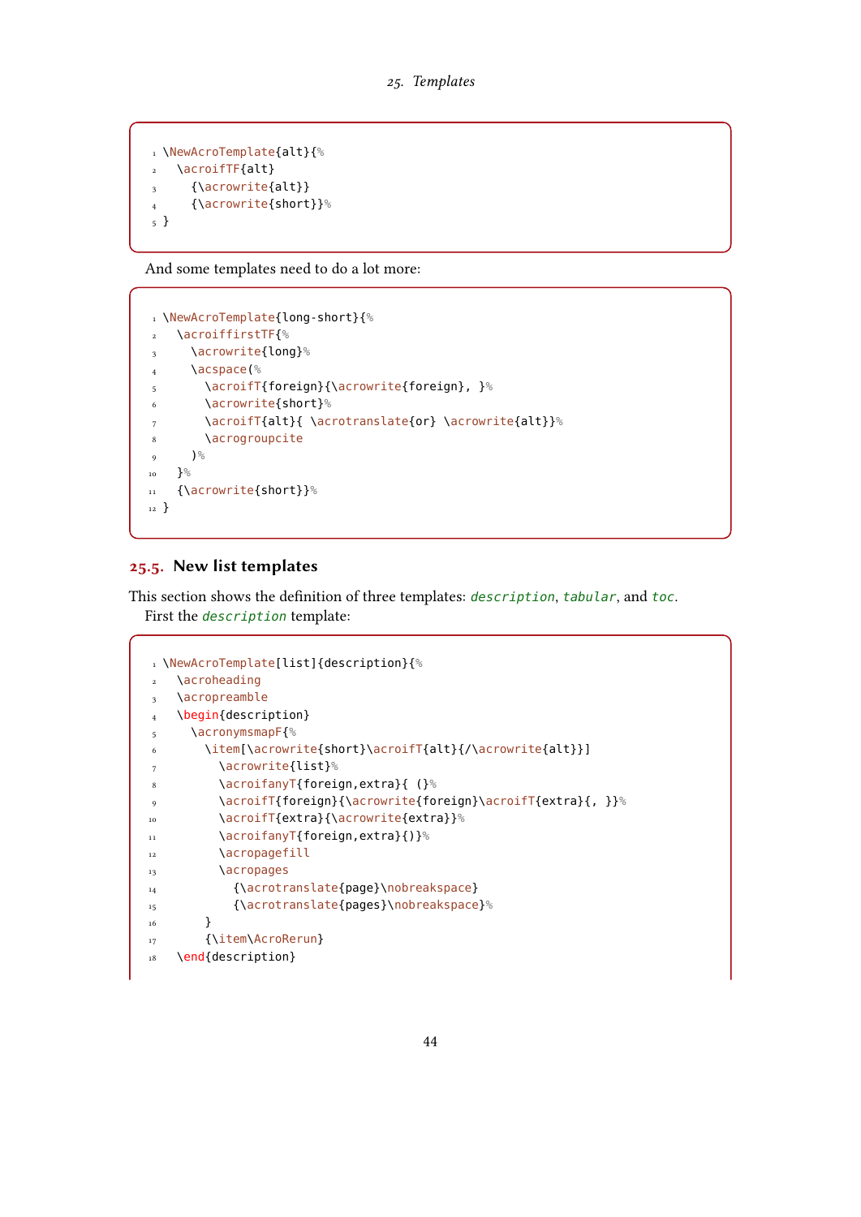```
\NewAcroTemplate{alt}{%
  \acroifTF{alt}
    {\acrowrite{alt}}
    {\acrowrite{short}}%
}
```

And some templates need to do a lot more:

```
\NewAcroTemplate{long-short}{%
  \acroiffirstTF{%
    \acrowrite{long}%
    \acspace(%
      \acroifT{foreign}{\acrowrite{foreign}, }%
      \acrowrite{short}%
      \acroifT{alt}{ \acrotranslate{or} \acrowrite{alt}}%
      \acrogroupcite
    )%
  }%
  {\acrowrite{short}}%
}
```

## 25.5. New list templates

This section shows the definition of three templates: `description`, `tabular`, and `toc`.

First the `description` template:

```
\NewAcroTemplate[list]{description}{%
  \acroheading
  \acropreamble
  \begin{description}
    \acronymsmapF{%
      \item[\acrowrite{short}\acroifT{alt}{/\acrowrite{alt}}]
        \acrowrite{list}%
        \acroifanyT{foreign,extra}{ (}%
        \acroifT{foreign}{\acrowrite{foreign}\acroifT{extra}{, }}%
        \acroifT{extra}{\acrowrite{extra}}%
        \acroifanyT{foreign,extra}{)}%
        \acropagefill
        \acropages
          {\acrotranslate{page}\nobreakspace}
          {\acrotranslate{pages}\nobreakspace}%
      }
      {\item\AcroRerun}
  \end{description}
```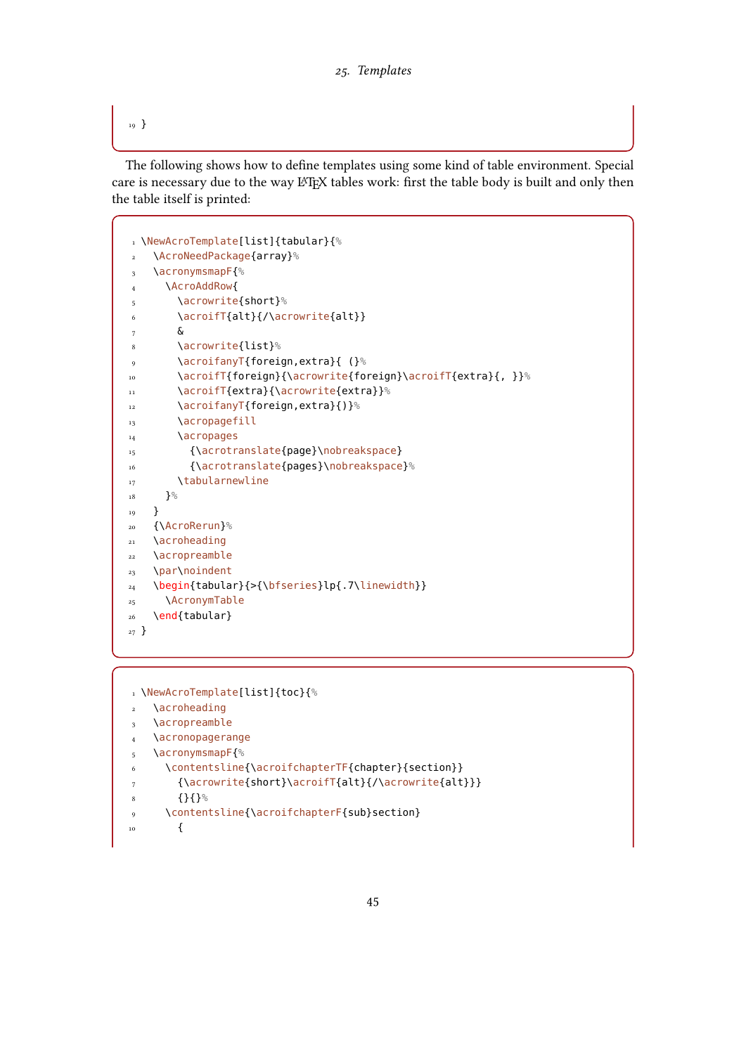```
}
```

The following shows how to define templates using some kind of table environment. Special care is necessary due to the way LaTeX tables work: first the table body is built and only then the table itself is printed:

```
\NewAcroTemplate[list]{tabular}{%
  \AcroNeedPackage{array}%
  \acronymsmapF{%
    \AcroAddRow{
      \acrowrite{short}%
      \acroifT{alt}{/\acrowrite{alt}}
      &
      \acrowrite{list}%
      \acroifanyT{foreign,extra}{ (}%
      \acroifT{foreign}{\acrowrite{foreign}\acroifT{extra}{, }}%
      \acroifT{extra}{\acrowrite{extra}}%
      \acroifanyT{foreign,extra}{)}%
      \acropagefill
      \acropages
        {\acrotranslate{page}\nobreakspace}
        {\acrotranslate{pages}\nobreakspace}%
      \tabularnewline
    }%
  }
  {\AcroRerun}%
  \acroheading
  \acropreamble
  \par\noindent
  \begin{tabular}{>{\bfseries}lp{.7\linewidth}}
    \AcronymTable
  \end{tabular}
}
```

```
\NewAcroTemplate[list]{toc}{%
  \acroheading
  \acropreamble
  \acronopagerange
  \acronymsmapF{%
    \contentsline{\acroifchapterTF{chapter}{section}}
      {\acrowrite{short}\acroifT{alt}{/\acrowrite{alt}}}
      {}{}%
    \contentsline{\acroifchapterF{sub}section}
      {
```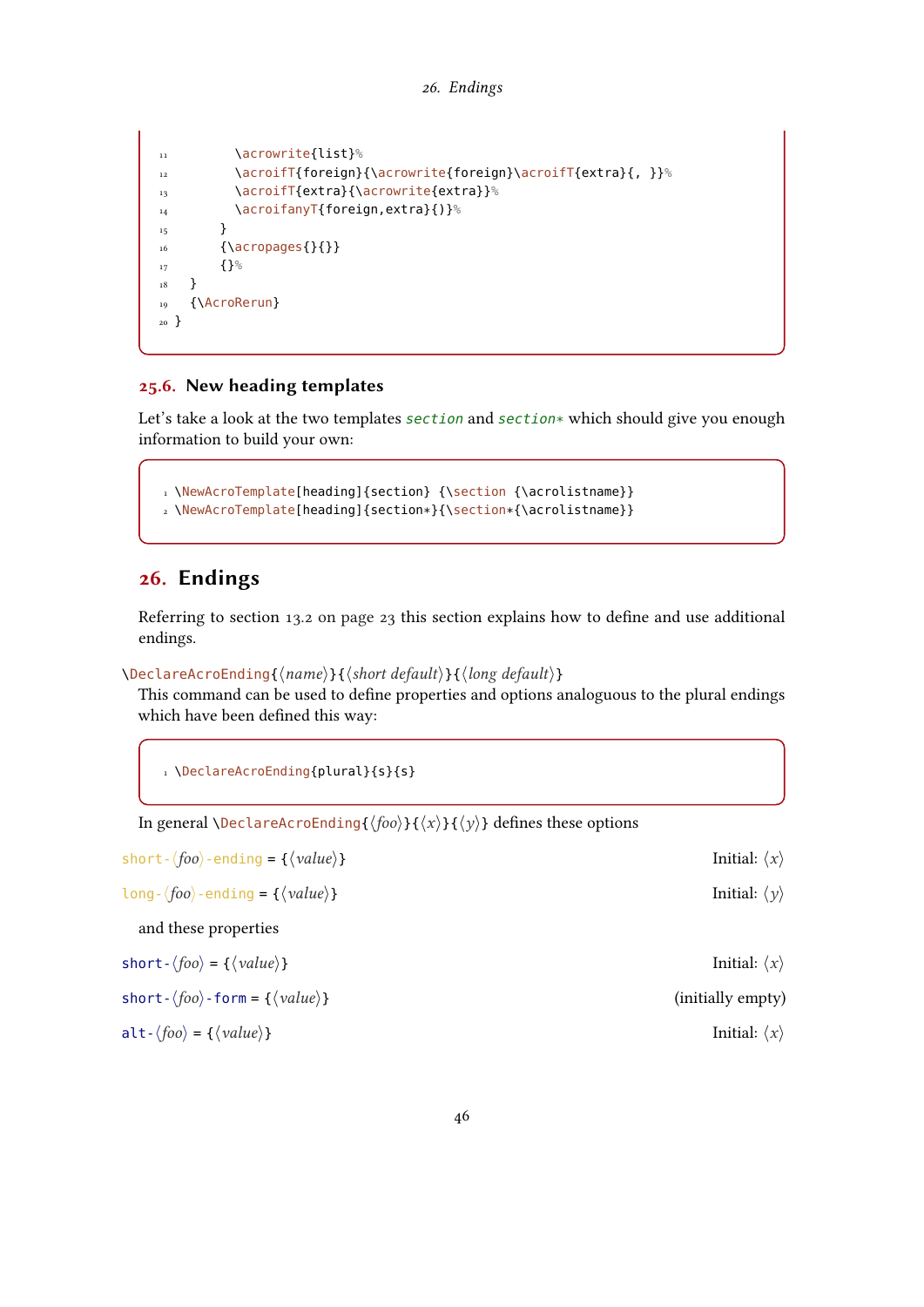```
        \acrowrite{list}%
        \acroifT{foreign}{\acrowrite{foreign}\acroifT{extra}{, }}%
        \acroifT{extra}{\acrowrite{extra}}%
        \acroifanyT{foreign,extra}{)}%
      }
      {\acropages{}{}}
      {}%
  }
  {\AcroRerun}
}
```

### 25.6. New heading templates

Let's take a look at the two templates `section` and `section*` which should give you enough information to build your own:

```
\NewAcroTemplate[heading]{section} {\section {\acrolistname}}
\NewAcroTemplate[heading]{section*}{\section*{\acrolistname}}
```

## 26. Endings

Referring to section 13.2 on page 23 this section explains how to define and use additional endings.

`\DeclareAcroEnding{⟨name⟩}{⟨short default⟩}{⟨long default⟩}`

This command can be used to define properties and options analoguous to the plural endings which have been defined this way:

```
\DeclareAcroEnding{plural}{s}{s}
```

In general `\DeclareAcroEnding{⟨foo⟩}{⟨x⟩}{⟨y⟩}` defines these options

`short-⟨foo⟩-ending = {⟨value⟩}` Initial: ⟨x⟩

`long-⟨foo⟩-ending = {⟨value⟩}` Initial: ⟨y⟩

and these properties

`short-⟨foo⟩ = {⟨value⟩}` Initial: ⟨x⟩

`short-⟨foo⟩-form = {⟨value⟩}` (initially empty)

`alt-⟨foo⟩ = {⟨value⟩}` Initial: ⟨x⟩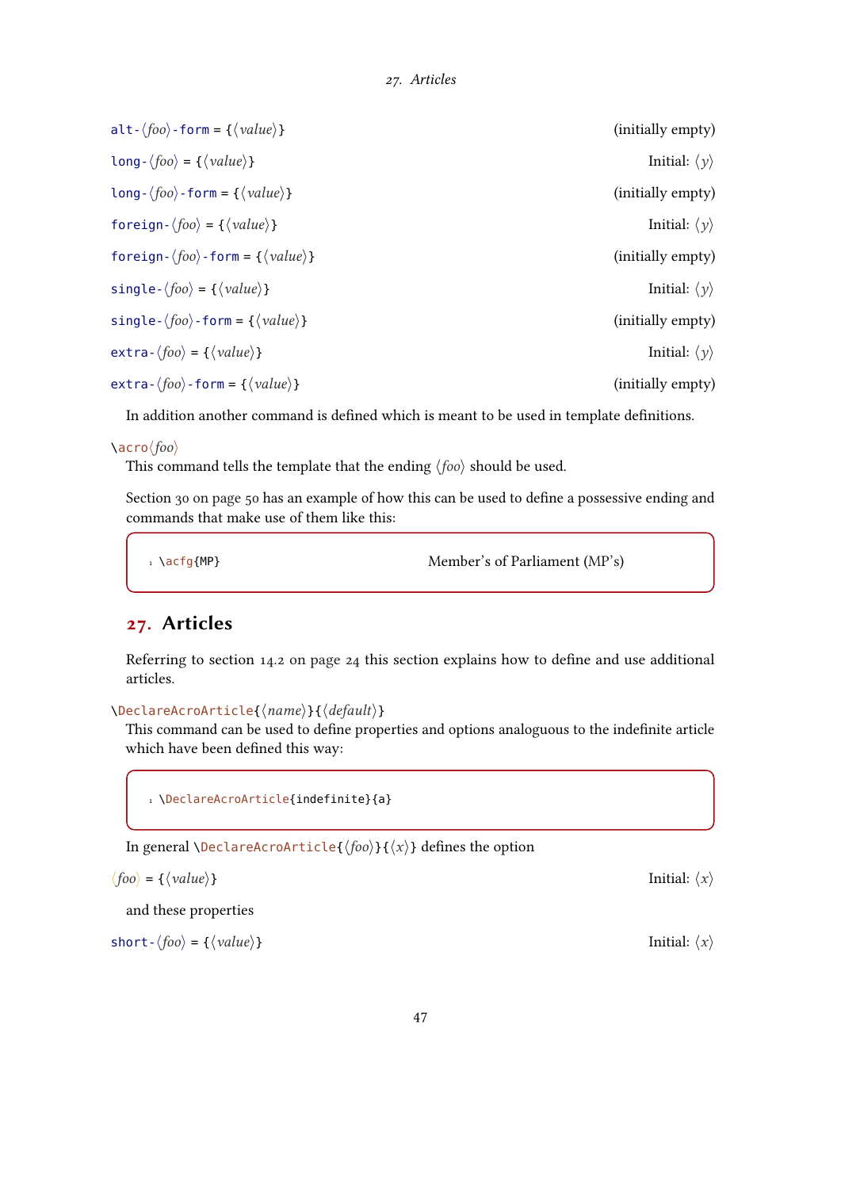alt-⟨*foo*⟩-form = {⟨*value*⟩} (initially empty)

long-⟨*foo*⟩ = {⟨*value*⟩} Initial: ⟨*y*⟩

long-⟨*foo*⟩-form = {⟨*value*⟩} (initially empty)

foreign-⟨*foo*⟩ = {⟨*value*⟩} Initial: ⟨*y*⟩

foreign-⟨*foo*⟩-form = {⟨*value*⟩} (initially empty)

single-⟨*foo*⟩ = {⟨*value*⟩} Initial: ⟨*y*⟩

single-⟨*foo*⟩-form = {⟨*value*⟩} (initially empty)

extra-⟨*foo*⟩ = {⟨*value*⟩} Initial: ⟨*y*⟩

extra-⟨*foo*⟩-form = {⟨*value*⟩} (initially empty)

In addition another command is defined which is meant to be used in template definitions.

\acro⟨*foo*⟩

This command tells the template that the ending ⟨*foo*⟩ should be used.

Section 30 on page 50 has an example of how this can be used to define a possessive ending and commands that make use of them like this:

```
\acfg{MP}
```

Member's of Parliament (MP's)

## 27. Articles

Referring to section 14.2 on page 24 this section explains how to define and use additional articles.

\DeclareAcroArticle{⟨*name*⟩}{⟨*default*⟩}

This command can be used to define properties and options analoguous to the indefinite article which have been defined this way:

```
\DeclareAcroArticle{indefinite}{a}
```

In general \DeclareAcroArticle{⟨*foo*⟩}{⟨*x*⟩} defines the option

⟨*foo*⟩ = {⟨*value*⟩} Initial: ⟨*x*⟩

and these properties

short-⟨*foo*⟩ = {⟨*value*⟩} Initial: ⟨*x*⟩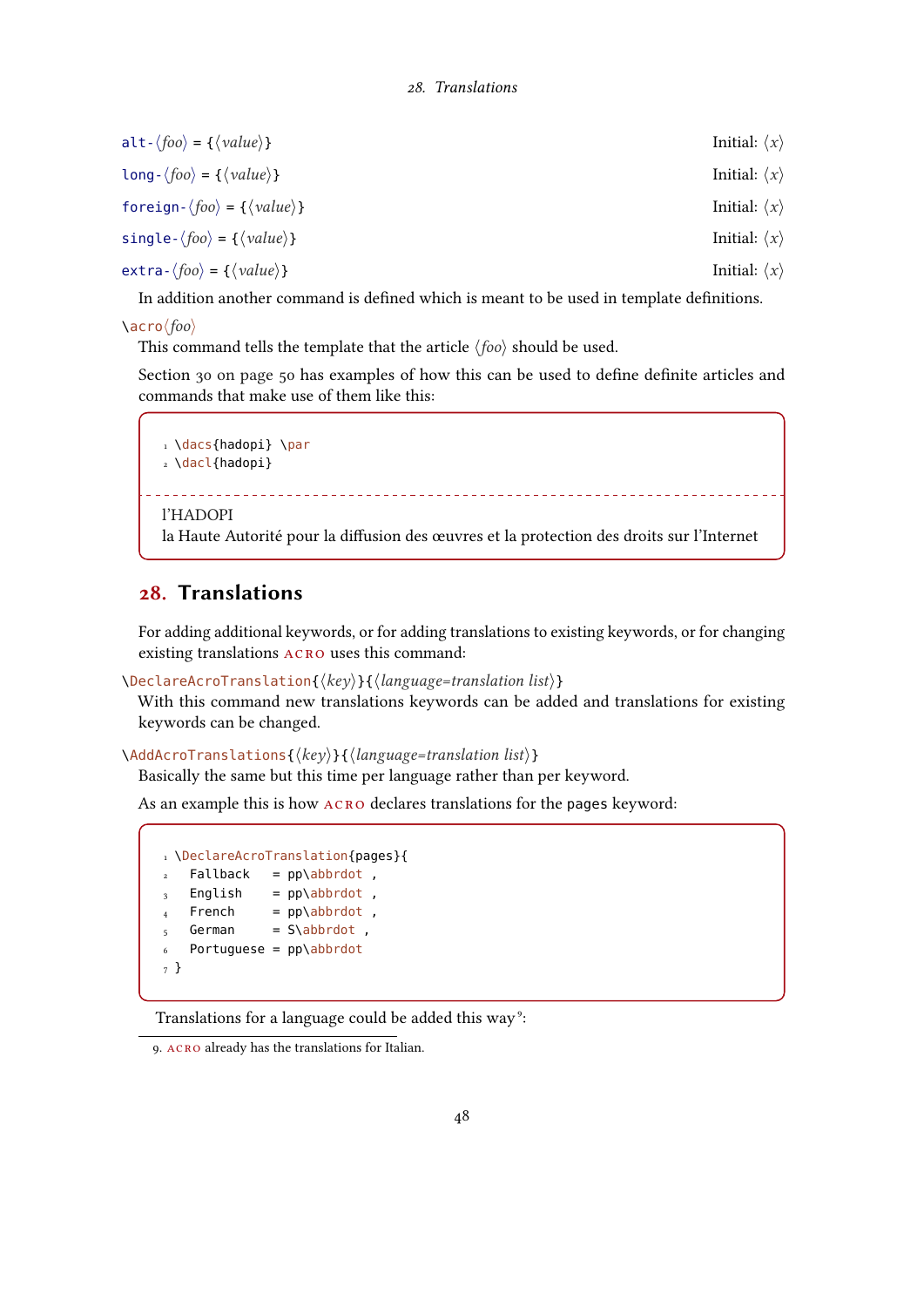alt-⟨*foo*⟩ = {⟨*value*⟩} Initial: ⟨*x*⟩

long-⟨*foo*⟩ = {⟨*value*⟩} Initial: ⟨*x*⟩

foreign-⟨*foo*⟩ = {⟨*value*⟩} Initial: ⟨*x*⟩

single-⟨*foo*⟩ = {⟨*value*⟩} Initial: ⟨*x*⟩

extra-⟨*foo*⟩ = {⟨*value*⟩} Initial: ⟨*x*⟩

In addition another command is defined which is meant to be used in template definitions.

\acro⟨*foo*⟩

This command tells the template that the article ⟨*foo*⟩ should be used.

Section 30 on page 50 has examples of how this can be used to define definite articles and commands that make use of them like this:

```
\dacs{hadopi} \par
\dacl{hadopi}
```

l'HADOPI
la Haute Autorité pour la diffusion des œuvres et la protection des droits sur l'Internet

## 28. Translations

For adding additional keywords, or for adding translations to existing keywords, or for changing existing translations ACRO uses this command:

\DeclareAcroTranslation{⟨*key*⟩}{⟨*language=translation list*⟩}

With this command new translations keywords can be added and translations for existing keywords can be changed.

\AddAcroTranslations{⟨*key*⟩}{⟨*language=translation list*⟩}

Basically the same but this time per language rather than per keyword.

As an example this is how ACRO declares translations for the pages keyword:

```
\DeclareAcroTranslation{pages}{
  Fallback   = pp\abbrdot ,
  English    = pp\abbrdot ,
  French     = pp\abbrdot ,
  German     = S\abbrdot ,
  Portuguese = pp\abbrdot
}
```

Translations for a language could be added this way[9]:

9. ACRO already has the translations for Italian.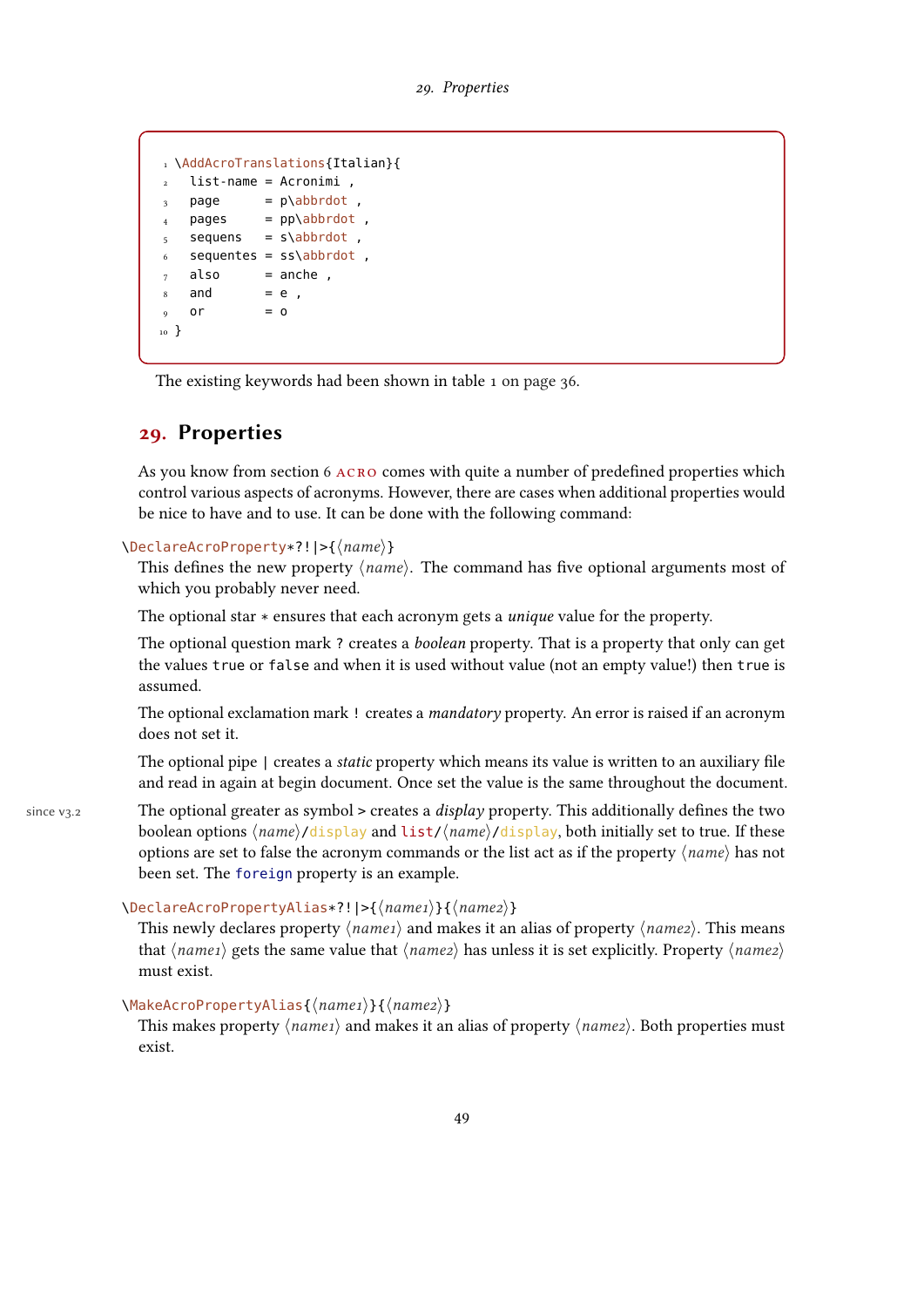```
\AddAcroTranslations{Italian}{
  list-name = Acronimi ,
  page      = p\abbrdot ,
  pages     = pp\abbrdot ,
  sequens   = s\abbrdot ,
  sequentes = ss\abbrdot ,
  also      = anche ,
  and       = e ,
  or        = o
}
```

The existing keywords had been shown in table 1 on page 36.

## 29. Properties

As you know from section 6 ACRO comes with quite a number of predefined properties which control various aspects of acronyms. However, there are cases when additional properties would be nice to have and to use. It can be done with the following command:

`\DeclareAcroProperty*?!|>{⟨name⟩}`

This defines the new property ⟨*name*⟩. The command has five optional arguments most of which you probably never need.

The optional star * ensures that each acronym gets a *unique* value for the property.

The optional question mark ? creates a *boolean* property. That is a property that only can get the values `true` or `false` and when it is used without value (not an empty value!) then `true` is assumed.

The optional exclamation mark ! creates a *mandatory* property. An error is raised if an acronym does not set it.

The optional pipe | creates a *static* property which means its value is written to an auxiliary file and read in again at begin document. Once set the value is the same throughout the document.

since v3.2

The optional greater as symbol > creates a *display* property. This additionally defines the two boolean options ⟨*name*⟩`/display` and `list/`⟨*name*⟩`/display`, both initially set to true. If these options are set to false the acronym commands or the list act as if the property ⟨*name*⟩ has not been set. The `foreign` property is an example.

`\DeclareAcroPropertyAlias*?!|>{⟨name1⟩}{⟨name2⟩}`

This newly declares property ⟨*name1*⟩ and makes it an alias of property ⟨*name2*⟩. This means that ⟨*name1*⟩ gets the same value that ⟨*name2*⟩ has unless it is set explicitly. Property ⟨*name2*⟩ must exist.

`\MakeAcroPropertyAlias{⟨name1⟩}{⟨name2⟩}`

This makes property ⟨*name1*⟩ and makes it an alias of property ⟨*name2*⟩. Both properties must exist.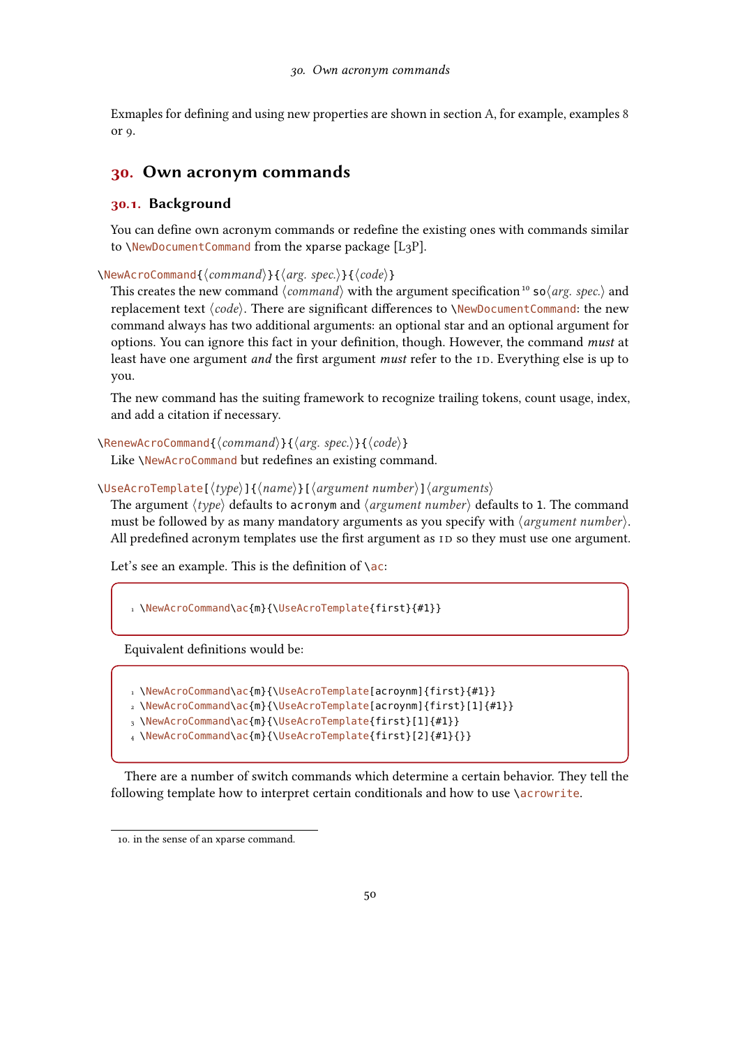Exmaples for defining and using new properties are shown in section A, for example, examples 8 or 9.

## 30. Own acronym commands

### 30.1. Background

You can define own acronym commands or redefine the existing ones with commands similar to \NewDocumentCommand from the xparse package [L3P].

\NewAcroCommand{⟨command⟩}{⟨arg. spec.⟩}{⟨code⟩}

This creates the new command ⟨command⟩ with the argument specification[10] so⟨arg. spec.⟩ and replacement text ⟨code⟩. There are significant differences to \NewDocumentCommand: the new command always has two additional arguments: an optional star and an optional argument for options. You can ignore this fact in your definition, though. However, the command *must* at least have one argument *and* the first argument *must* refer to the ID. Everything else is up to you.

The new command has the suiting framework to recognize trailing tokens, count usage, index, and add a citation if necessary.

\RenewAcroCommand{⟨command⟩}{⟨arg. spec.⟩}{⟨code⟩}

Like \NewAcroCommand but redefines an existing command.

\UseAcroTemplate[⟨type⟩]{⟨name⟩}[⟨argument number⟩]⟨arguments⟩

The argument ⟨type⟩ defaults to acronym and ⟨argument number⟩ defaults to 1. The command must be followed by as many mandatory arguments as you specify with ⟨argument number⟩. All predefined acronym templates use the first argument as ID so they must use one argument.

Let's see an example. This is the definition of \ac:

```
\NewAcroCommand\ac{m}{\UseAcroTemplate{first}{#1}}
```

Equivalent definitions would be:

```
\NewAcroCommand\ac{m}{\UseAcroTemplate[acroynm]{first}{#1}}
\NewAcroCommand\ac{m}{\UseAcroTemplate[acroynm]{first}[1]{#1}}
\NewAcroCommand\ac{m}{\UseAcroTemplate{first}[1]{#1}}
\NewAcroCommand\ac{m}{\UseAcroTemplate{first}[2]{#1}{}}
```

There are a number of switch commands which determine a certain behavior. They tell the following template how to interpret certain conditionals and how to use \acrowrite.

[10] in the sense of an xparse command.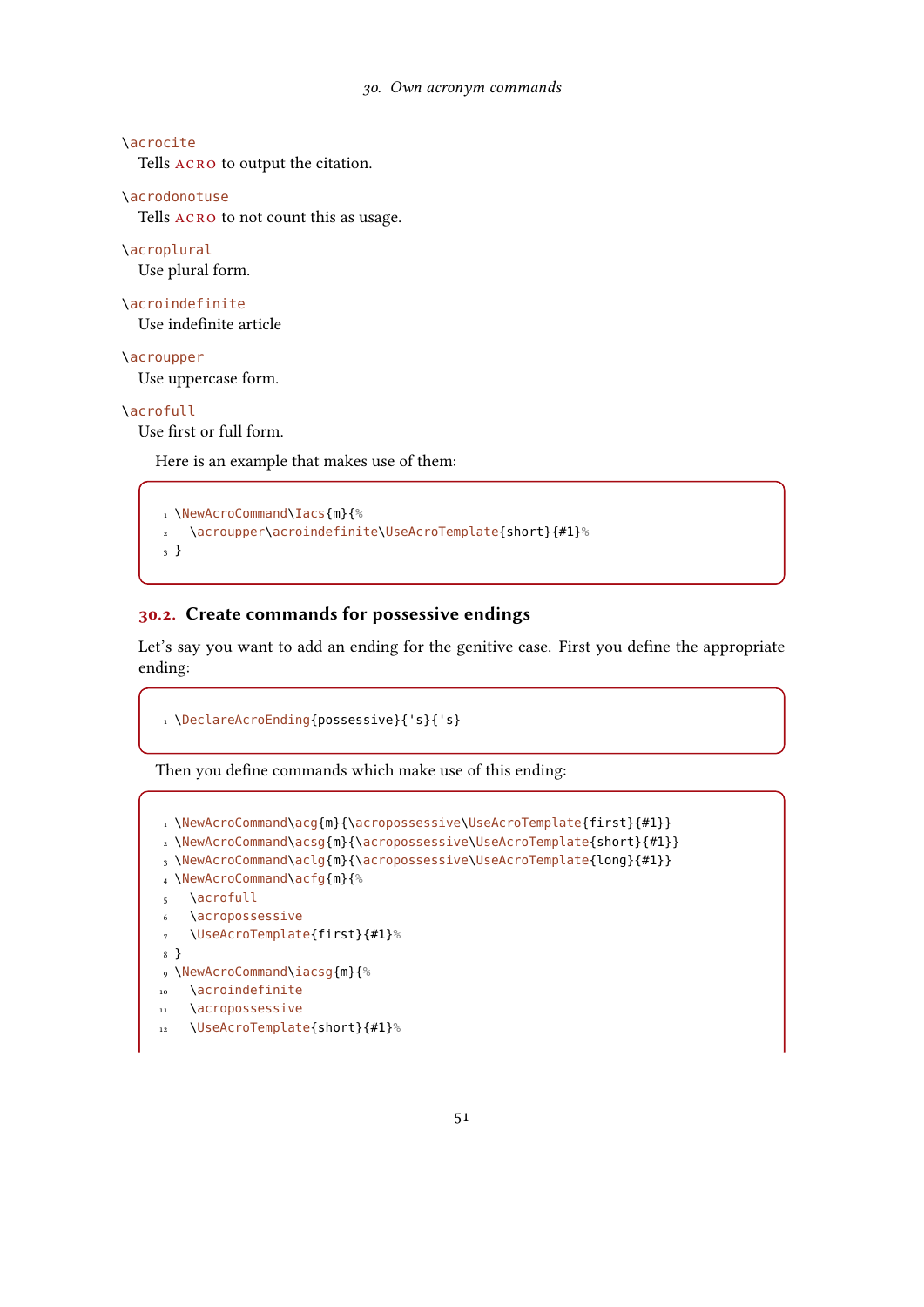`\acrocite`
Tells ACRO to output the citation.

`\acrodonotuse`
Tells ACRO to not count this as usage.

`\acroplural`
Use plural form.

`\acroindefinite`
Use indefinite article

`\acroupper`
Use uppercase form.

`\acrofull`
Use first or full form.

Here is an example that makes use of them:

```
\NewAcroCommand\Iacs{m}{%
  \acroupper\acroindefinite\UseAcroTemplate{short}{#1}%
}
```

## 30.2. Create commands for possessive endings

Let's say you want to add an ending for the genitive case. First you define the appropriate ending:

```
\DeclareAcroEnding{possessive}{'s}{'s}
```

Then you define commands which make use of this ending:

```
\NewAcroCommand\acg{m}{\acropossessive\UseAcroTemplate{first}{#1}}
\NewAcroCommand\acsg{m}{\acropossessive\UseAcroTemplate{short}{#1}}
\NewAcroCommand\aclg{m}{\acropossessive\UseAcroTemplate{long}{#1}}
\NewAcroCommand\acfg{m}{%
  \acrofull
  \acropossessive
  \UseAcroTemplate{first}{#1}%
}
\NewAcroCommand\iacsg{m}{%
  \acroindefinite
  \acropossessive
  \UseAcroTemplate{short}{#1}%
```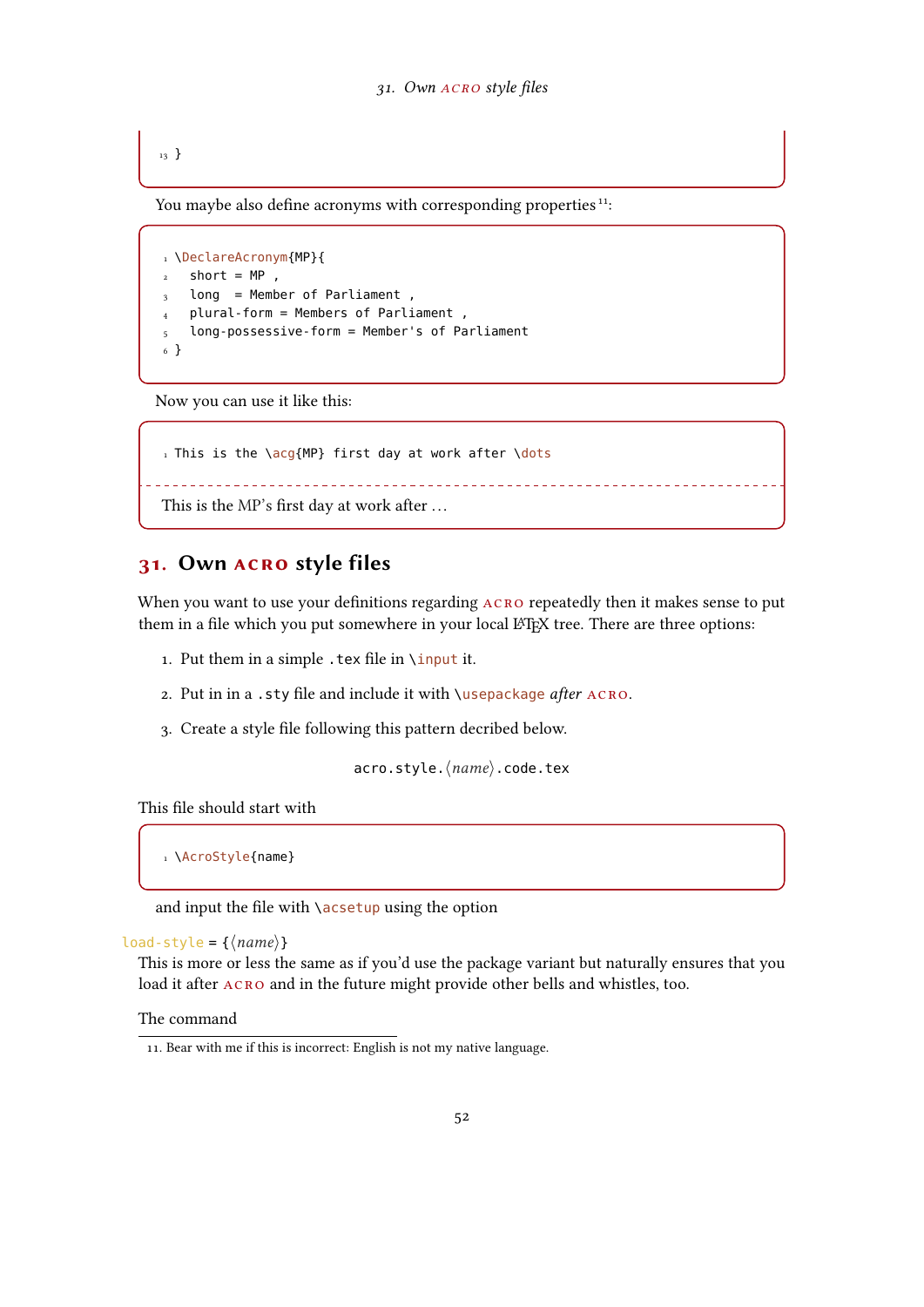```
13 }
```

You maybe also define acronyms with corresponding properties[11]:

```
\DeclareAcronym{MP}{
  short = MP ,
  long  = Member of Parliament ,
  plural-form = Members of Parliament ,
  long-possessive-form = Member's of Parliament
}
```

Now you can use it like this:

```
This is the \acg{MP} first day at work after \dots
```

This is the MP's first day at work after …

## 31. Own acro style files

When you want to use your definitions regarding acro repeatedly then it makes sense to put them in a file which you put somewhere in your local LaTeX tree. There are three options:

1. Put them in a simple `.tex` file in `\input` it.
2. Put in in a `.sty` file and include it with `\usepackage` *after* acro.
3. Create a style file following this pattern decribed below.

`acro.style.⟨name⟩.code.tex`

This file should start with

```
\AcroStyle{name}
```

and input the file with `\acsetup` using the option

`load-style = {⟨name⟩}`
This is more or less the same as if you'd use the package variant but naturally ensures that you load it after acro and in the future might provide other bells and whistles, too.

The command

[11] Bear with me if this is incorrect: English is not my native language.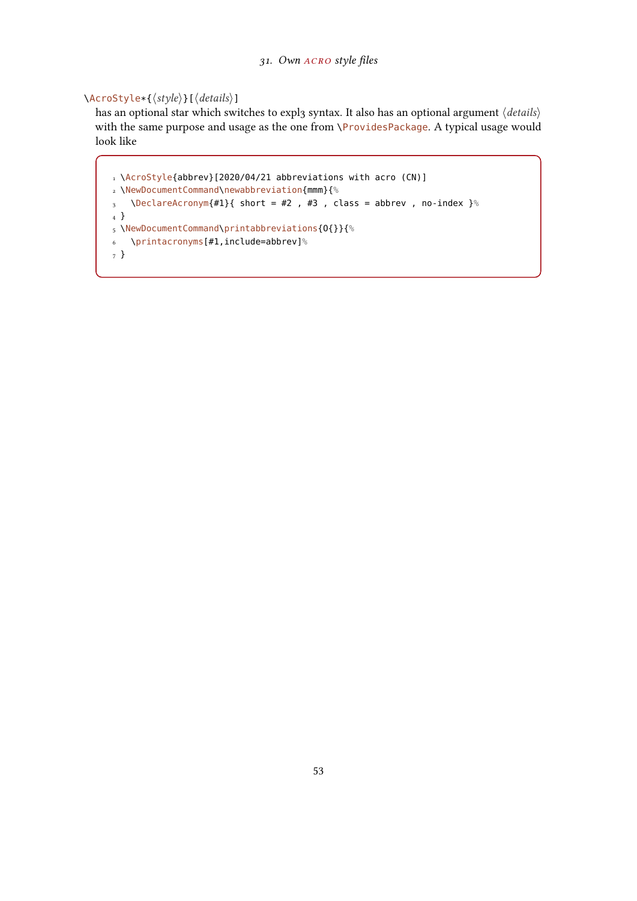\AcroStyle*{⟨style⟩}[⟨details⟩]

has an optional star which switches to expl3 syntax. It also has an optional argument ⟨*details*⟩ with the same purpose and usage as the one from \ProvidesPackage. A typical usage would look like

```
\AcroStyle{abbrev}[2020/04/21 abbreviations with acro (CN)]
\NewDocumentCommand\newabbreviation{mmm}{%
  \DeclareAcronym{#1}{ short = #2 , #3 , class = abbrev , no-index }%
}
\NewDocumentCommand\printabbreviations{O{}}{%
  \printacronyms[#1,include=abbrev]%
}
```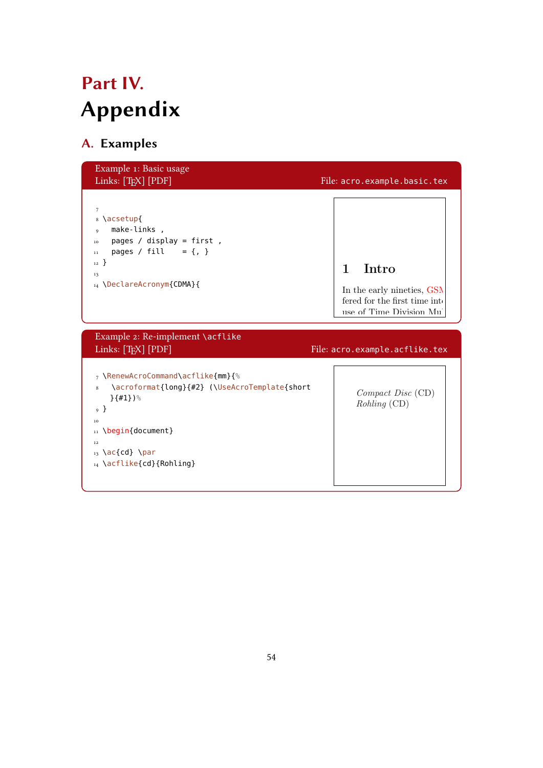# Part IV.

# Appendix

## A. Examples

Example 1: Basic usage
Links: [TEX] [PDF] File: acro.example.basic.tex

```
7
8 \acsetup{
9   make-links ,
10  pages / display = first ,
11  pages / fill    = {, }
12 }
13
14 \DeclareAcronym{CDMA}{
```

1 Intro

In the early nineties, GSM
fered for the first time int
use of Time Division Mu

Example 2: Re-implement \acflike
Links: [TEX] [PDF] File: acro.example.acflike.tex

```
7 \RenewAcroCommand\acflike{mm}{%
8   \acroformat{long}{#2} (\UseAcroTemplate{short
  }{#1})%
9 }
10
11 \begin{document}
12
13 \ac{cd} \par
14 \acflike{cd}{Rohling}
```

*Compact Disc* (CD)
*Rohling* (CD)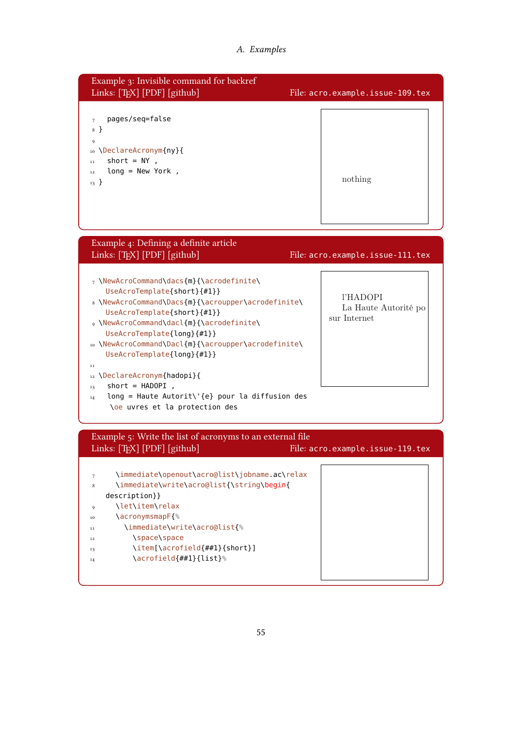**Example 3: Invisible command for backref**
Links: [TEX] [PDF] [github] File: acro.example.issue-109.tex

```
7   pages/seq=false
8 }
9
10 \DeclareAcronym{ny}{
11   short = NY ,
12   long = New York ,
13 }
```

nothing

**Example 4: Defining a definite article**
Links: [TEX] [PDF] [github] File: acro.example.issue-111.tex

```
7 \NewAcroCommand\dacs{m}{\acrodefinite\
    UseAcroTemplate{short}{#1}}
8 \NewAcroCommand\Dacs{m}{\acroupper\acrodefinite\
    UseAcroTemplate{short}{#1}}
9 \NewAcroCommand\dacl{m}{\acrodefinite\
    UseAcroTemplate{long}{#1}}
10 \NewAcroCommand\Dacl{m}{\acroupper\acrodefinite\
    UseAcroTemplate{long}{#1}}
11
12 \DeclareAcronym{hadopi}{
13   short = HADOPI ,
14   long = Haute Autorit\'{e} pour la diffusion des
     \oe uvres et la protection des
```

l'HADOPI
La Haute Autorité po
sur Internet

**Example 5: Write the list of acronyms to an external file**
Links: [TEX] [PDF] [github] File: acro.example.issue-119.tex

```
7     \immediate\openout\acro@list\jobname.ac\relax
8     \immediate\write\acro@list{\string\begin{
   description}}
9     \let\item\relax
10    \acronymsmapF{%
11      \immediate\write\acro@list{%
12        \space\space
13        \item[\acrofield{##1}{short}]
14        \acrofield{##1}{list}%
```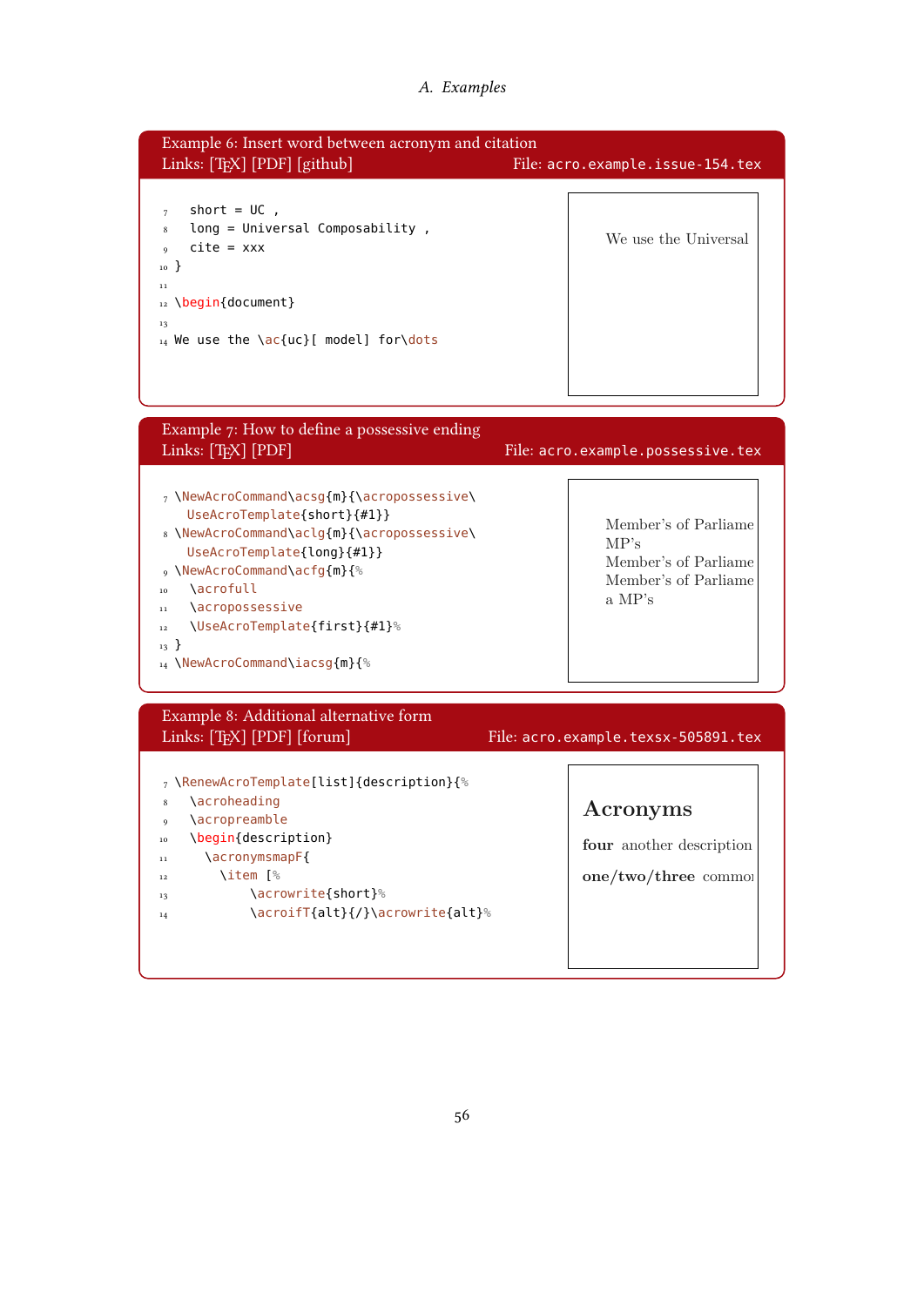Example 6: Insert word between acronym and citation
Links: [TEX] [PDF] [github] File: acro.example.issue-154.tex

```
7   short = UC ,
8   long = Universal Composability ,
9   cite = xxx
10 }
11
12 \begin{document}
13
14 We use the \ac{uc}[ model] for\dots
```

We use the Universal

Example 7: How to define a possessive ending
Links: [TEX] [PDF] File: acro.example.possessive.tex

```
7 \NewAcroCommand\acsg{m}{\acropossessive\
   UseAcroTemplate{short}{#1}}
8 \NewAcroCommand\aclg{m}{\acropossessive\
   UseAcroTemplate{long}{#1}}
9 \NewAcroCommand\acfg{m}{%
10   \acrofull
11   \acropossessive
12   \UseAcroTemplate{first}{#1}%
13 }
14 \NewAcroCommand\iacsg{m}{%
```

Member's of Parliame
MP's
Member's of Parliame
Member's of Parliame
a MP's

Example 8: Additional alternative form
Links: [TEX] [PDF] [forum] File: acro.example.texsx-505891.tex

```
7 \RenewAcroTemplate[list]{description}{%
8   \acroheading
9   \acropreamble
10   \begin{description}
11     \acronymsmapF{
12       \item [%
13           \acrowrite{short}%
14           \acroifT{alt}{/}\acrowrite{alt}%
```

**Acronyms**

**four** another description

**one/two/three** commo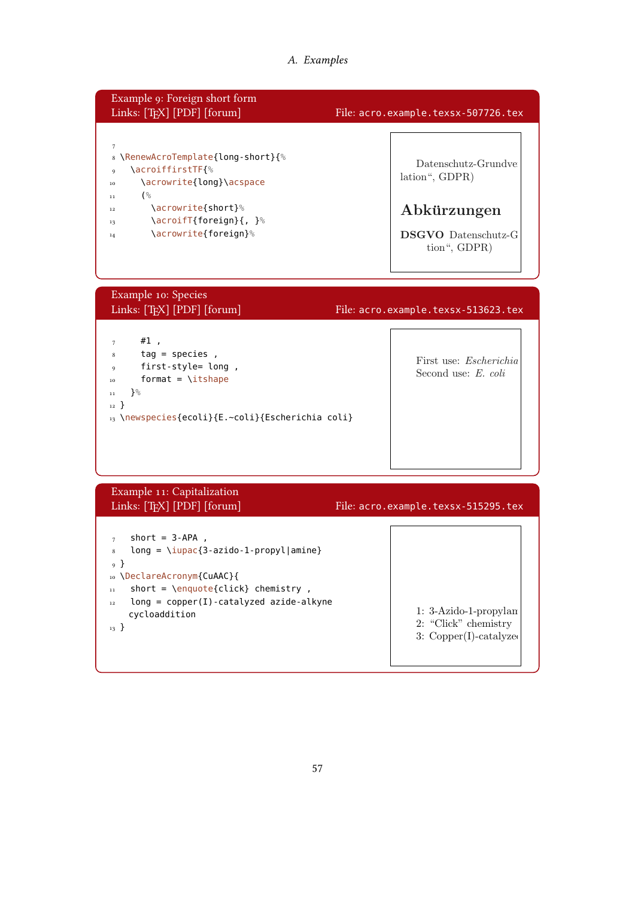Example 9: Foreign short form
Links: [TEX] [PDF] [forum]    File: acro.example.texsx-507726.tex

```
7
8 \RenewAcroTemplate{long-short}{%
9   \acroiffirstTF{%
10    \acrowrite{long}\acspace
11    (%
12      \acrowrite{short}%
13      \acroifT{foreign}{, }%
14      \acrowrite{foreign}%
```

Datenschutz-Grundverlation“, GDPR)

**Abkürzungen**

**DSGVO** Datenschutz-Gtion“, GDPR)

Example 10: Species
Links: [TEX] [PDF] [forum]    File: acro.example.texsx-513623.tex

```
7     #1 ,
8     tag = species ,
9     first-style= long ,
10    format = \itshape
11  }%
12 }
13 \newspecies{ecoli}{E.~coli}{Escherichia coli}
```

First use: *Escherichia*
Second use: *E. coli*

Example 11: Capitalization
Links: [TEX] [PDF] [forum]    File: acro.example.texsx-515295.tex

```
7   short = 3-APA ,
8   long = \iupac{3-azido-1-propyl|amine}
9 }
10 \DeclareAcronym{CuAAC}{
11   short = \enquote{click} chemistry ,
12   long = copper(I)-catalyzed azide-alkyne
     cycloaddition
13 }
```

1: 3-Azido-1-propylan
2: “Click” chemistry
3: Copper(I)-catalyze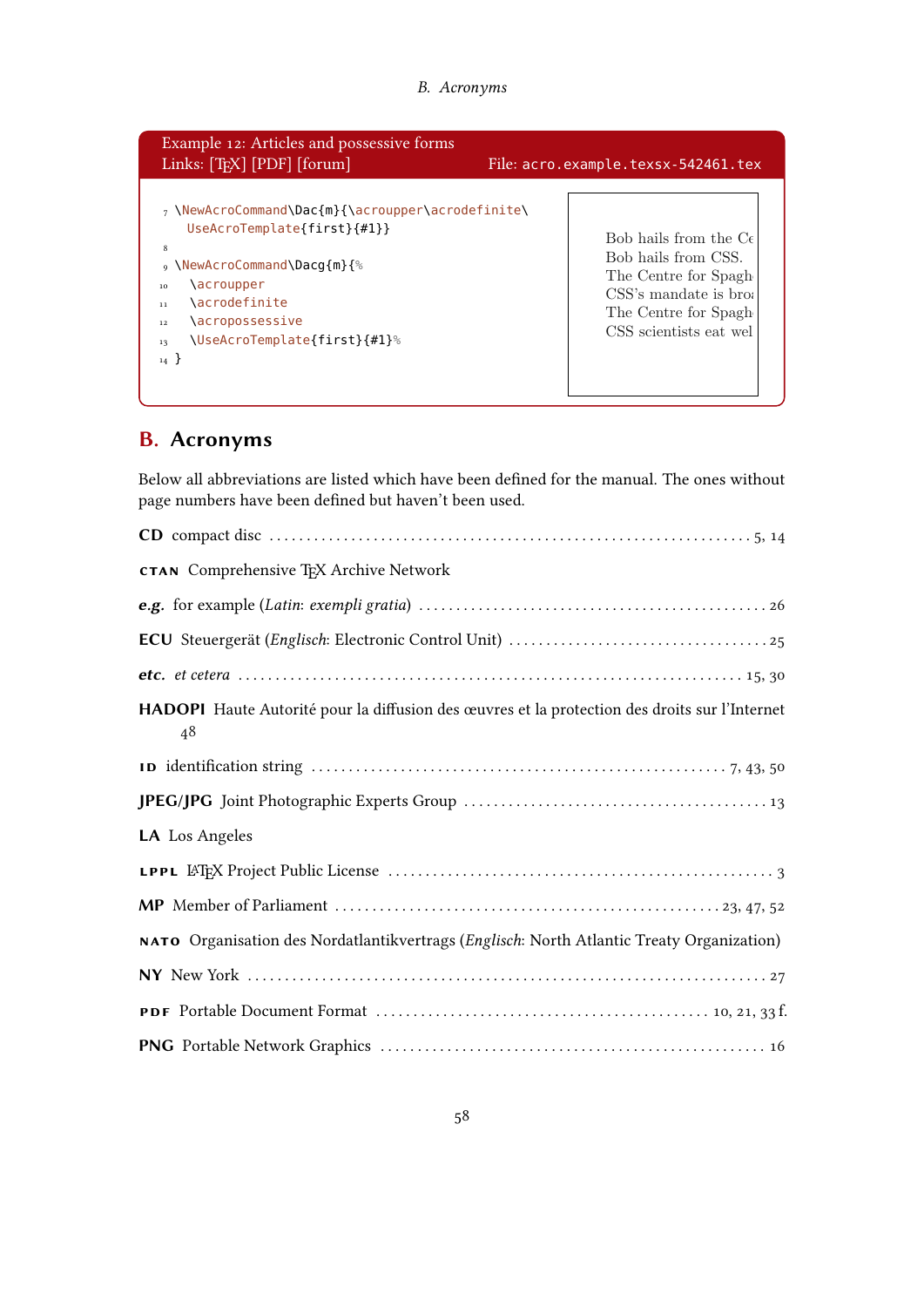Example 12: Articles and possessive forms
Links: [TeX] [PDF] [forum] File: acro.example.texsx-542461.tex

```
7 \NewAcroCommand\Dac{m}{\acroupper\acrodefinite\
    UseAcroTemplate{first}{#1}}
8
9 \NewAcroCommand\Dacg{m}{%
10   \acroupper
11   \acrodefinite
12   \acropossessive
13   \UseAcroTemplate{first}{#1}%
14 }
```

Bob hails from the Ce
Bob hails from CSS.
The Centre for Spagh
CSS's mandate is bro
The Centre for Spagh
CSS scientists eat wel

## B. Acronyms

Below all abbreviations are listed which have been defined for the manual. The ones without page numbers have been defined but haven't been used.

**CD** compact disc . . . . . . . . . . 5, 14

**CTAN** Comprehensive TeX Archive Network

***e.g.*** for example (*Latin*: *exempli gratia*) . . . . . . . . . . 26

**ECU** Steuergerät (*Englisch*: Electronic Control Unit) . . . . . . . . . . 25

***etc.*** *et cetera* . . . . . . . . . . 15, 30

**HADOPI** Haute Autorité pour la diffusion des œuvres et la protection des droits sur l'Internet 48

**ID** identification string . . . . . . . . . . 7, 43, 50

**JPEG/JPG** Joint Photographic Experts Group . . . . . . . . . . 13

**LA** Los Angeles

**LPPL** LaTeX Project Public License . . . . . . . . . . 3

**MP** Member of Parliament . . . . . . . . . . 23, 47, 52

**NATO** Organisation des Nordatlantikvertrags (*Englisch*: North Atlantic Treaty Organization)

**NY** New York . . . . . . . . . . 27

**PDF** Portable Document Format . . . . . . . . . . 10, 21, 33 f.

**PNG** Portable Network Graphics . . . . . . . . . . 16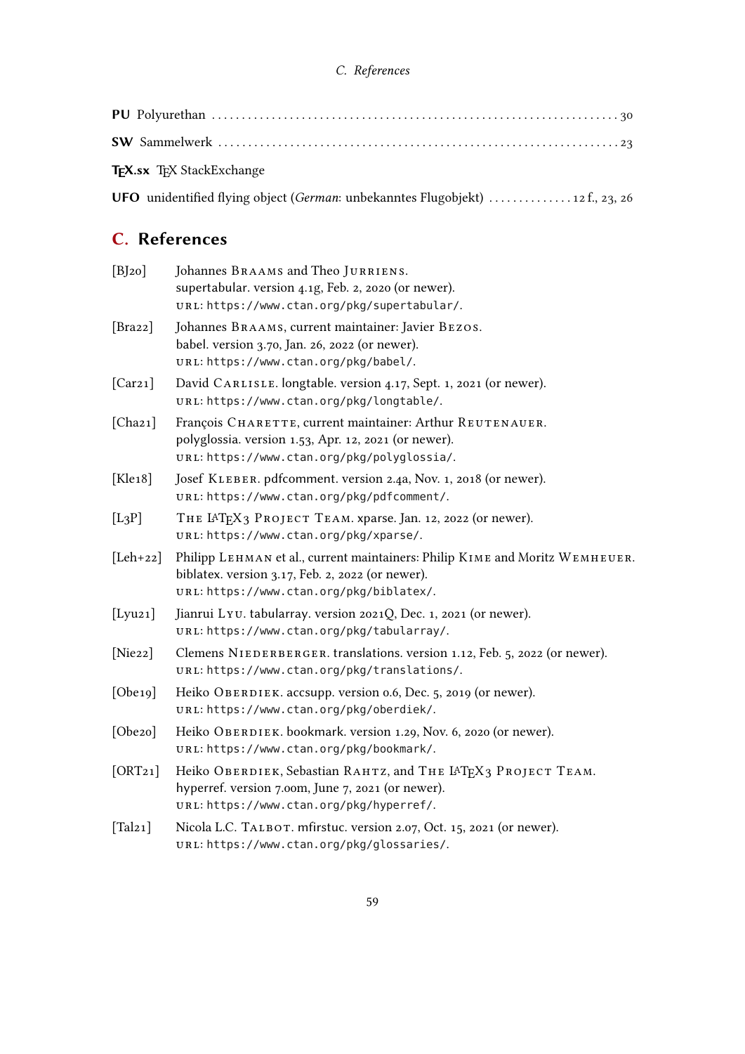**PU** Polyurethan .................................................................. 30

**SW** Sammelwerk .................................................................. 23

**TEX.sx** TEX StackExchange

**UFO** unidentified flying object (*German*: unbekanntes Flugobjekt) ............. 12 f., 23, 26

## C. References

[BJ20] Johannes Braams and Theo Jurriens.
supertabular. version 4.1g, Feb. 2, 2020 (or newer).
URL: https://www.ctan.org/pkg/supertabular/.

[Bra22] Johannes Braams, current maintainer: Javier Bezos.
babel. version 3.70, Jan. 26, 2022 (or newer).
URL: https://www.ctan.org/pkg/babel/.

[Car21] David Carlisle. longtable. version 4.17, Sept. 1, 2021 (or newer).
URL: https://www.ctan.org/pkg/longtable/.

[Cha21] François Charette, current maintainer: Arthur Reutenauer.
polyglossia. version 1.53, Apr. 12, 2021 (or newer).
URL: https://www.ctan.org/pkg/polyglossia/.

[Kle18] Josef Kleber. pdfcomment. version 2.4a, Nov. 1, 2018 (or newer).
URL: https://www.ctan.org/pkg/pdfcomment/.

[L3P] The LATEX3 Project Team. xparse. Jan. 12, 2022 (or newer).
URL: https://www.ctan.org/pkg/xparse/.

[Leh+22] Philipp Lehman et al., current maintainers: Philip Kime and Moritz Wemheuer.
biblatex. version 3.17, Feb. 2, 2022 (or newer).
URL: https://www.ctan.org/pkg/biblatex/.

[Lyu21] Jianrui Lyu. tabularray. version 2021Q, Dec. 1, 2021 (or newer).
URL: https://www.ctan.org/pkg/tabularray/.

[Nie22] Clemens Niederberger. translations. version 1.12, Feb. 5, 2022 (or newer).
URL: https://www.ctan.org/pkg/translations/.

[Obe19] Heiko Oberdiek. accsupp. version 0.6, Dec. 5, 2019 (or newer).
URL: https://www.ctan.org/pkg/oberdiek/.

[Obe20] Heiko Oberdiek. bookmark. version 1.29, Nov. 6, 2020 (or newer).
URL: https://www.ctan.org/pkg/bookmark/.

[ORT21] Heiko Oberdiek, Sebastian Rahtz, and The LATEX3 Project Team.
hyperref. version 7.00m, June 7, 2021 (or newer).
URL: https://www.ctan.org/pkg/hyperref/.

[Tal21] Nicola L.C. Talbot. mfirstuc. version 2.07, Oct. 15, 2021 (or newer).
URL: https://www.ctan.org/pkg/glossaries/.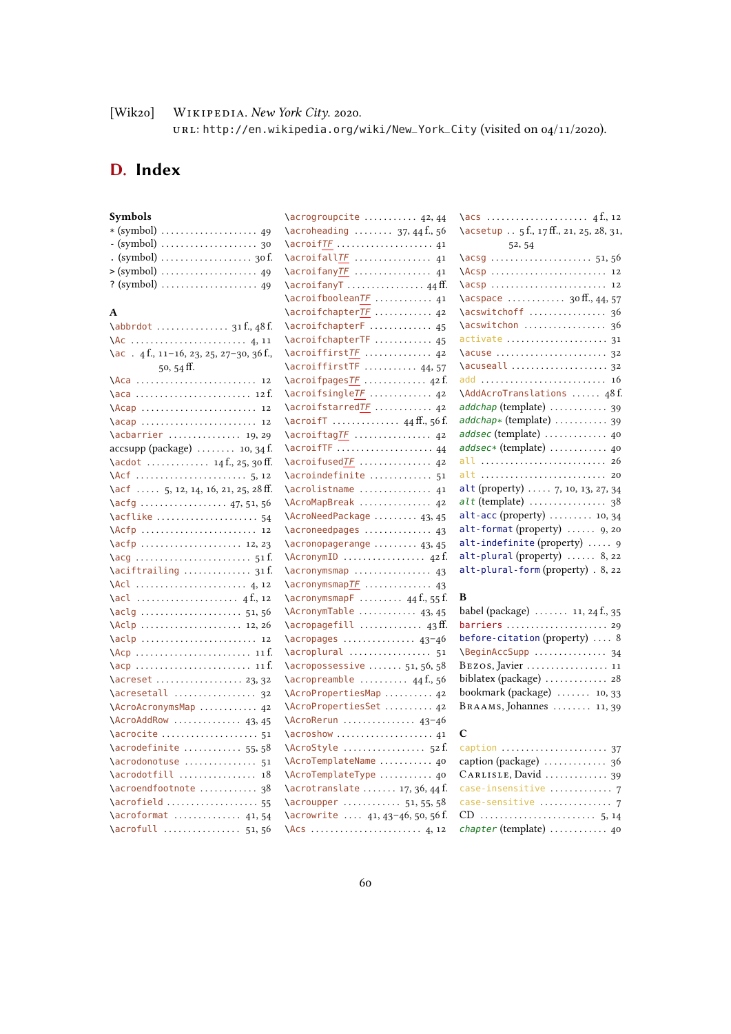[Wik20] Wikipedia. *New York City*. 2020.
URL: http://en.wikipedia.org/wiki/New_York_City (visited on 04/11/2020).

# D. Index

**Symbols**

* (symbol) . . . . . . . . . . 49
- (symbol) . . . . . . . . . . 30
. (symbol) . . . . . . . . . . 30 f.
> (symbol) . . . . . . . . . . 49
? (symbol) . . . . . . . . . . 49

**A**

\abbrdot . . . . . . . . . . 31 f., 48 f.
\Ac . . . . . . . . . . 4, 11
\ac . 4 f., 11–16, 23, 25, 27–30, 36 f., 50, 54 ff.
\Aca . . . . . . . . . . 12
\aca . . . . . . . . . . 12 f.
\Acap . . . . . . . . . . 12
\acap . . . . . . . . . . 12
\acbarrier . . . . . . . . . . 19, 29
accsupp (package) . . . . . . . . 10, 34 f.
\acdot . . . . . . . . . . 14 f., 25, 30 ff.
\Acf . . . . . . . . . . 5, 12
\acf . . . . . 5, 12, 14, 16, 21, 25, 28 ff.
\acfg . . . . . . . . . . 47, 51, 56
\acflike . . . . . . . . . . 54
\Acfp . . . . . . . . . . 12
\acfp . . . . . . . . . . 12, 23
\acg . . . . . . . . . . 51 f.
\aciftrailing . . . . . . . . . . 31 f.
\Acl . . . . . . . . . . 4, 12
\acl . . . . . . . . . . 4 f., 12
\aclg . . . . . . . . . . 51, 56
\Aclp . . . . . . . . . . 12, 26
\aclp . . . . . . . . . . 12
\Acp . . . . . . . . . . 11 f.
\acp . . . . . . . . . . 11 f.
\acreset . . . . . . . . . . 23, 32
\acresetall . . . . . . . . . . 32
\AcroAcronymsMap . . . . . . . . . . 42
\AcroAddRow . . . . . . . . . . 43, 45
\acrocite . . . . . . . . . . 51
\acrodefinite . . . . . . . . . . 55, 58
\acrodonotuse . . . . . . . . . . 51
\acrodotfill . . . . . . . . . . 18
\acroendfootnote . . . . . . . . . . 38
\acrofield . . . . . . . . . . 55
\acroformat . . . . . . . . . . 41, 54
\acrofull . . . . . . . . . . 51, 56
\acrogroupcite . . . . . . . . . . 42, 44
\acroheading . . . . . . . . . . 37, 44 f., 56
\acroif*TF* . . . . . . . . . . 41
\acroifall*TF* . . . . . . . . . . 41
\acroifany*TF* . . . . . . . . . . 41
\acroifanyT . . . . . . . . . . 44 ff.
\acroifboolean*TF* . . . . . . . . . . 41
\acroifchapter*TF* . . . . . . . . . . 42
\acroifchapterF . . . . . . . . . . 45
\acroifchapterTF . . . . . . . . . . 45
\acroiffirst*TF* . . . . . . . . . . 42
\acroiffirstTF . . . . . . . . . . 44, 57
\acroifpages*TF* . . . . . . . . . . 42 f.
\acroifsingle*TF* . . . . . . . . . . 42
\acroifstarred*TF* . . . . . . . . . . 42
\acroifT . . . . . . . . . . 44 ff., 56 f.
\acroiftag*TF* . . . . . . . . . . 42
\acroifTF . . . . . . . . . . 44
\acroifused*TF* . . . . . . . . . . 42
\acroindefinite . . . . . . . . . . 51
\acrolistname . . . . . . . . . . 41
\AcroMapBreak . . . . . . . . . . 42
\AcroNeedPackage . . . . . . . . . . 43, 45
\acroneedpages . . . . . . . . . . 43
\acronopagerange . . . . . . . . . . 43, 45
\AcronymID . . . . . . . . . . 42 f.
\acronymsmap . . . . . . . . . . 43
\acronymsmap*TF* . . . . . . . . . . 43
\acronymsmapF . . . . . . . . . . 44 f., 55 f.
\AcronymTable . . . . . . . . . . 43, 45
\acropagefill . . . . . . . . . . 43 ff.
\acropages . . . . . . . . . . 43–46
\acroplural . . . . . . . . . . 51
\acropossessive . . . . . . . . . . 51, 56, 58
\acropreamble . . . . . . . . . . 44 f., 56
\AcroPropertiesMap . . . . . . . . . . 42
\AcroPropertiesSet . . . . . . . . . . 42
\AcroRerun . . . . . . . . . . 43–46
\acroshow . . . . . . . . . . 41
\AcroStyle . . . . . . . . . . 52 f.
\AcroTemplateName . . . . . . . . . . 40
\AcroTemplateType . . . . . . . . . . 40
\acrotranslate . . . . . . . . . . 17, 36, 44 f.
\acroupper . . . . . . . . . . 51, 55, 58
\acrowrite . . . . 41, 43–46, 50, 56 f.
\Acs . . . . . . . . . . 4, 12
\acs . . . . . . . . . . 4 f., 12
\acsetup . . 5 f., 17 ff., 21, 25, 28, 31, 52, 54
\acsg . . . . . . . . . . 51, 56
\Acsp . . . . . . . . . . 12
\acsp . . . . . . . . . . 12
\acspace . . . . . . . . . . 30 ff., 44, 57
\acswitchoff . . . . . . . . . . 36
\acswitchon . . . . . . . . . . 36
activate . . . . . . . . . . 31
\acuse . . . . . . . . . . 32
\acuseall . . . . . . . . . . 32
add . . . . . . . . . . 16
\AddAcroTranslations . . . . . . . . . . 48 f.
*addchap* (template) . . . . . . . . . . 39
*addchap** (template) . . . . . . . . . . 39
*addsec* (template) . . . . . . . . . . 40
*addsec** (template) . . . . . . . . . . 40
all . . . . . . . . . . 26
alt . . . . . . . . . . 20
alt (property) . . . . . 7, 10, 13, 27, 34
*alt* (template) . . . . . . . . . . 38
alt-acc (property) . . . . . . . . . . 10, 34
alt-format (property) . . . . . . . . . . 9, 20
alt-indefinite (property) . . . . . . . . . . 9
alt-plural (property) . . . . . . . . . . 8, 22
alt-plural-form (property) . 8, 22

**B**

babel (package) . . . . . . . . . . 11, 24 f., 35
barriers . . . . . . . . . . 29
before-citation (property) . . . . 8
\BeginAccSupp . . . . . . . . . . 34
Bezos, Javier . . . . . . . . . . 11
biblatex (package) . . . . . . . . . . 28
bookmark (package) . . . . . . . . . . 10, 33
Braams, Johannes . . . . . . . . . . 11, 39

**C**

caption . . . . . . . . . . 37
caption (package) . . . . . . . . . . 36
Carlisle, David . . . . . . . . . . 39
case-insensitive . . . . . . . . . . 7
case-sensitive . . . . . . . . . . 7
CD . . . . . . . . . . 5, 14
*chapter* (template) . . . . . . . . . . 40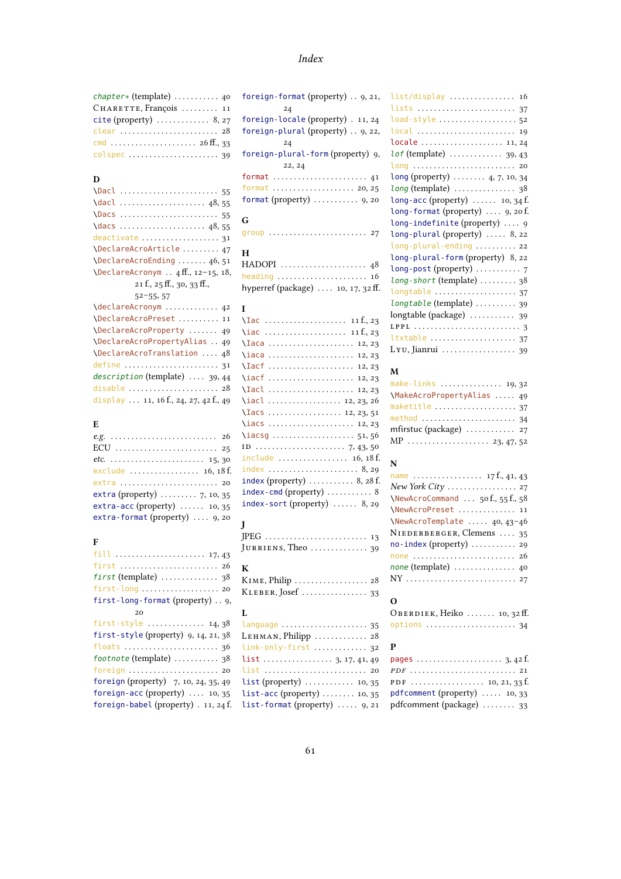chapter* (template) . . . . . . . . . . . 40
Charette, François . . . . . . . . . 11
cite (property) . . . . . . . . . . . . . 8, 27
clear . . . . . . . . . . . . . . . . . . . . . . . 28
cmd . . . . . . . . . . . . . . . . . . . . 26 ff., 33
colspec . . . . . . . . . . . . . . . . . . . . . 39

**D**

\Dacl . . . . . . . . . . . . . . . . . . . . . . . 55
\dacl . . . . . . . . . . . . . . . . . . . . 48, 55
\Dacs . . . . . . . . . . . . . . . . . . . . . . . 55
\dacs . . . . . . . . . . . . . . . . . . . . 48, 55
deactivate . . . . . . . . . . . . . . . . . . 31
\DeclareAcroArticle . . . . . . . . . 47
\DeclareAcroEnding . . . . . . . 46, 51
\DeclareAcronym . . 4 ff., 12–15, 18, 21 f., 25 ff., 30, 33 ff., 52–55, 57
\declareAcronym . . . . . . . . . . . . 42
\DeclareAcroPreset . . . . . . . . . . 11
\DeclareAcroProperty . . . . . . . 49
\DeclareAcroPropertyAlias . . 49
\DeclareAcroTranslation . . . . 48
define . . . . . . . . . . . . . . . . . . . . . . 31
description (template) . . . . 39, 44
disable . . . . . . . . . . . . . . . . . . . . . 28
display . . . 11, 16 f., 24, 27, 42 f., 49

**E**

e.g. . . . . . . . . . . . . . . . . . . . . . . . . . 26
ECU . . . . . . . . . . . . . . . . . . . . . . . . 25
etc. . . . . . . . . . . . . . . . . . . . . . . 15, 30
exclude . . . . . . . . . . . . . . . . . 16, 18 f.
extra . . . . . . . . . . . . . . . . . . . . . . . 20
extra (property) . . . . . . . . . 7, 10, 35
extra-acc (property) . . . . . . 10, 35
extra-format (property) . . . . 9, 20

**F**

fill . . . . . . . . . . . . . . . . . . . . . 17, 43
first . . . . . . . . . . . . . . . . . . . . . . . . 26
first (template) . . . . . . . . . . . . . . 38
first-long . . . . . . . . . . . . . . . . . . 20
first-long-format (property) . . 9, 20
first-style . . . . . . . . . . . . . . 14, 38
first-style (property) 9, 14, 21, 38
floats . . . . . . . . . . . . . . . . . . . . . . 36
footnote (template) . . . . . . . . . . 38
foreign . . . . . . . . . . . . . . . . . . . . . 20
foreign (property) 7, 10, 24, 35, 49
foreign-acc (property) . . . . 10, 35
foreign-babel (property) . 11, 24 f.
foreign-format (property) . . 9, 21, 24
foreign-locale (property) . 11, 24
foreign-plural (property) . . 9, 22, 24
foreign-plural-form (property) 9, 22, 24
format . . . . . . . . . . . . . . . . . . . . . . . 41
format . . . . . . . . . . . . . . . . . . . 20, 25
format (property) . . . . . . . . . . . 9, 20

**G**

group . . . . . . . . . . . . . . . . . . . . . . . 27

**H**

HADOPI . . . . . . . . . . . . . . . . . . . . 48
heading . . . . . . . . . . . . . . . . . . . . . 16
hyperref (package) . . . . 10, 17, 32 ff.

**I**

\Iac . . . . . . . . . . . . . . . . . . . . 11 f., 23
\iac . . . . . . . . . . . . . . . . . . . . 11 f., 23
\Iaca . . . . . . . . . . . . . . . . . . . . 12, 23
\iaca . . . . . . . . . . . . . . . . . . . . 12, 23
\Iacf . . . . . . . . . . . . . . . . . . . . 12, 23
\iacf . . . . . . . . . . . . . . . . . . . . 12, 23
\Iacl . . . . . . . . . . . . . . . . . . . . 12, 23
\iacl . . . . . . . . . . . . . . . . . 12, 23, 26
\Iacs . . . . . . . . . . . . . . . . . 12, 23, 51
\iacs . . . . . . . . . . . . . . . . . . . . 12, 23
\iacsg . . . . . . . . . . . . . . . . . . . 51, 56
ID . . . . . . . . . . . . . . . . . . . . . 7, 43, 50
include . . . . . . . . . . . . . . . . . 16, 18 f.
index . . . . . . . . . . . . . . . . . . . . . 8, 29
index (property) . . . . . . . . . . . 8, 28 f.
index-cmd (property) . . . . . . . . . . . 8
index-sort (property) . . . . . . . 8, 29

**J**

JPEG . . . . . . . . . . . . . . . . . . . . . . . . 13
Jurriens, Theo . . . . . . . . . . . . . . 39

**K**

Kime, Philip . . . . . . . . . . . . . . . . . 28
Kleber, Josef . . . . . . . . . . . . . . . . 33

**L**

language . . . . . . . . . . . . . . . . . . . . 35
Lehman, Philipp . . . . . . . . . . . . . 28
link-only-first . . . . . . . . . . . . . 32
list . . . . . . . . . . . . . . . . . 3, 17, 41, 49
list . . . . . . . . . . . . . . . . . . . . . . . . . 20
list (property) . . . . . . . . . . . . 10, 35
list-acc (property) . . . . . . . . 10, 35
list-format (property) . . . . . 9, 21
list/display . . . . . . . . . . . . . . . . 16
lists . . . . . . . . . . . . . . . . . . . . . . . . 37
load-style . . . . . . . . . . . . . . . . . . 52
local . . . . . . . . . . . . . . . . . . . . . . . . 19
locale . . . . . . . . . . . . . . . . . . . . 11, 24
lof (template) . . . . . . . . . . . . . 39, 43
long . . . . . . . . . . . . . . . . . . . . . . . . . 20
long (property) . . . . . . . . 4, 7, 10, 34
long (template) . . . . . . . . . . . . . . . 38
long-acc (property) . . . . . . 10, 34 f.
long-format (property) . . . . 9, 20 f.
long-indefinite (property) . . . . 9
long-plural (property) . . . . . 8, 22
long-plural-ending . . . . . . . . . 22
long-plural-form (property) 8, 22
long-post (property) . . . . . . . . . . . 7
long-short (template) . . . . . . . . 38
longtable . . . . . . . . . . . . . . . . . . . 37
longtable (template) . . . . . . . . . . 39
longtable (package) . . . . . . . . . . 39
LPPL . . . . . . . . . . . . . . . . . . . . . . . . . . 3
ltxtable . . . . . . . . . . . . . . . . . . . . 37
Lyu, Jianrui . . . . . . . . . . . . . . . . . . 39

**M**

make-links . . . . . . . . . . . . . . . 19, 32
\MakeAcroPropertyAlias . . . . . 49
maketitle . . . . . . . . . . . . . . . . . . . 37
method . . . . . . . . . . . . . . . . . . . . . . 34
mfirstuc (package) . . . . . . . . . . . 27
MP . . . . . . . . . . . . . . . . . . . . 23, 47, 52

**N**

name . . . . . . . . . . . . . . . . . 17 f., 41, 43
New York City . . . . . . . . . . . . . . . . 27
\NewAcroCommand . . . 50 f., 55 f., 58
\NewAcroPreset . . . . . . . . . . . . . 11
\NewAcroTemplate . . . . . 40, 43–46
Niederberger, Clemens . . . . 35
no-index (property) . . . . . . . . . . 29
none . . . . . . . . . . . . . . . . . . . . . . . . . 26
none (template) . . . . . . . . . . . . . . . 40
NY . . . . . . . . . . . . . . . . . . . . . . . . . . 27

**O**

Oberdiek, Heiko . . . . . . . 10, 32 ff.
options . . . . . . . . . . . . . . . . . . . . . 34

**P**

pages . . . . . . . . . . . . . . . . . . . . . 3, 42 f.
PDF . . . . . . . . . . . . . . . . . . . . . . . . . 21
PDF . . . . . . . . . . . . . . . . . . 10, 21, 33 f.
pdfcomment (property) . . . . . 10, 33
pdfcomment (package) . . . . . . . . 33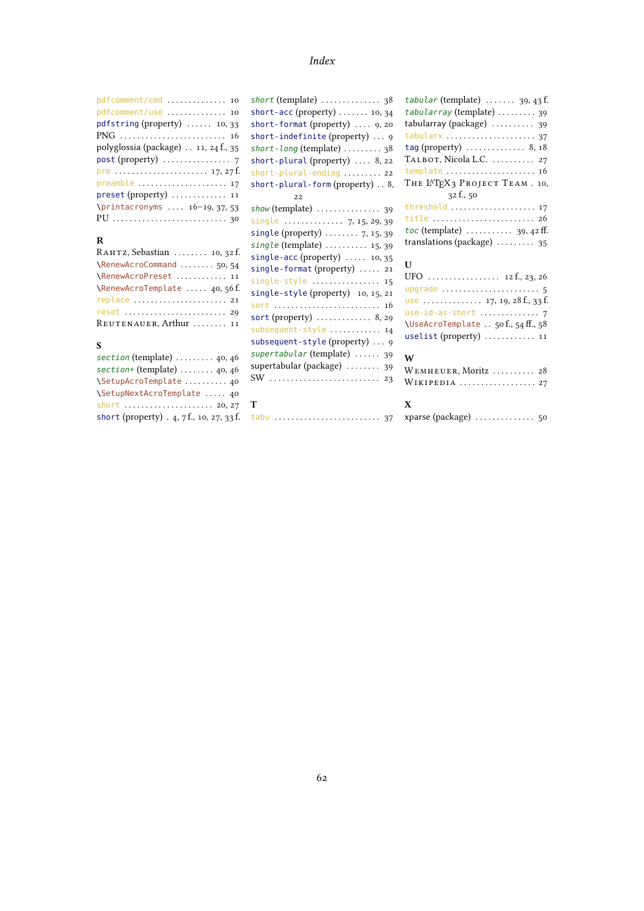# Index

pdfcomment/cmd .............. 10
pdfcomment/use .............. 10
pdfstring (property) ...... 10, 33
PNG ........................ 16
polyglossia (package) .. 11, 24 f., 35
post (property) ................ 7
pre ...................... 17, 27 f.
preamble ..................... 17
preset (property) ............ 11
\printacronyms .... 16–19, 37, 53
PU .......................... 30

**R**

Rahtz, Sebastian ........ 10, 32 f.
\RenewAcroCommand ........ 50, 54
\RenewAcroPreset ............ 11
\RenewAcroTemplate ..... 40, 56 f.
replace ...................... 21
reset ........................ 29
Reutenauer, Arthur ........ 11

**S**

*section* (template) ......... 40, 46
*section\** (template) ........ 40, 46
\SetupAcroTemplate .......... 40
\SetupNextAcroTemplate ..... 40
short ..................... 20, 27
short (property) . 4, 7 f., 10, 27, 33 f.
*short* (template) .............. 38
short-acc (property) ....... 10, 34
short-format (property) .... 9, 20
short-indefinite (property) ... 9
*short-long* (template) ......... 38
short-plural (property) .... 8, 22
short-plural-ending ......... 22
short-plural-form (property) .. 8, 22
*show* (template) ............... 39
single .............. 7, 15, 29, 39
single (property) ........ 7, 15, 39
*single* (template) .......... 15, 39
single-acc (property) ..... 10, 35
single-format (property) ..... 21
single-style ................ 15
single-style (property) 10, 15, 21
sort ........................ 16
sort (property) ............. 8, 29
subsequent-style ............ 14
subsequent-style (property) ... 9
*supertabular* (template) ...... 39
supertabular (package) ........ 39
SW .......................... 23

**T**

tabu ......................... 37
*tabular* (template) ....... 39, 43 f.
*tabularray* (template) ......... 39
tabularray (package) .......... 39
tabularx ..................... 37
tag (property) .............. 8, 18
Talbot, Nicola L.C. .......... 27
template ..................... 16
The LaTeX3 Project Team . 10, 32 f., 50
threshold .................... 17
title ........................ 26
*toc* (template) ........... 39, 42 ff.
translations (package) ......... 35

**U**

UFO ................. 12 f., 23, 26
upgrade ....................... 5
use .............. 17, 19, 28 f., 33 f.
use-id-as-short .............. 7
\UseAcroTemplate .. 50 f., 54 ff., 58
uselist (property) ............ 11

**W**

Wemheuer, Moritz .......... 28
Wikipedia .................. 27

**X**

xparse (package) .............. 50